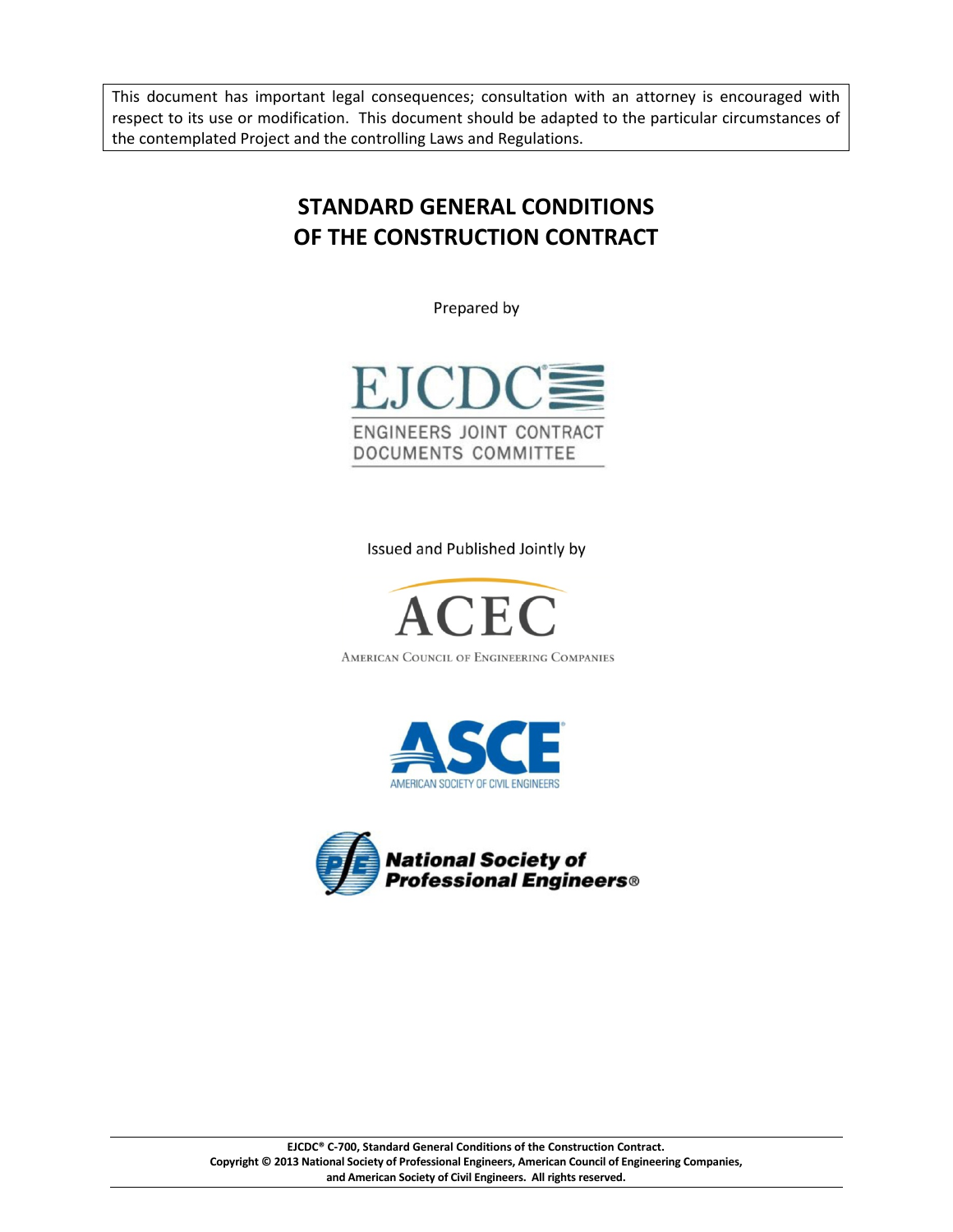This document has important legal consequences; consultation with an attorney is encouraged with respect to its use or modification. This document should be adapted to the particular circumstances of the contemplated Project and the controlling Laws and Regulations.

# STANDARD GENERAL CONDITIONS OF THE CONSTRUCTION CONTRACT

Prepared by

EJCDC®

ENGINEERS JOINT CONTRACT DOCUMENTS COMMITTEE

Issued and Published Jointly by

ACEC

AMERICAN COUNCIL OF ENGINEERING COMPANIES

ASCE®

AMERICAN SOCIETY OF CIVIL ENGINEERS

National Society of Professional Engineers®

**EJCDC® C-700, Standard General Conditions of the Construction Contract.**
**Copyright © 2013 National Society of Professional Engineers, American Council of Engineering Companies, and American Society of Civil Engineers. All rights reserved.**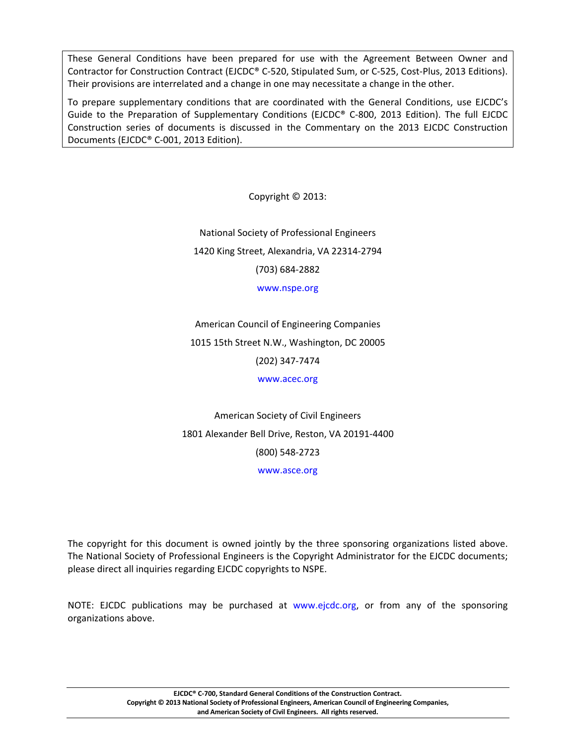These General Conditions have been prepared for use with the Agreement Between Owner and Contractor for Construction Contract (EJCDC® C-520, Stipulated Sum, or C-525, Cost-Plus, 2013 Editions). Their provisions are interrelated and a change in one may necessitate a change in the other.

To prepare supplementary conditions that are coordinated with the General Conditions, use EJCDC's Guide to the Preparation of Supplementary Conditions (EJCDC® C-800, 2013 Edition). The full EJCDC Construction series of documents is discussed in the Commentary on the 2013 EJCDC Construction Documents (EJCDC® C-001, 2013 Edition).

Copyright © 2013:

National Society of Professional Engineers
1420 King Street, Alexandria, VA 22314-2794
(703) 684-2882
www.nspe.org

American Council of Engineering Companies
1015 15th Street N.W., Washington, DC 20005
(202) 347-7474
www.acec.org

American Society of Civil Engineers
1801 Alexander Bell Drive, Reston, VA 20191-4400
(800) 548-2723
www.asce.org

The copyright for this document is owned jointly by the three sponsoring organizations listed above. The National Society of Professional Engineers is the Copyright Administrator for the EJCDC documents; please direct all inquiries regarding EJCDC copyrights to NSPE.

NOTE: EJCDC publications may be purchased at www.ejcdc.org, or from any of the sponsoring organizations above.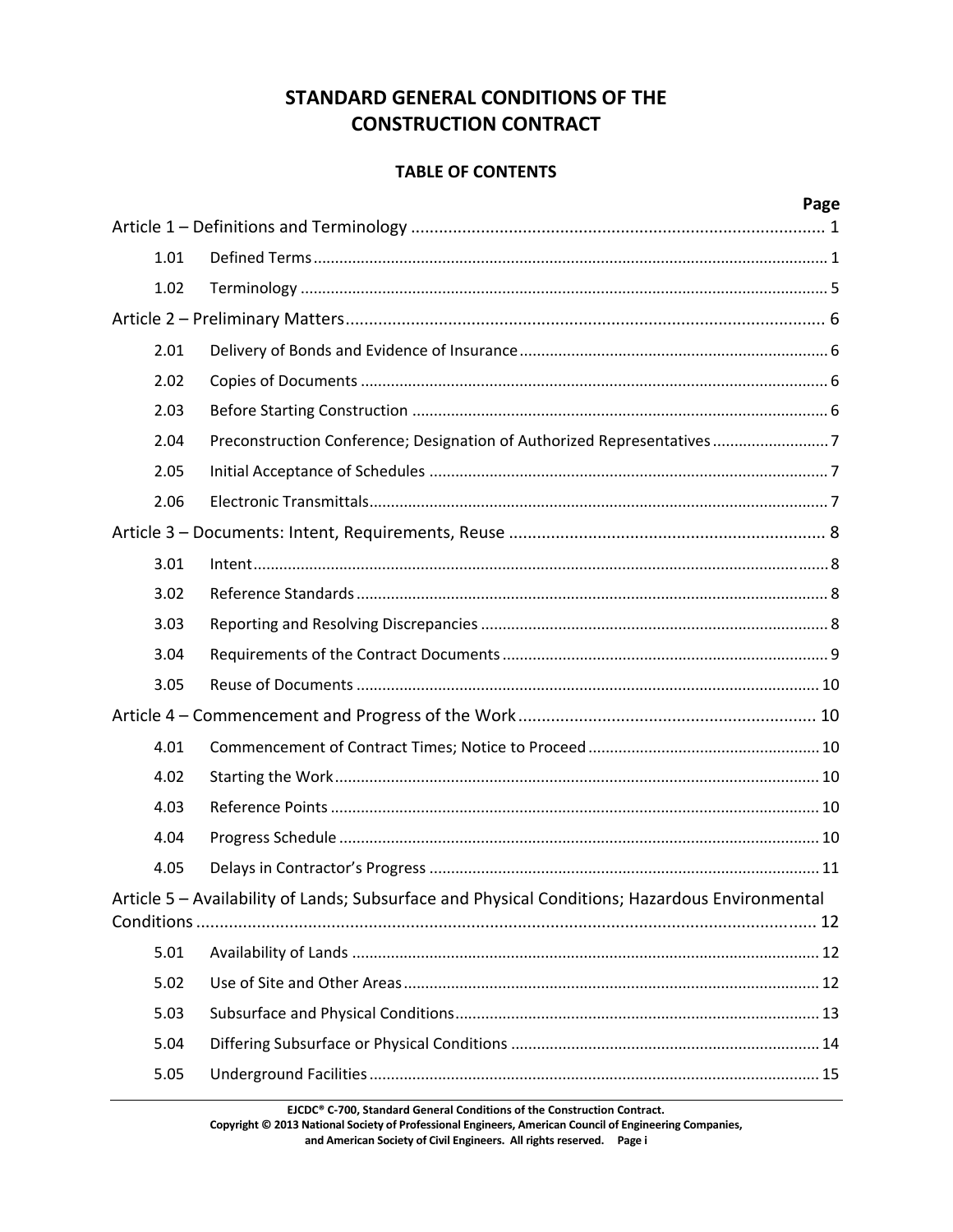# STANDARD GENERAL CONDITIONS OF THE CONSTRUCTION CONTRACT

## TABLE OF CONTENTS

| | | Page |
|---|---|---|
| Article 1 – Definitions and Terminology | | 1 |
| 1.01 | Defined Terms | 1 |
| 1.02 | Terminology | 5 |
| Article 2 – Preliminary Matters | | 6 |
| 2.01 | Delivery of Bonds and Evidence of Insurance | 6 |
| 2.02 | Copies of Documents | 6 |
| 2.03 | Before Starting Construction | 6 |
| 2.04 | Preconstruction Conference; Designation of Authorized Representatives | 7 |
| 2.05 | Initial Acceptance of Schedules | 7 |
| 2.06 | Electronic Transmittals | 7 |
| Article 3 – Documents: Intent, Requirements, Reuse | | 8 |
| 3.01 | Intent | 8 |
| 3.02 | Reference Standards | 8 |
| 3.03 | Reporting and Resolving Discrepancies | 8 |
| 3.04 | Requirements of the Contract Documents | 9 |
| 3.05 | Reuse of Documents | 10 |
| Article 4 – Commencement and Progress of the Work | | 10 |
| 4.01 | Commencement of Contract Times; Notice to Proceed | 10 |
| 4.02 | Starting the Work | 10 |
| 4.03 | Reference Points | 10 |
| 4.04 | Progress Schedule | 10 |
| 4.05 | Delays in Contractor's Progress | 11 |
| Article 5 – Availability of Lands; Subsurface and Physical Conditions; Hazardous Environmental Conditions | | 12 |
| 5.01 | Availability of Lands | 12 |
| 5.02 | Use of Site and Other Areas | 12 |
| 5.03 | Subsurface and Physical Conditions | 13 |
| 5.04 | Differing Subsurface or Physical Conditions | 14 |
| 5.05 | Underground Facilities | 15 |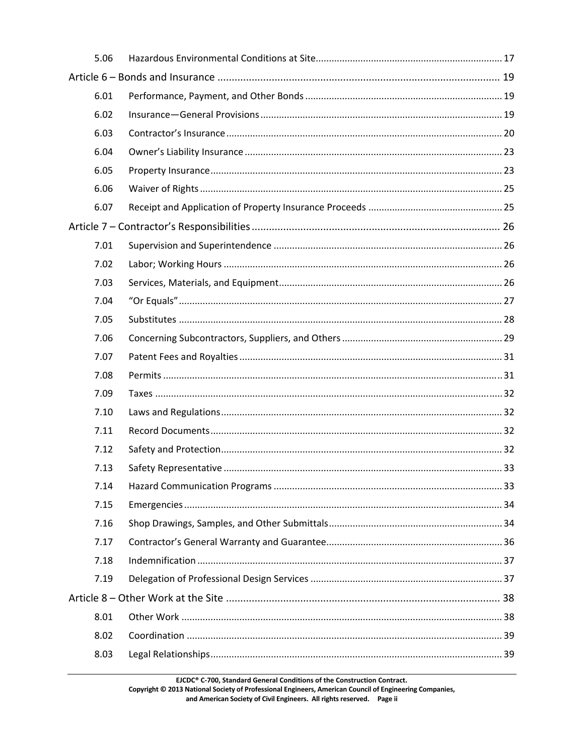| | | |
|---|---|---|
| 5.06 | Hazardous Environmental Conditions at Site | 17 |
| **Article 6 – Bonds and Insurance** | | **19** |
| 6.01 | Performance, Payment, and Other Bonds | 19 |
| 6.02 | Insurance—General Provisions | 19 |
| 6.03 | Contractor's Insurance | 20 |
| 6.04 | Owner's Liability Insurance | 23 |
| 6.05 | Property Insurance | 23 |
| 6.06 | Waiver of Rights | 25 |
| 6.07 | Receipt and Application of Property Insurance Proceeds | 25 |
| **Article 7 – Contractor's Responsibilities** | | **26** |
| 7.01 | Supervision and Superintendence | 26 |
| 7.02 | Labor; Working Hours | 26 |
| 7.03 | Services, Materials, and Equipment | 26 |
| 7.04 | "Or Equals" | 27 |
| 7.05 | Substitutes | 28 |
| 7.06 | Concerning Subcontractors, Suppliers, and Others | 29 |
| 7.07 | Patent Fees and Royalties | 31 |
| 7.08 | Permits | 31 |
| 7.09 | Taxes | 32 |
| 7.10 | Laws and Regulations | 32 |
| 7.11 | Record Documents | 32 |
| 7.12 | Safety and Protection | 32 |
| 7.13 | Safety Representative | 33 |
| 7.14 | Hazard Communication Programs | 33 |
| 7.15 | Emergencies | 34 |
| 7.16 | Shop Drawings, Samples, and Other Submittals | 34 |
| 7.17 | Contractor's General Warranty and Guarantee | 36 |
| 7.18 | Indemnification | 37 |
| 7.19 | Delegation of Professional Design Services | 37 |
| **Article 8 – Other Work at the Site** | | **38** |
| 8.01 | Other Work | 38 |
| 8.02 | Coordination | 39 |
| 8.03 | Legal Relationships | 39 |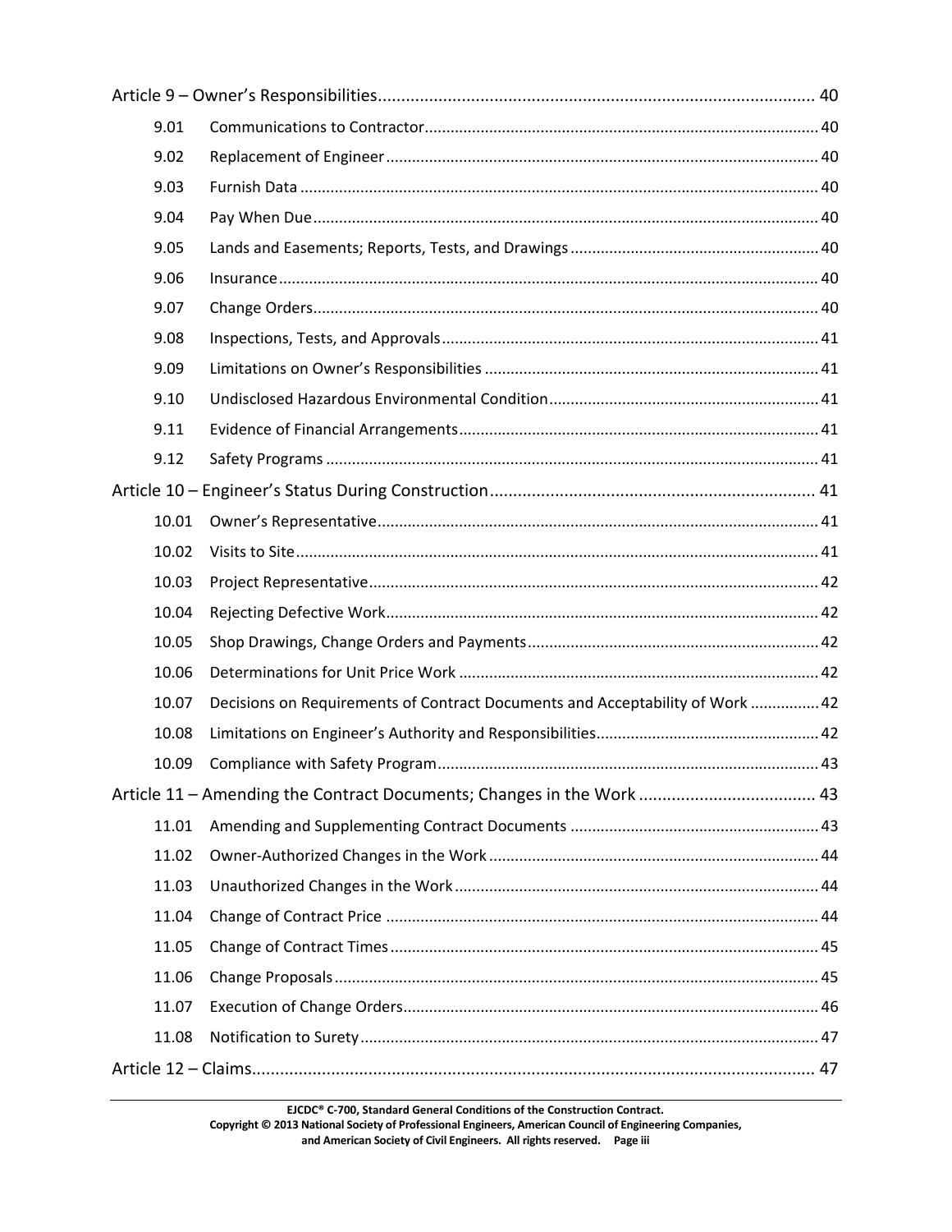Article 9 – Owner's Responsibilities ........................................................................................ 40

| | | |
|---|---|---|
| 9.01 | Communications to Contractor | 40 |
| 9.02 | Replacement of Engineer | 40 |
| 9.03 | Furnish Data | 40 |
| 9.04 | Pay When Due | 40 |
| 9.05 | Lands and Easements; Reports, Tests, and Drawings | 40 |
| 9.06 | Insurance | 40 |
| 9.07 | Change Orders | 40 |
| 9.08 | Inspections, Tests, and Approvals | 41 |
| 9.09 | Limitations on Owner's Responsibilities | 41 |
| 9.10 | Undisclosed Hazardous Environmental Condition | 41 |
| 9.11 | Evidence of Financial Arrangements | 41 |
| 9.12 | Safety Programs | 41 |

Article 10 – Engineer's Status During Construction ...................................................................... 41

| | | |
|---|---|---|
| 10.01 | Owner's Representative | 41 |
| 10.02 | Visits to Site | 41 |
| 10.03 | Project Representative | 42 |
| 10.04 | Rejecting Defective Work | 42 |
| 10.05 | Shop Drawings, Change Orders and Payments | 42 |
| 10.06 | Determinations for Unit Price Work | 42 |
| 10.07 | Decisions on Requirements of Contract Documents and Acceptability of Work | 42 |
| 10.08 | Limitations on Engineer's Authority and Responsibilities | 42 |
| 10.09 | Compliance with Safety Program | 43 |

Article 11 – Amending the Contract Documents; Changes in the Work ...................................... 43

| | | |
|---|---|---|
| 11.01 | Amending and Supplementing Contract Documents | 43 |
| 11.02 | Owner-Authorized Changes in the Work | 44 |
| 11.03 | Unauthorized Changes in the Work | 44 |
| 11.04 | Change of Contract Price | 44 |
| 11.05 | Change of Contract Times | 45 |
| 11.06 | Change Proposals | 45 |
| 11.07 | Execution of Change Orders | 46 |
| 11.08 | Notification to Surety | 47 |

Article 12 – Claims ........................................................................................................................ 47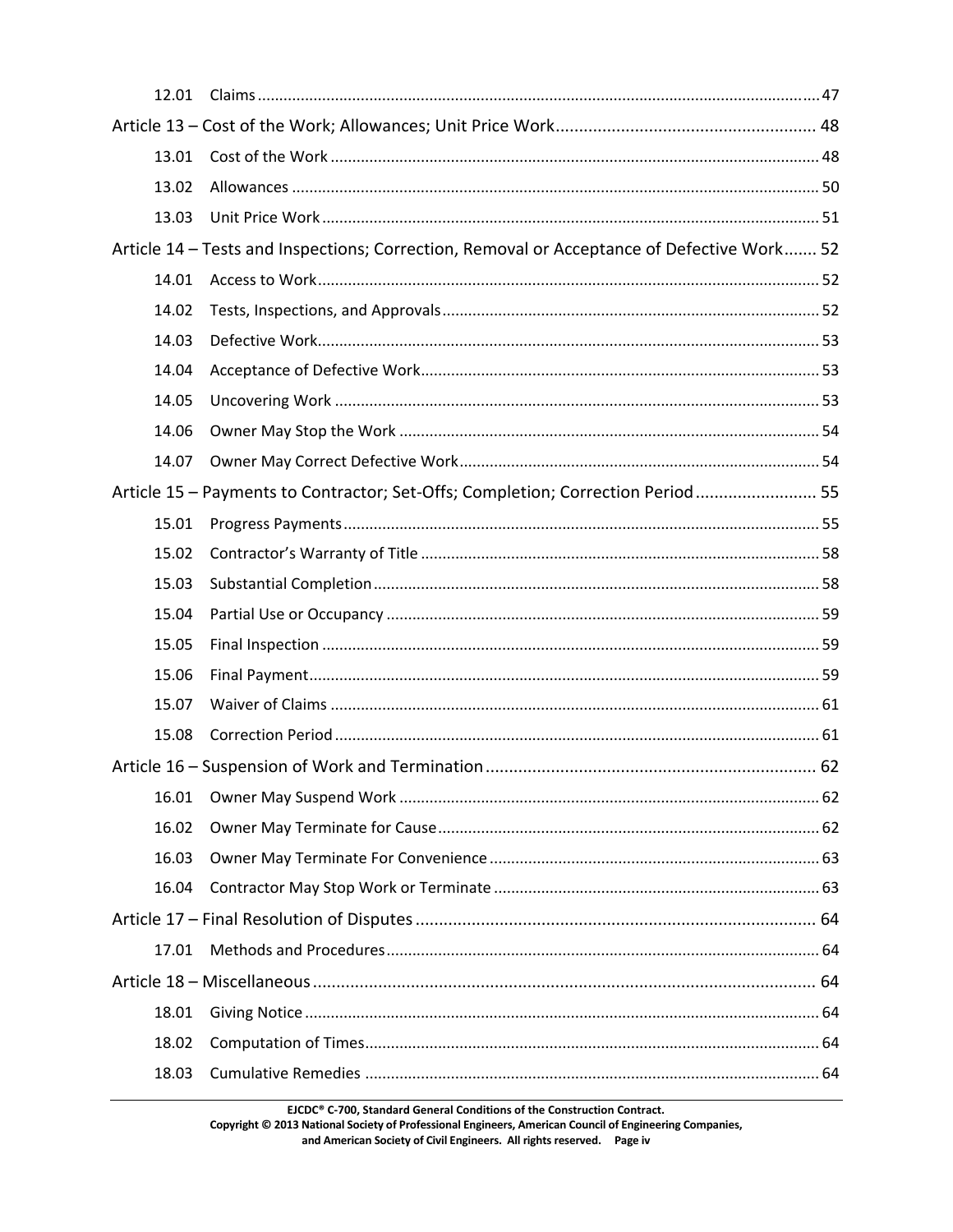| | | |
|---|---|---|
| 12.01 | Claims | 47 |
| Article 13 – Cost of the Work; Allowances; Unit Price Work | | 48 |
| 13.01 | Cost of the Work | 48 |
| 13.02 | Allowances | 50 |
| 13.03 | Unit Price Work | 51 |
| Article 14 – Tests and Inspections; Correction, Removal or Acceptance of Defective Work | | 52 |
| 14.01 | Access to Work | 52 |
| 14.02 | Tests, Inspections, and Approvals | 52 |
| 14.03 | Defective Work | 53 |
| 14.04 | Acceptance of Defective Work | 53 |
| 14.05 | Uncovering Work | 53 |
| 14.06 | Owner May Stop the Work | 54 |
| 14.07 | Owner May Correct Defective Work | 54 |
| Article 15 – Payments to Contractor; Set-Offs; Completion; Correction Period | | 55 |
| 15.01 | Progress Payments | 55 |
| 15.02 | Contractor's Warranty of Title | 58 |
| 15.03 | Substantial Completion | 58 |
| 15.04 | Partial Use or Occupancy | 59 |
| 15.05 | Final Inspection | 59 |
| 15.06 | Final Payment | 59 |
| 15.07 | Waiver of Claims | 61 |
| 15.08 | Correction Period | 61 |
| Article 16 – Suspension of Work and Termination | | 62 |
| 16.01 | Owner May Suspend Work | 62 |
| 16.02 | Owner May Terminate for Cause | 62 |
| 16.03 | Owner May Terminate For Convenience | 63 |
| 16.04 | Contractor May Stop Work or Terminate | 63 |
| Article 17 – Final Resolution of Disputes | | 64 |
| 17.01 | Methods and Procedures | 64 |
| Article 18 – Miscellaneous | | 64 |
| 18.01 | Giving Notice | 64 |
| 18.02 | Computation of Times | 64 |
| 18.03 | Cumulative Remedies | 64 |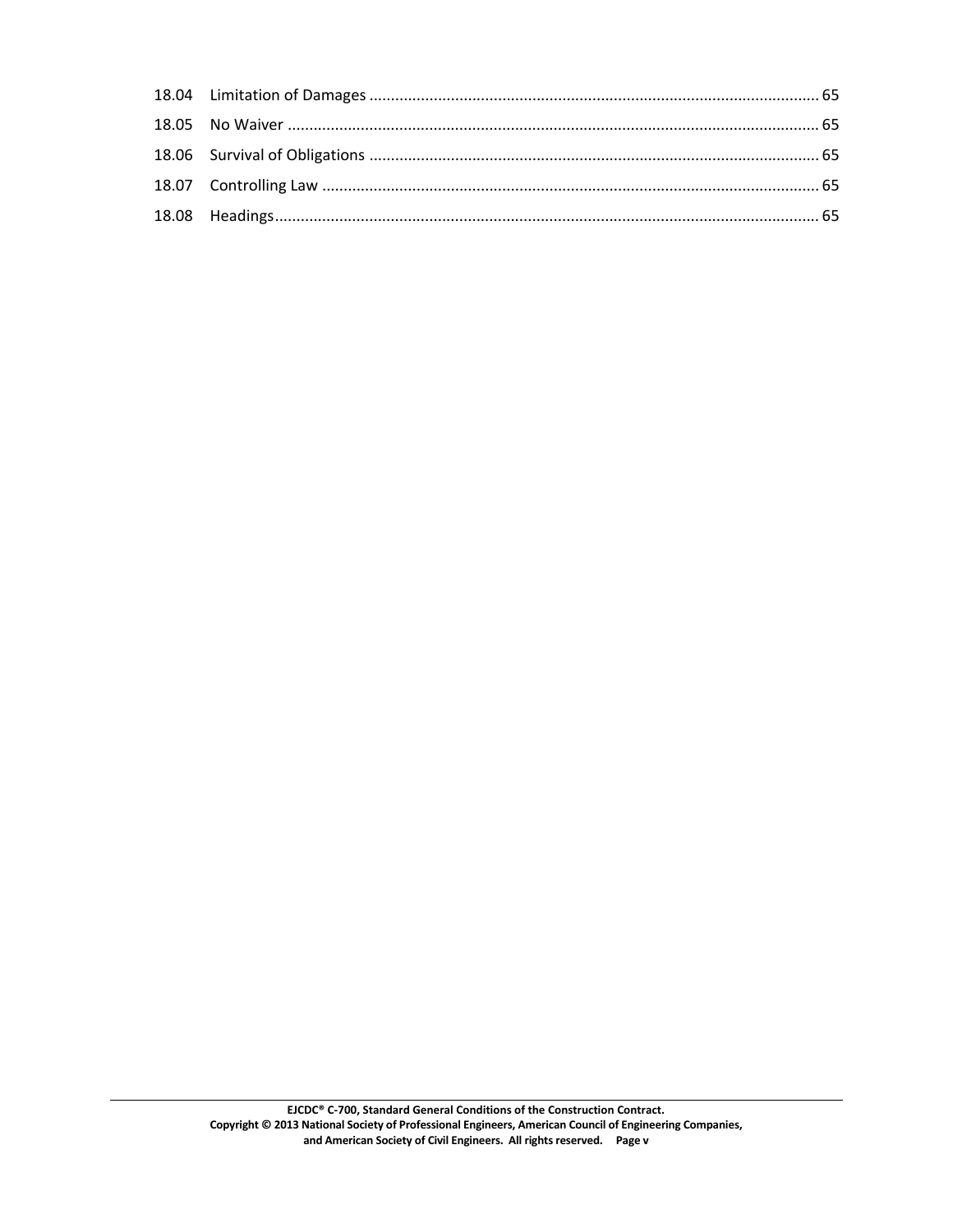18.04 Limitation of Damages ........................................................................................................ 65

18.05 No Waiver ........................................................................................................................... 65

18.06 Survival of Obligations ........................................................................................................ 65

18.07 Controlling Law ................................................................................................................... 65

18.08 Headings.............................................................................................................................. 65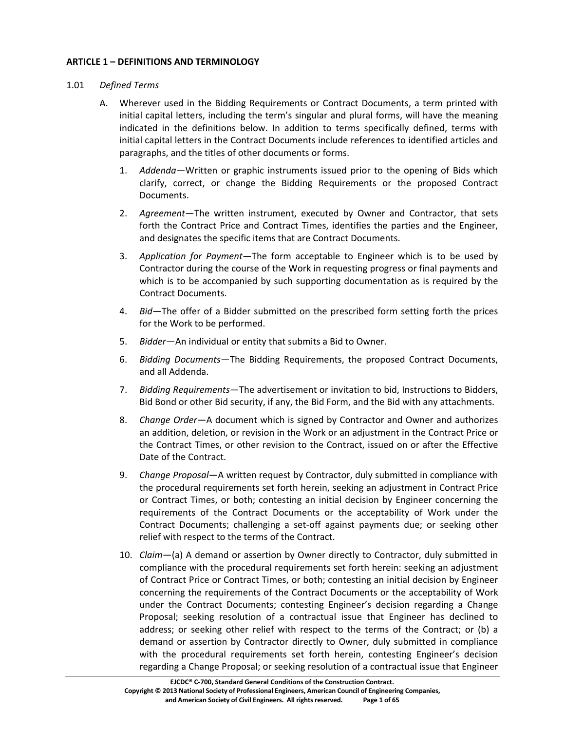## ARTICLE 1 – DEFINITIONS AND TERMINOLOGY

1.01 *Defined Terms*

A. Wherever used in the Bidding Requirements or Contract Documents, a term printed with initial capital letters, including the term's singular and plural forms, will have the meaning indicated in the definitions below. In addition to terms specifically defined, terms with initial capital letters in the Contract Documents include references to identified articles and paragraphs, and the titles of other documents or forms.

1. *Addenda*—Written or graphic instruments issued prior to the opening of Bids which clarify, correct, or change the Bidding Requirements or the proposed Contract Documents.

2. *Agreement*—The written instrument, executed by Owner and Contractor, that sets forth the Contract Price and Contract Times, identifies the parties and the Engineer, and designates the specific items that are Contract Documents.

3. *Application for Payment*—The form acceptable to Engineer which is to be used by Contractor during the course of the Work in requesting progress or final payments and which is to be accompanied by such supporting documentation as is required by the Contract Documents.

4. *Bid*—The offer of a Bidder submitted on the prescribed form setting forth the prices for the Work to be performed.

5. *Bidder*—An individual or entity that submits a Bid to Owner.

6. *Bidding Documents*—The Bidding Requirements, the proposed Contract Documents, and all Addenda.

7. *Bidding Requirements*—The advertisement or invitation to bid, Instructions to Bidders, Bid Bond or other Bid security, if any, the Bid Form, and the Bid with any attachments.

8. *Change Order*—A document which is signed by Contractor and Owner and authorizes an addition, deletion, or revision in the Work or an adjustment in the Contract Price or the Contract Times, or other revision to the Contract, issued on or after the Effective Date of the Contract.

9. *Change Proposal*—A written request by Contractor, duly submitted in compliance with the procedural requirements set forth herein, seeking an adjustment in Contract Price or Contract Times, or both; contesting an initial decision by Engineer concerning the requirements of the Contract Documents or the acceptability of Work under the Contract Documents; challenging a set-off against payments due; or seeking other relief with respect to the terms of the Contract.

10. *Claim*—(a) A demand or assertion by Owner directly to Contractor, duly submitted in compliance with the procedural requirements set forth herein: seeking an adjustment of Contract Price or Contract Times, or both; contesting an initial decision by Engineer concerning the requirements of the Contract Documents or the acceptability of Work under the Contract Documents; contesting Engineer's decision regarding a Change Proposal; seeking resolution of a contractual issue that Engineer has declined to address; or seeking other relief with respect to the terms of the Contract; or (b) a demand or assertion by Contractor directly to Owner, duly submitted in compliance with the procedural requirements set forth herein, contesting Engineer's decision regarding a Change Proposal; or seeking resolution of a contractual issue that Engineer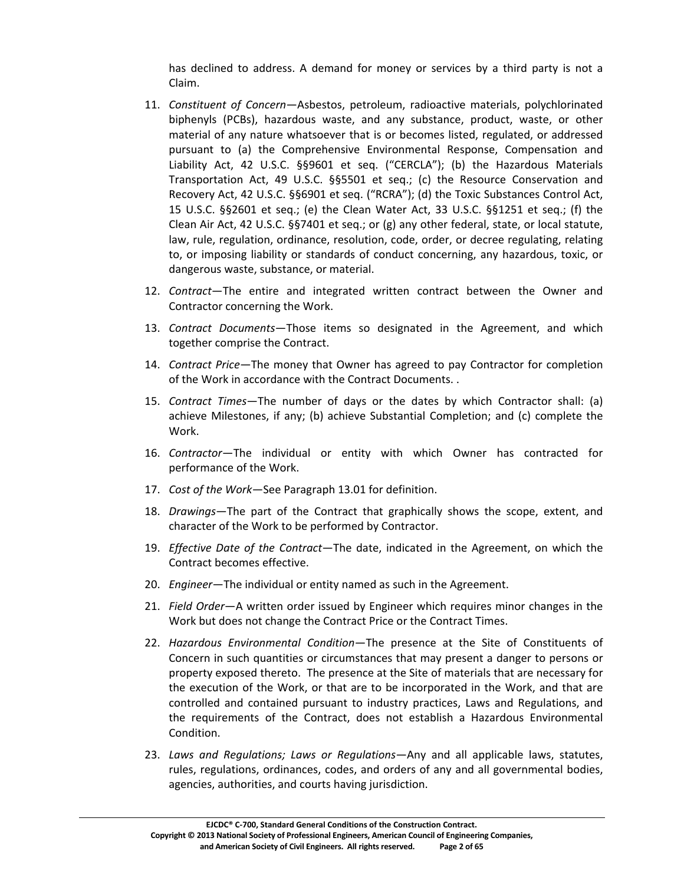has declined to address. A demand for money or services by a third party is not a Claim.

11. *Constituent of Concern*—Asbestos, petroleum, radioactive materials, polychlorinated biphenyls (PCBs), hazardous waste, and any substance, product, waste, or other material of any nature whatsoever that is or becomes listed, regulated, or addressed pursuant to (a) the Comprehensive Environmental Response, Compensation and Liability Act, 42 U.S.C. §§9601 et seq. ("CERCLA"); (b) the Hazardous Materials Transportation Act, 49 U.S.C. §§5501 et seq.; (c) the Resource Conservation and Recovery Act, 42 U.S.C. §§6901 et seq. ("RCRA"); (d) the Toxic Substances Control Act, 15 U.S.C. §§2601 et seq.; (e) the Clean Water Act, 33 U.S.C. §§1251 et seq.; (f) the Clean Air Act, 42 U.S.C. §§7401 et seq.; or (g) any other federal, state, or local statute, law, rule, regulation, ordinance, resolution, code, order, or decree regulating, relating to, or imposing liability or standards of conduct concerning, any hazardous, toxic, or dangerous waste, substance, or material.

12. *Contract*—The entire and integrated written contract between the Owner and Contractor concerning the Work.

13. *Contract Documents*—Those items so designated in the Agreement, and which together comprise the Contract.

14. *Contract Price*—The money that Owner has agreed to pay Contractor for completion of the Work in accordance with the Contract Documents. .

15. *Contract Times*—The number of days or the dates by which Contractor shall: (a) achieve Milestones, if any; (b) achieve Substantial Completion; and (c) complete the Work.

16. *Contractor*—The individual or entity with which Owner has contracted for performance of the Work.

17. *Cost of the Work*—See Paragraph 13.01 for definition.

18. *Drawings*—The part of the Contract that graphically shows the scope, extent, and character of the Work to be performed by Contractor.

19. *Effective Date of the Contract*—The date, indicated in the Agreement, on which the Contract becomes effective.

20. *Engineer*—The individual or entity named as such in the Agreement.

21. *Field Order*—A written order issued by Engineer which requires minor changes in the Work but does not change the Contract Price or the Contract Times.

22. *Hazardous Environmental Condition*—The presence at the Site of Constituents of Concern in such quantities or circumstances that may present a danger to persons or property exposed thereto. The presence at the Site of materials that are necessary for the execution of the Work, or that are to be incorporated in the Work, and that are controlled and contained pursuant to industry practices, Laws and Regulations, and the requirements of the Contract, does not establish a Hazardous Environmental Condition.

23. *Laws and Regulations; Laws or Regulations*—Any and all applicable laws, statutes, rules, regulations, ordinances, codes, and orders of any and all governmental bodies, agencies, authorities, and courts having jurisdiction.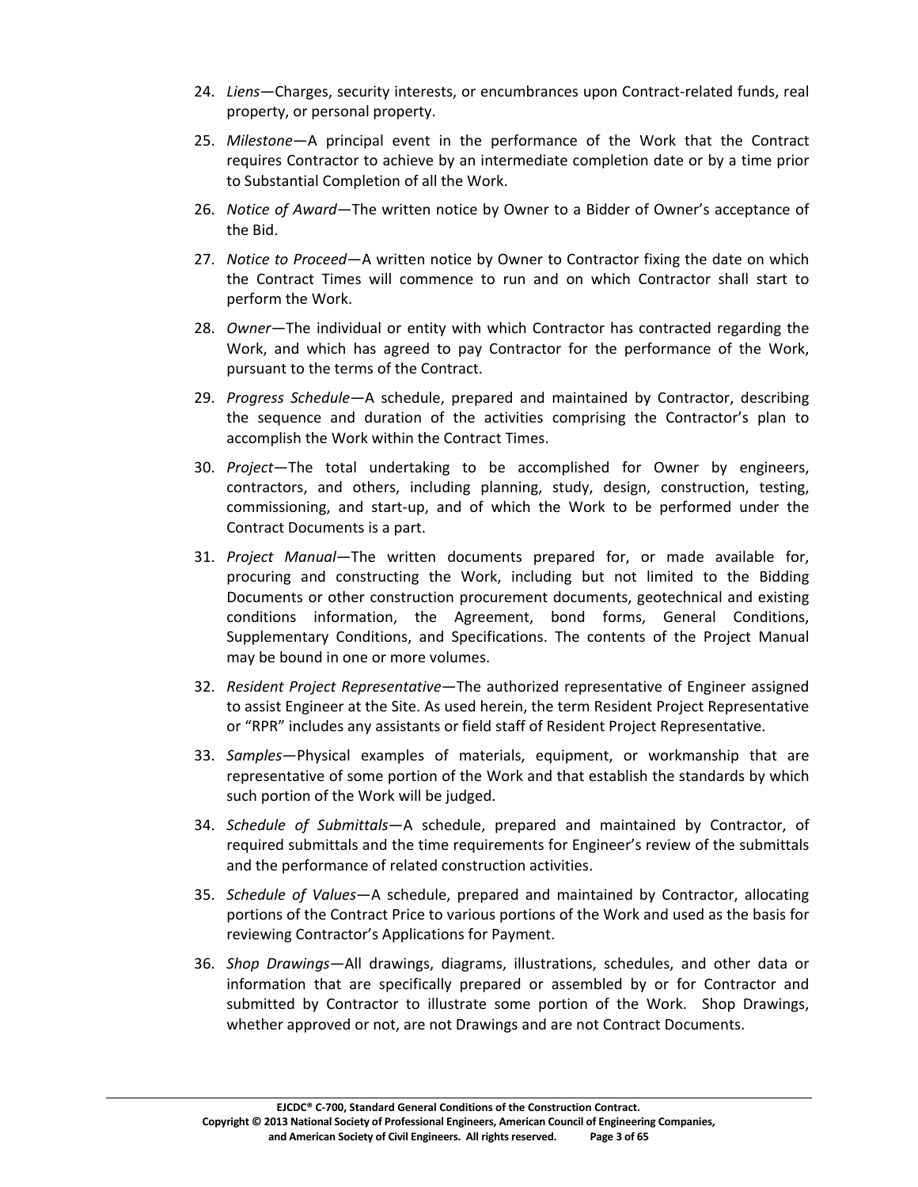24. *Liens*—Charges, security interests, or encumbrances upon Contract-related funds, real property, or personal property.

25. *Milestone*—A principal event in the performance of the Work that the Contract requires Contractor to achieve by an intermediate completion date or by a time prior to Substantial Completion of all the Work.

26. *Notice of Award*—The written notice by Owner to a Bidder of Owner's acceptance of the Bid.

27. *Notice to Proceed*—A written notice by Owner to Contractor fixing the date on which the Contract Times will commence to run and on which Contractor shall start to perform the Work.

28. *Owner*—The individual or entity with which Contractor has contracted regarding the Work, and which has agreed to pay Contractor for the performance of the Work, pursuant to the terms of the Contract.

29. *Progress Schedule*—A schedule, prepared and maintained by Contractor, describing the sequence and duration of the activities comprising the Contractor's plan to accomplish the Work within the Contract Times.

30. *Project*—The total undertaking to be accomplished for Owner by engineers, contractors, and others, including planning, study, design, construction, testing, commissioning, and start-up, and of which the Work to be performed under the Contract Documents is a part.

31. *Project Manual*—The written documents prepared for, or made available for, procuring and constructing the Work, including but not limited to the Bidding Documents or other construction procurement documents, geotechnical and existing conditions information, the Agreement, bond forms, General Conditions, Supplementary Conditions, and Specifications. The contents of the Project Manual may be bound in one or more volumes.

32. *Resident Project Representative*—The authorized representative of Engineer assigned to assist Engineer at the Site. As used herein, the term Resident Project Representative or "RPR" includes any assistants or field staff of Resident Project Representative.

33. *Samples*—Physical examples of materials, equipment, or workmanship that are representative of some portion of the Work and that establish the standards by which such portion of the Work will be judged.

34. *Schedule of Submittals*—A schedule, prepared and maintained by Contractor, of required submittals and the time requirements for Engineer's review of the submittals and the performance of related construction activities.

35. *Schedule of Values*—A schedule, prepared and maintained by Contractor, allocating portions of the Contract Price to various portions of the Work and used as the basis for reviewing Contractor's Applications for Payment.

36. *Shop Drawings*—All drawings, diagrams, illustrations, schedules, and other data or information that are specifically prepared or assembled by or for Contractor and submitted by Contractor to illustrate some portion of the Work. Shop Drawings, whether approved or not, are not Drawings and are not Contract Documents.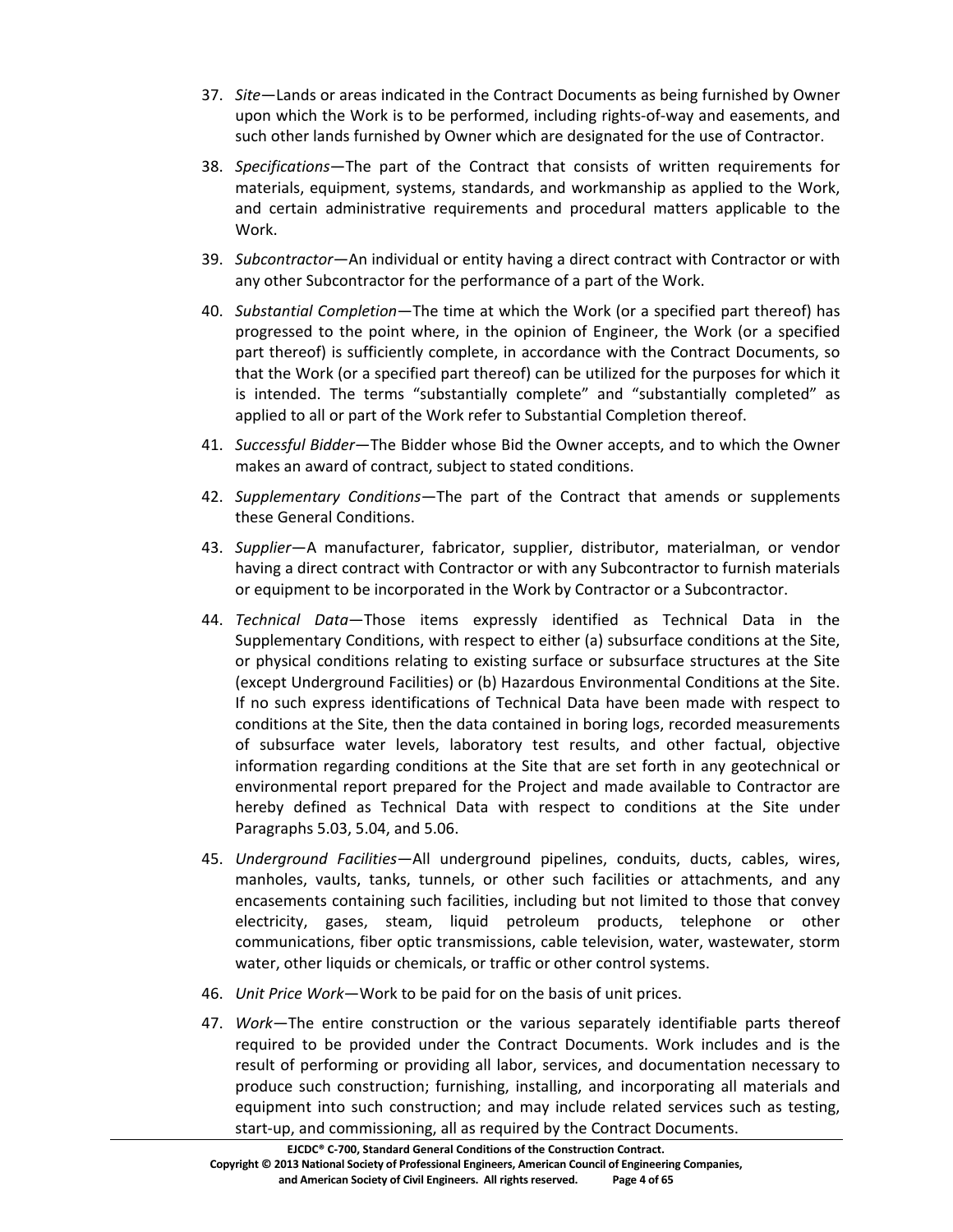37. *Site*—Lands or areas indicated in the Contract Documents as being furnished by Owner upon which the Work is to be performed, including rights-of-way and easements, and such other lands furnished by Owner which are designated for the use of Contractor.

38. *Specifications*—The part of the Contract that consists of written requirements for materials, equipment, systems, standards, and workmanship as applied to the Work, and certain administrative requirements and procedural matters applicable to the Work.

39. *Subcontractor*—An individual or entity having a direct contract with Contractor or with any other Subcontractor for the performance of a part of the Work.

40. *Substantial Completion*—The time at which the Work (or a specified part thereof) has progressed to the point where, in the opinion of Engineer, the Work (or a specified part thereof) is sufficiently complete, in accordance with the Contract Documents, so that the Work (or a specified part thereof) can be utilized for the purposes for which it is intended. The terms "substantially complete" and "substantially completed" as applied to all or part of the Work refer to Substantial Completion thereof.

41. *Successful Bidder*—The Bidder whose Bid the Owner accepts, and to which the Owner makes an award of contract, subject to stated conditions.

42. *Supplementary Conditions*—The part of the Contract that amends or supplements these General Conditions.

43. *Supplier*—A manufacturer, fabricator, supplier, distributor, materialman, or vendor having a direct contract with Contractor or with any Subcontractor to furnish materials or equipment to be incorporated in the Work by Contractor or a Subcontractor.

44. *Technical Data*—Those items expressly identified as Technical Data in the Supplementary Conditions, with respect to either (a) subsurface conditions at the Site, or physical conditions relating to existing surface or subsurface structures at the Site (except Underground Facilities) or (b) Hazardous Environmental Conditions at the Site. If no such express identifications of Technical Data have been made with respect to conditions at the Site, then the data contained in boring logs, recorded measurements of subsurface water levels, laboratory test results, and other factual, objective information regarding conditions at the Site that are set forth in any geotechnical or environmental report prepared for the Project and made available to Contractor are hereby defined as Technical Data with respect to conditions at the Site under Paragraphs 5.03, 5.04, and 5.06.

45. *Underground Facilities*—All underground pipelines, conduits, ducts, cables, wires, manholes, vaults, tanks, tunnels, or other such facilities or attachments, and any encasements containing such facilities, including but not limited to those that convey electricity, gases, steam, liquid petroleum products, telephone or other communications, fiber optic transmissions, cable television, water, wastewater, storm water, other liquids or chemicals, or traffic or other control systems.

46. *Unit Price Work*—Work to be paid for on the basis of unit prices.

47. *Work*—The entire construction or the various separately identifiable parts thereof required to be provided under the Contract Documents. Work includes and is the result of performing or providing all labor, services, and documentation necessary to produce such construction; furnishing, installing, and incorporating all materials and equipment into such construction; and may include related services such as testing, start-up, and commissioning, all as required by the Contract Documents.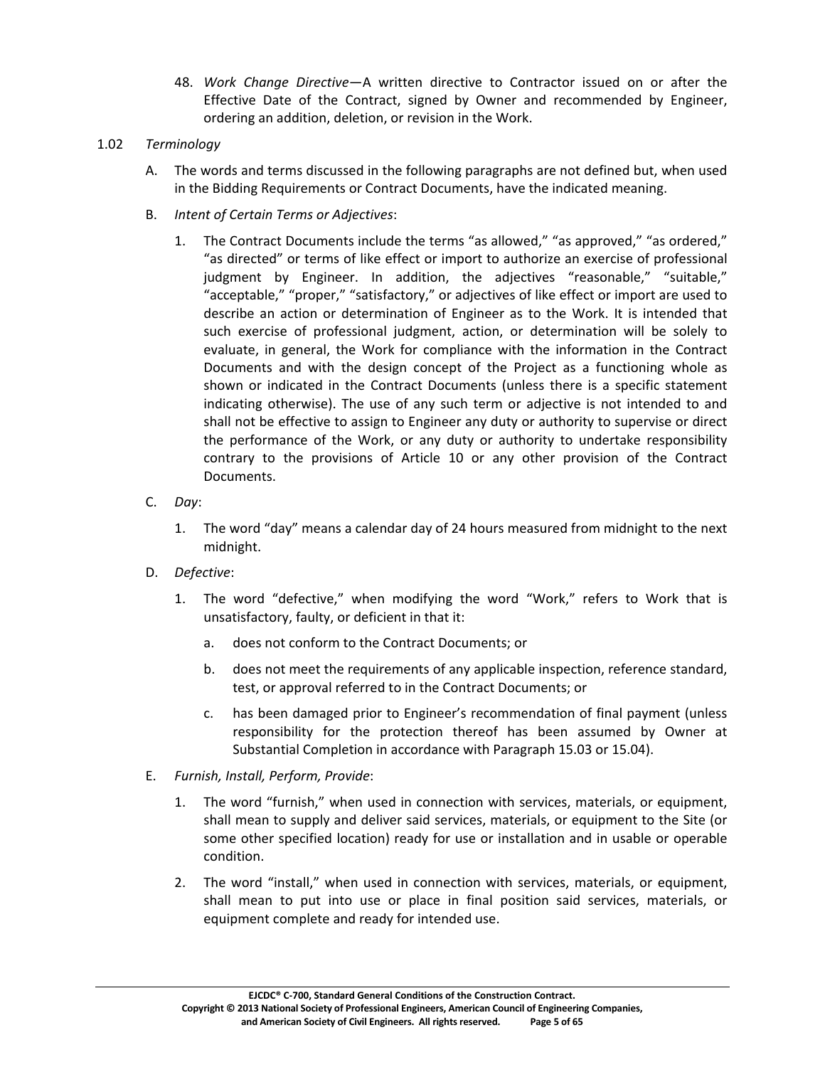48. *Work Change Directive*—A written directive to Contractor issued on or after the Effective Date of the Contract, signed by Owner and recommended by Engineer, ordering an addition, deletion, or revision in the Work.

1.02 *Terminology*

A. The words and terms discussed in the following paragraphs are not defined but, when used in the Bidding Requirements or Contract Documents, have the indicated meaning.

B. *Intent of Certain Terms or Adjectives*:

1. The Contract Documents include the terms "as allowed," "as approved," "as ordered," "as directed" or terms of like effect or import to authorize an exercise of professional judgment by Engineer. In addition, the adjectives "reasonable," "suitable," "acceptable," "proper," "satisfactory," or adjectives of like effect or import are used to describe an action or determination of Engineer as to the Work. It is intended that such exercise of professional judgment, action, or determination will be solely to evaluate, in general, the Work for compliance with the information in the Contract Documents and with the design concept of the Project as a functioning whole as shown or indicated in the Contract Documents (unless there is a specific statement indicating otherwise). The use of any such term or adjective is not intended to and shall not be effective to assign to Engineer any duty or authority to supervise or direct the performance of the Work, or any duty or authority to undertake responsibility contrary to the provisions of Article 10 or any other provision of the Contract Documents.

C. *Day*:

1. The word "day" means a calendar day of 24 hours measured from midnight to the next midnight.

D. *Defective*:

1. The word "defective," when modifying the word "Work," refers to Work that is unsatisfactory, faulty, or deficient in that it:

   a. does not conform to the Contract Documents; or

   b. does not meet the requirements of any applicable inspection, reference standard, test, or approval referred to in the Contract Documents; or

   c. has been damaged prior to Engineer's recommendation of final payment (unless responsibility for the protection thereof has been assumed by Owner at Substantial Completion in accordance with Paragraph 15.03 or 15.04).

E. *Furnish, Install, Perform, Provide*:

1. The word "furnish," when used in connection with services, materials, or equipment, shall mean to supply and deliver said services, materials, or equipment to the Site (or some other specified location) ready for use or installation and in usable or operable condition.

2. The word "install," when used in connection with services, materials, or equipment, shall mean to put into use or place in final position said services, materials, or equipment complete and ready for intended use.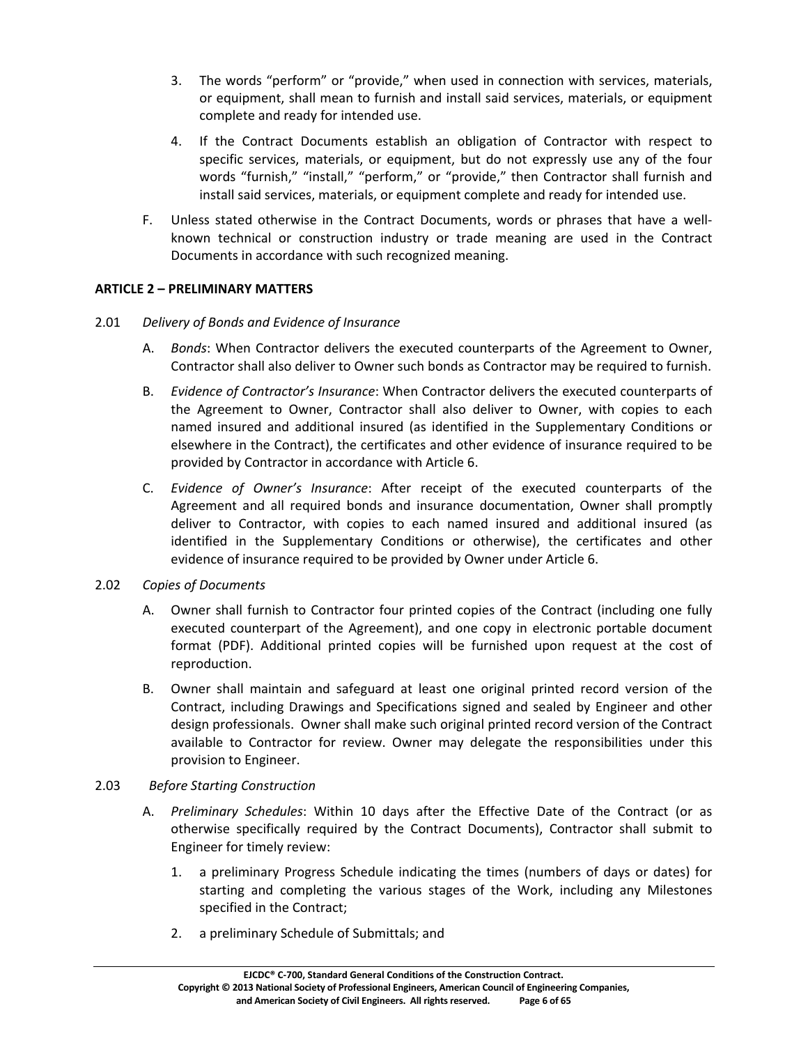3. The words "perform" or "provide," when used in connection with services, materials, or equipment, shall mean to furnish and install said services, materials, or equipment complete and ready for intended use.

4. If the Contract Documents establish an obligation of Contractor with respect to specific services, materials, or equipment, but do not expressly use any of the four words "furnish," "install," "perform," or "provide," then Contractor shall furnish and install said services, materials, or equipment complete and ready for intended use.

F. Unless stated otherwise in the Contract Documents, words or phrases that have a well-known technical or construction industry or trade meaning are used in the Contract Documents in accordance with such recognized meaning.

## ARTICLE 2 – PRELIMINARY MATTERS

2.01 *Delivery of Bonds and Evidence of Insurance*

A. *Bonds*: When Contractor delivers the executed counterparts of the Agreement to Owner, Contractor shall also deliver to Owner such bonds as Contractor may be required to furnish.

B. *Evidence of Contractor's Insurance*: When Contractor delivers the executed counterparts of the Agreement to Owner, Contractor shall also deliver to Owner, with copies to each named insured and additional insured (as identified in the Supplementary Conditions or elsewhere in the Contract), the certificates and other evidence of insurance required to be provided by Contractor in accordance with Article 6.

C. *Evidence of Owner's Insurance*: After receipt of the executed counterparts of the Agreement and all required bonds and insurance documentation, Owner shall promptly deliver to Contractor, with copies to each named insured and additional insured (as identified in the Supplementary Conditions or otherwise), the certificates and other evidence of insurance required to be provided by Owner under Article 6.

2.02 *Copies of Documents*

A. Owner shall furnish to Contractor four printed copies of the Contract (including one fully executed counterpart of the Agreement), and one copy in electronic portable document format (PDF). Additional printed copies will be furnished upon request at the cost of reproduction.

B. Owner shall maintain and safeguard at least one original printed record version of the Contract, including Drawings and Specifications signed and sealed by Engineer and other design professionals. Owner shall make such original printed record version of the Contract available to Contractor for review. Owner may delegate the responsibilities under this provision to Engineer.

2.03 *Before Starting Construction*

A. *Preliminary Schedules*: Within 10 days after the Effective Date of the Contract (or as otherwise specifically required by the Contract Documents), Contractor shall submit to Engineer for timely review:

1. a preliminary Progress Schedule indicating the times (numbers of days or dates) for starting and completing the various stages of the Work, including any Milestones specified in the Contract;

2. a preliminary Schedule of Submittals; and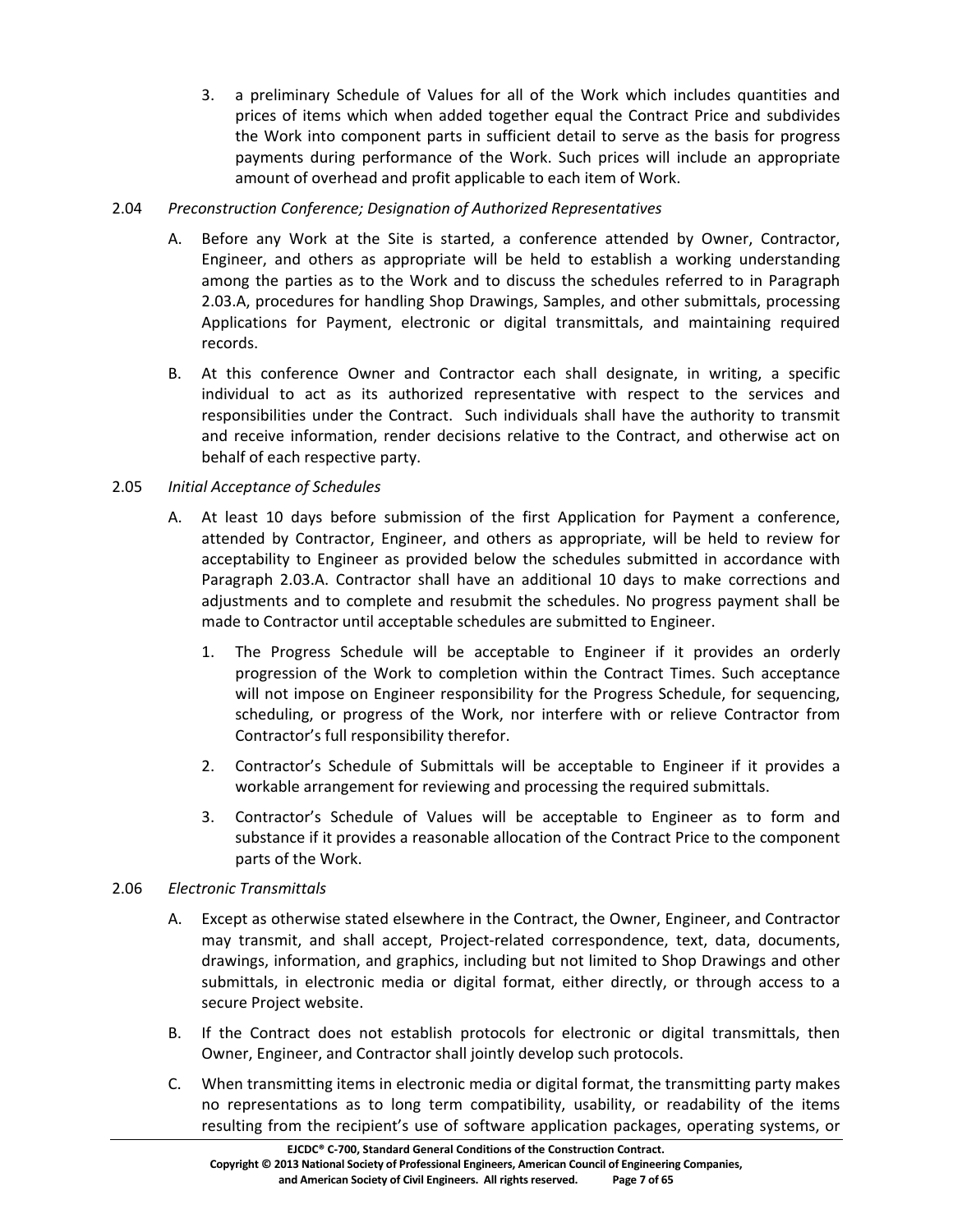3. a preliminary Schedule of Values for all of the Work which includes quantities and prices of items which when added together equal the Contract Price and subdivides the Work into component parts in sufficient detail to serve as the basis for progress payments during performance of the Work. Such prices will include an appropriate amount of overhead and profit applicable to each item of Work.

2.04 *Preconstruction Conference; Designation of Authorized Representatives*

A. Before any Work at the Site is started, a conference attended by Owner, Contractor, Engineer, and others as appropriate will be held to establish a working understanding among the parties as to the Work and to discuss the schedules referred to in Paragraph 2.03.A, procedures for handling Shop Drawings, Samples, and other submittals, processing Applications for Payment, electronic or digital transmittals, and maintaining required records.

B. At this conference Owner and Contractor each shall designate, in writing, a specific individual to act as its authorized representative with respect to the services and responsibilities under the Contract. Such individuals shall have the authority to transmit and receive information, render decisions relative to the Contract, and otherwise act on behalf of each respective party.

2.05 *Initial Acceptance of Schedules*

A. At least 10 days before submission of the first Application for Payment a conference, attended by Contractor, Engineer, and others as appropriate, will be held to review for acceptability to Engineer as provided below the schedules submitted in accordance with Paragraph 2.03.A. Contractor shall have an additional 10 days to make corrections and adjustments and to complete and resubmit the schedules. No progress payment shall be made to Contractor until acceptable schedules are submitted to Engineer.

1. The Progress Schedule will be acceptable to Engineer if it provides an orderly progression of the Work to completion within the Contract Times. Such acceptance will not impose on Engineer responsibility for the Progress Schedule, for sequencing, scheduling, or progress of the Work, nor interfere with or relieve Contractor from Contractor's full responsibility therefor.

2. Contractor's Schedule of Submittals will be acceptable to Engineer if it provides a workable arrangement for reviewing and processing the required submittals.

3. Contractor's Schedule of Values will be acceptable to Engineer as to form and substance if it provides a reasonable allocation of the Contract Price to the component parts of the Work.

2.06 *Electronic Transmittals*

A. Except as otherwise stated elsewhere in the Contract, the Owner, Engineer, and Contractor may transmit, and shall accept, Project-related correspondence, text, data, documents, drawings, information, and graphics, including but not limited to Shop Drawings and other submittals, in electronic media or digital format, either directly, or through access to a secure Project website.

B. If the Contract does not establish protocols for electronic or digital transmittals, then Owner, Engineer, and Contractor shall jointly develop such protocols.

C. When transmitting items in electronic media or digital format, the transmitting party makes no representations as to long term compatibility, usability, or readability of the items resulting from the recipient's use of software application packages, operating systems, or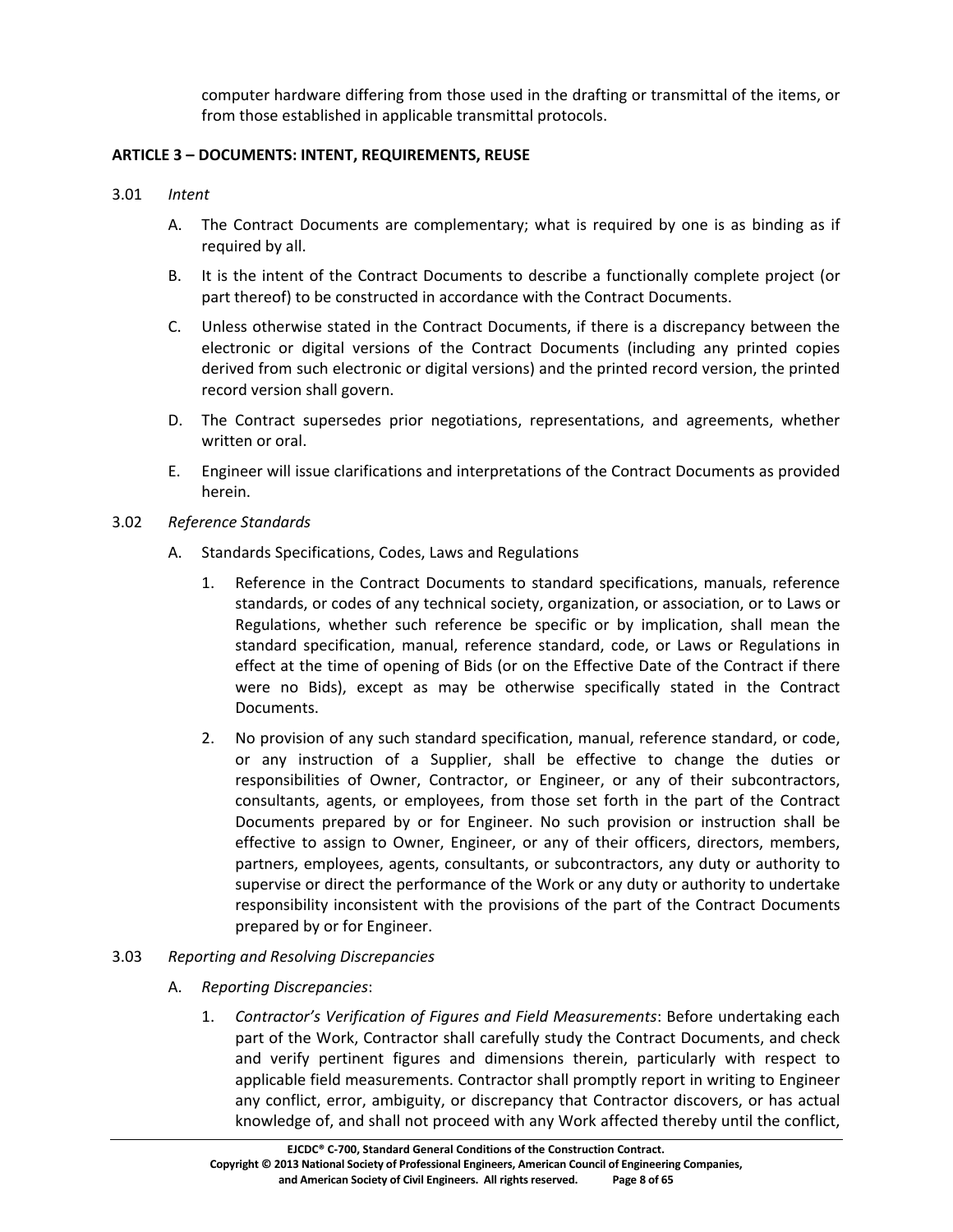computer hardware differing from those used in the drafting or transmittal of the items, or from those established in applicable transmittal protocols.

## ARTICLE 3 – DOCUMENTS: INTENT, REQUIREMENTS, REUSE

3.01 *Intent*

A. The Contract Documents are complementary; what is required by one is as binding as if required by all.

B. It is the intent of the Contract Documents to describe a functionally complete project (or part thereof) to be constructed in accordance with the Contract Documents.

C. Unless otherwise stated in the Contract Documents, if there is a discrepancy between the electronic or digital versions of the Contract Documents (including any printed copies derived from such electronic or digital versions) and the printed record version, the printed record version shall govern.

D. The Contract supersedes prior negotiations, representations, and agreements, whether written or oral.

E. Engineer will issue clarifications and interpretations of the Contract Documents as provided herein.

3.02 *Reference Standards*

A. Standards Specifications, Codes, Laws and Regulations

1. Reference in the Contract Documents to standard specifications, manuals, reference standards, or codes of any technical society, organization, or association, or to Laws or Regulations, whether such reference be specific or by implication, shall mean the standard specification, manual, reference standard, code, or Laws or Regulations in effect at the time of opening of Bids (or on the Effective Date of the Contract if there were no Bids), except as may be otherwise specifically stated in the Contract Documents.

2. No provision of any such standard specification, manual, reference standard, or code, or any instruction of a Supplier, shall be effective to change the duties or responsibilities of Owner, Contractor, or Engineer, or any of their subcontractors, consultants, agents, or employees, from those set forth in the part of the Contract Documents prepared by or for Engineer. No such provision or instruction shall be effective to assign to Owner, Engineer, or any of their officers, directors, members, partners, employees, agents, consultants, or subcontractors, any duty or authority to supervise or direct the performance of the Work or any duty or authority to undertake responsibility inconsistent with the provisions of the part of the Contract Documents prepared by or for Engineer.

3.03 *Reporting and Resolving Discrepancies*

A. *Reporting Discrepancies*:

1. *Contractor's Verification of Figures and Field Measurements*: Before undertaking each part of the Work, Contractor shall carefully study the Contract Documents, and check and verify pertinent figures and dimensions therein, particularly with respect to applicable field measurements. Contractor shall promptly report in writing to Engineer any conflict, error, ambiguity, or discrepancy that Contractor discovers, or has actual knowledge of, and shall not proceed with any Work affected thereby until the conflict,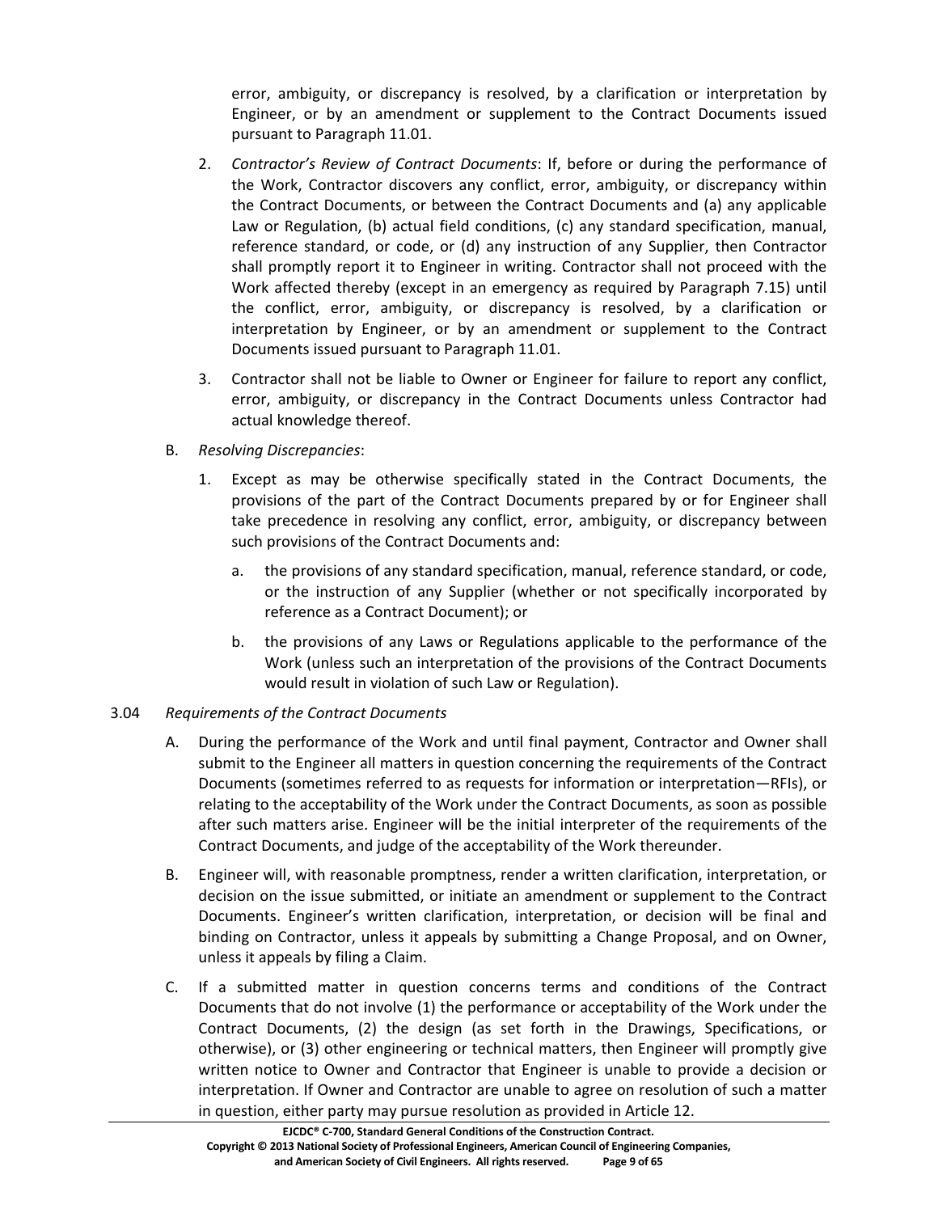error, ambiguity, or discrepancy is resolved, by a clarification or interpretation by Engineer, or by an amendment or supplement to the Contract Documents issued pursuant to Paragraph 11.01.

2. *Contractor's Review of Contract Documents*: If, before or during the performance of the Work, Contractor discovers any conflict, error, ambiguity, or discrepancy within the Contract Documents, or between the Contract Documents and (a) any applicable Law or Regulation, (b) actual field conditions, (c) any standard specification, manual, reference standard, or code, or (d) any instruction of any Supplier, then Contractor shall promptly report it to Engineer in writing. Contractor shall not proceed with the Work affected thereby (except in an emergency as required by Paragraph 7.15) until the conflict, error, ambiguity, or discrepancy is resolved, by a clarification or interpretation by Engineer, or by an amendment or supplement to the Contract Documents issued pursuant to Paragraph 11.01.

3. Contractor shall not be liable to Owner or Engineer for failure to report any conflict, error, ambiguity, or discrepancy in the Contract Documents unless Contractor had actual knowledge thereof.

B. *Resolving Discrepancies*:

1. Except as may be otherwise specifically stated in the Contract Documents, the provisions of the part of the Contract Documents prepared by or for Engineer shall take precedence in resolving any conflict, error, ambiguity, or discrepancy between such provisions of the Contract Documents and:

   a. the provisions of any standard specification, manual, reference standard, or code, or the instruction of any Supplier (whether or not specifically incorporated by reference as a Contract Document); or

   b. the provisions of any Laws or Regulations applicable to the performance of the Work (unless such an interpretation of the provisions of the Contract Documents would result in violation of such Law or Regulation).

3.04 *Requirements of the Contract Documents*

A. During the performance of the Work and until final payment, Contractor and Owner shall submit to the Engineer all matters in question concerning the requirements of the Contract Documents (sometimes referred to as requests for information or interpretation—RFIs), or relating to the acceptability of the Work under the Contract Documents, as soon as possible after such matters arise. Engineer will be the initial interpreter of the requirements of the Contract Documents, and judge of the acceptability of the Work thereunder.

B. Engineer will, with reasonable promptness, render a written clarification, interpretation, or decision on the issue submitted, or initiate an amendment or supplement to the Contract Documents. Engineer's written clarification, interpretation, or decision will be final and binding on Contractor, unless it appeals by submitting a Change Proposal, and on Owner, unless it appeals by filing a Claim.

C. If a submitted matter in question concerns terms and conditions of the Contract Documents that do not involve (1) the performance or acceptability of the Work under the Contract Documents, (2) the design (as set forth in the Drawings, Specifications, or otherwise), or (3) other engineering or technical matters, then Engineer will promptly give written notice to Owner and Contractor that Engineer is unable to provide a decision or interpretation. If Owner and Contractor are unable to agree on resolution of such a matter in question, either party may pursue resolution as provided in Article 12.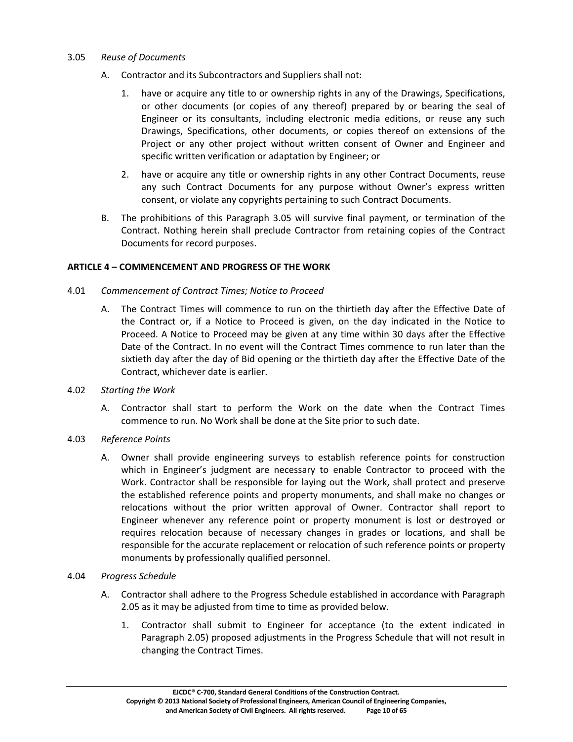3.05 *Reuse of Documents*

A. Contractor and its Subcontractors and Suppliers shall not:

1. have or acquire any title to or ownership rights in any of the Drawings, Specifications, or other documents (or copies of any thereof) prepared by or bearing the seal of Engineer or its consultants, including electronic media editions, or reuse any such Drawings, Specifications, other documents, or copies thereof on extensions of the Project or any other project without written consent of Owner and Engineer and specific written verification or adaptation by Engineer; or

2. have or acquire any title or ownership rights in any other Contract Documents, reuse any such Contract Documents for any purpose without Owner's express written consent, or violate any copyrights pertaining to such Contract Documents.

B. The prohibitions of this Paragraph 3.05 will survive final payment, or termination of the Contract. Nothing herein shall preclude Contractor from retaining copies of the Contract Documents for record purposes.

## ARTICLE 4 – COMMENCEMENT AND PROGRESS OF THE WORK

4.01 *Commencement of Contract Times; Notice to Proceed*

A. The Contract Times will commence to run on the thirtieth day after the Effective Date of the Contract or, if a Notice to Proceed is given, on the day indicated in the Notice to Proceed. A Notice to Proceed may be given at any time within 30 days after the Effective Date of the Contract. In no event will the Contract Times commence to run later than the sixtieth day after the day of Bid opening or the thirtieth day after the Effective Date of the Contract, whichever date is earlier.

4.02 *Starting the Work*

A. Contractor shall start to perform the Work on the date when the Contract Times commence to run. No Work shall be done at the Site prior to such date.

4.03 *Reference Points*

A. Owner shall provide engineering surveys to establish reference points for construction which in Engineer's judgment are necessary to enable Contractor to proceed with the Work. Contractor shall be responsible for laying out the Work, shall protect and preserve the established reference points and property monuments, and shall make no changes or relocations without the prior written approval of Owner. Contractor shall report to Engineer whenever any reference point or property monument is lost or destroyed or requires relocation because of necessary changes in grades or locations, and shall be responsible for the accurate replacement or relocation of such reference points or property monuments by professionally qualified personnel.

4.04 *Progress Schedule*

A. Contractor shall adhere to the Progress Schedule established in accordance with Paragraph 2.05 as it may be adjusted from time to time as provided below.

1. Contractor shall submit to Engineer for acceptance (to the extent indicated in Paragraph 2.05) proposed adjustments in the Progress Schedule that will not result in changing the Contract Times.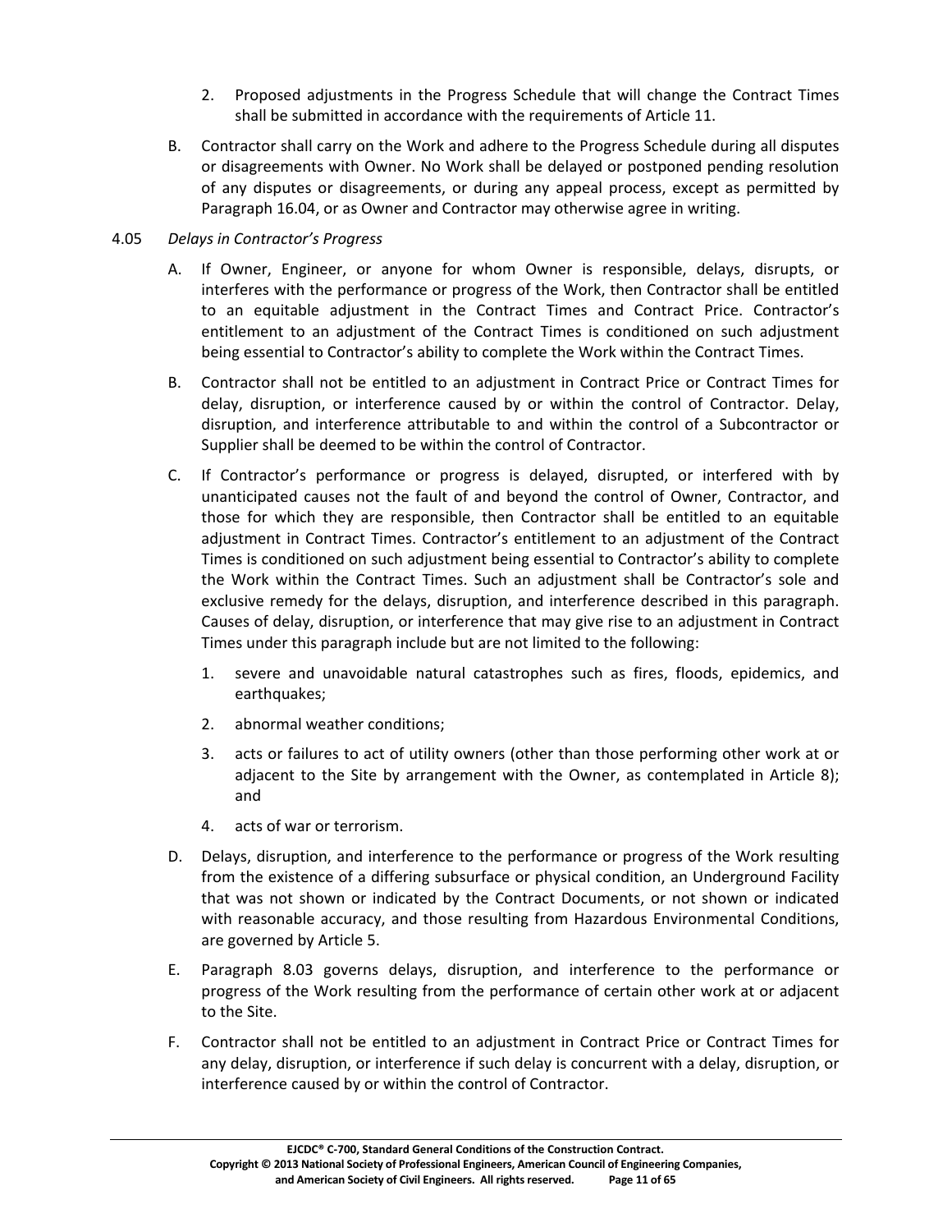2. Proposed adjustments in the Progress Schedule that will change the Contract Times shall be submitted in accordance with the requirements of Article 11.

B. Contractor shall carry on the Work and adhere to the Progress Schedule during all disputes or disagreements with Owner. No Work shall be delayed or postponed pending resolution of any disputes or disagreements, or during any appeal process, except as permitted by Paragraph 16.04, or as Owner and Contractor may otherwise agree in writing.

4.05 *Delays in Contractor's Progress*

A. If Owner, Engineer, or anyone for whom Owner is responsible, delays, disrupts, or interferes with the performance or progress of the Work, then Contractor shall be entitled to an equitable adjustment in the Contract Times and Contract Price. Contractor's entitlement to an adjustment of the Contract Times is conditioned on such adjustment being essential to Contractor's ability to complete the Work within the Contract Times.

B. Contractor shall not be entitled to an adjustment in Contract Price or Contract Times for delay, disruption, or interference caused by or within the control of Contractor. Delay, disruption, and interference attributable to and within the control of a Subcontractor or Supplier shall be deemed to be within the control of Contractor.

C. If Contractor's performance or progress is delayed, disrupted, or interfered with by unanticipated causes not the fault of and beyond the control of Owner, Contractor, and those for which they are responsible, then Contractor shall be entitled to an equitable adjustment in Contract Times. Contractor's entitlement to an adjustment of the Contract Times is conditioned on such adjustment being essential to Contractor's ability to complete the Work within the Contract Times. Such an adjustment shall be Contractor's sole and exclusive remedy for the delays, disruption, and interference described in this paragraph. Causes of delay, disruption, or interference that may give rise to an adjustment in Contract Times under this paragraph include but are not limited to the following:

1. severe and unavoidable natural catastrophes such as fires, floods, epidemics, and earthquakes;
2. abnormal weather conditions;
3. acts or failures to act of utility owners (other than those performing other work at or adjacent to the Site by arrangement with the Owner, as contemplated in Article 8); and
4. acts of war or terrorism.

D. Delays, disruption, and interference to the performance or progress of the Work resulting from the existence of a differing subsurface or physical condition, an Underground Facility that was not shown or indicated by the Contract Documents, or not shown or indicated with reasonable accuracy, and those resulting from Hazardous Environmental Conditions, are governed by Article 5.

E. Paragraph 8.03 governs delays, disruption, and interference to the performance or progress of the Work resulting from the performance of certain other work at or adjacent to the Site.

F. Contractor shall not be entitled to an adjustment in Contract Price or Contract Times for any delay, disruption, or interference if such delay is concurrent with a delay, disruption, or interference caused by or within the control of Contractor.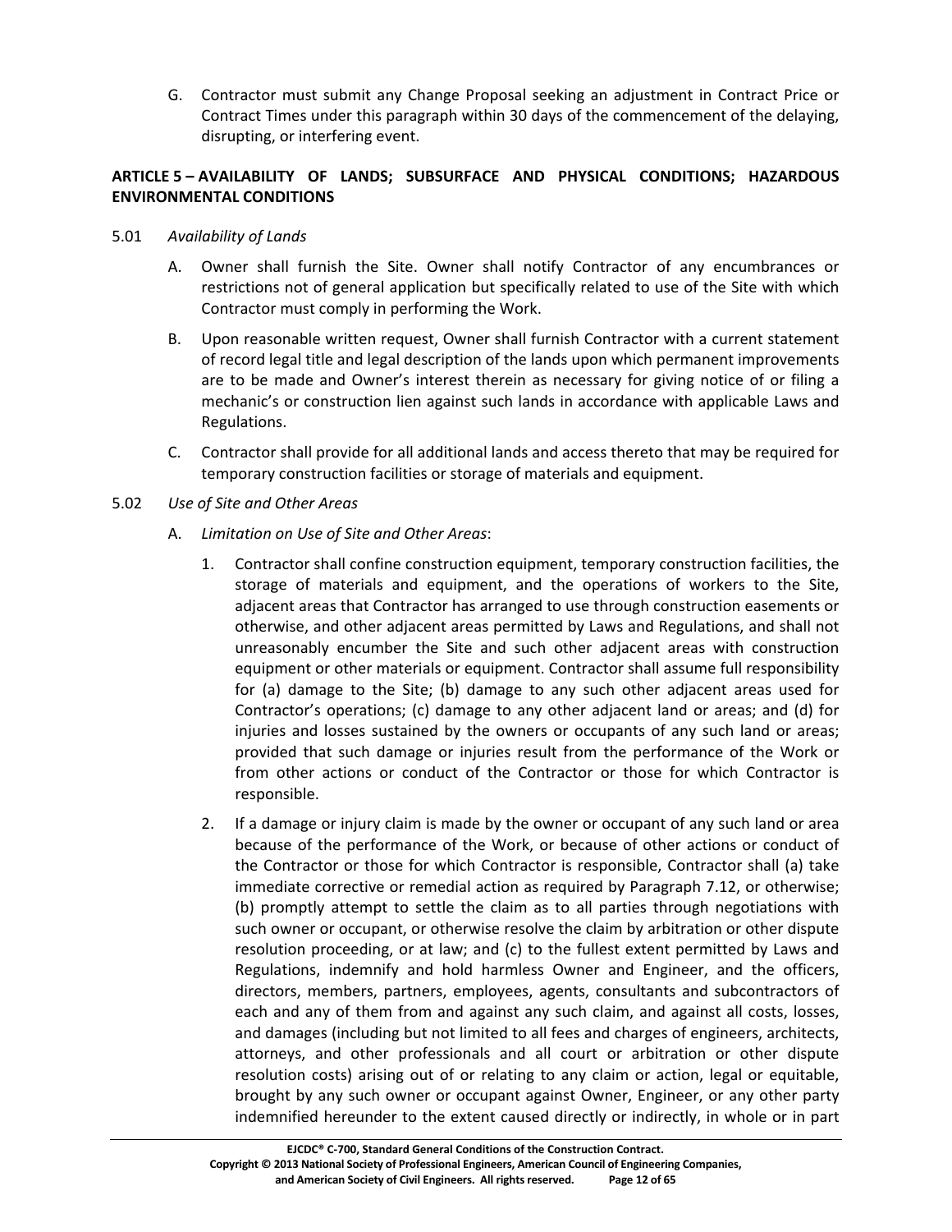G. Contractor must submit any Change Proposal seeking an adjustment in Contract Price or Contract Times under this paragraph within 30 days of the commencement of the delaying, disrupting, or interfering event.

## ARTICLE 5 – AVAILABILITY OF LANDS; SUBSURFACE AND PHYSICAL CONDITIONS; HAZARDOUS ENVIRONMENTAL CONDITIONS

5.01 *Availability of Lands*

A. Owner shall furnish the Site. Owner shall notify Contractor of any encumbrances or restrictions not of general application but specifically related to use of the Site with which Contractor must comply in performing the Work.

B. Upon reasonable written request, Owner shall furnish Contractor with a current statement of record legal title and legal description of the lands upon which permanent improvements are to be made and Owner's interest therein as necessary for giving notice of or filing a mechanic's or construction lien against such lands in accordance with applicable Laws and Regulations.

C. Contractor shall provide for all additional lands and access thereto that may be required for temporary construction facilities or storage of materials and equipment.

5.02 *Use of Site and Other Areas*

A. *Limitation on Use of Site and Other Areas*:

1. Contractor shall confine construction equipment, temporary construction facilities, the storage of materials and equipment, and the operations of workers to the Site, adjacent areas that Contractor has arranged to use through construction easements or otherwise, and other adjacent areas permitted by Laws and Regulations, and shall not unreasonably encumber the Site and such other adjacent areas with construction equipment or other materials or equipment. Contractor shall assume full responsibility for (a) damage to the Site; (b) damage to any such other adjacent areas used for Contractor's operations; (c) damage to any other adjacent land or areas; and (d) for injuries and losses sustained by the owners or occupants of any such land or areas; provided that such damage or injuries result from the performance of the Work or from other actions or conduct of the Contractor or those for which Contractor is responsible.

2. If a damage or injury claim is made by the owner or occupant of any such land or area because of the performance of the Work, or because of other actions or conduct of the Contractor or those for which Contractor is responsible, Contractor shall (a) take immediate corrective or remedial action as required by Paragraph 7.12, or otherwise; (b) promptly attempt to settle the claim as to all parties through negotiations with such owner or occupant, or otherwise resolve the claim by arbitration or other dispute resolution proceeding, or at law; and (c) to the fullest extent permitted by Laws and Regulations, indemnify and hold harmless Owner and Engineer, and the officers, directors, members, partners, employees, agents, consultants and subcontractors of each and any of them from and against any such claim, and against all costs, losses, and damages (including but not limited to all fees and charges of engineers, architects, attorneys, and other professionals and all court or arbitration or other dispute resolution costs) arising out of or relating to any claim or action, legal or equitable, brought by any such owner or occupant against Owner, Engineer, or any other party indemnified hereunder to the extent caused directly or indirectly, in whole or in part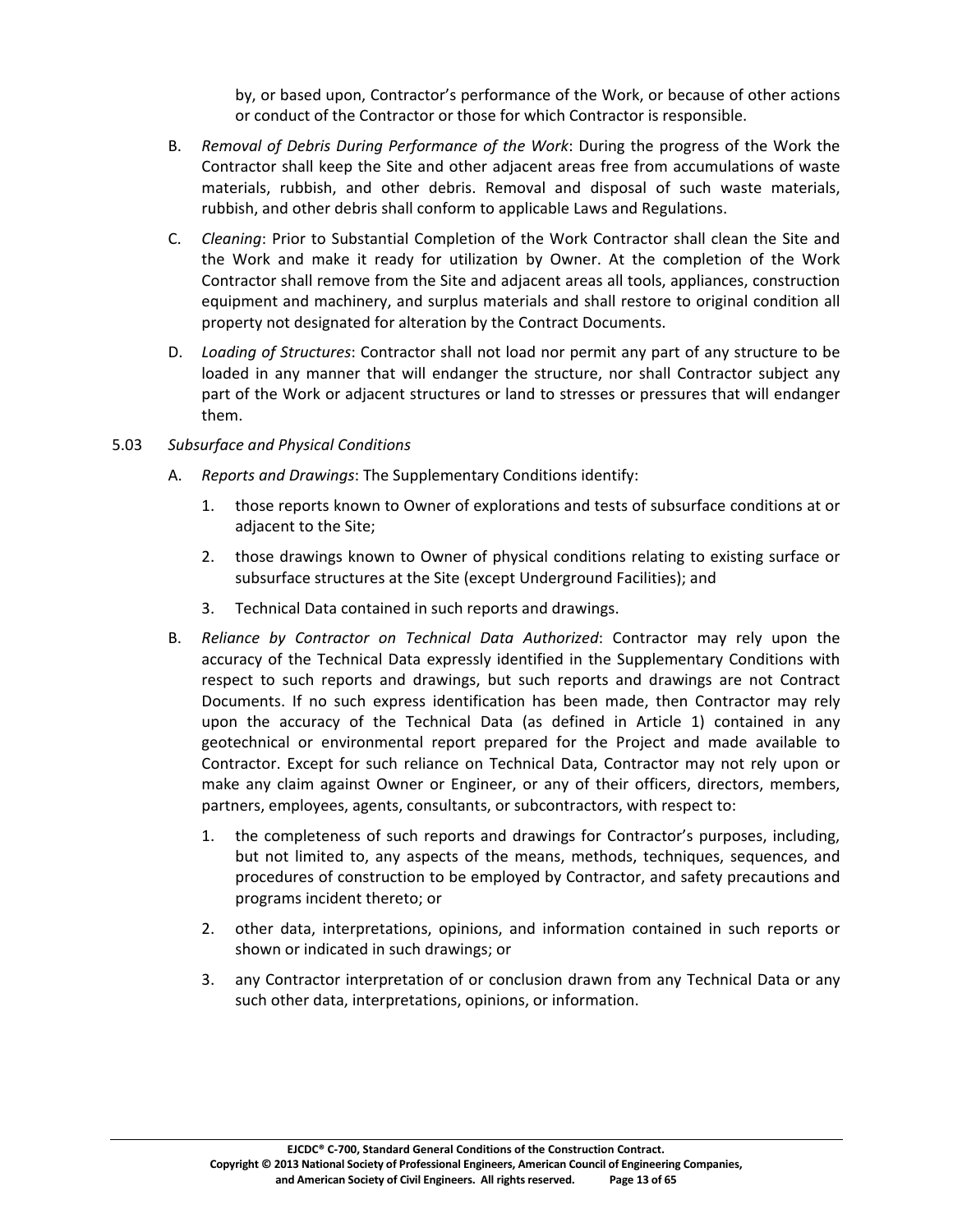by, or based upon, Contractor's performance of the Work, or because of other actions or conduct of the Contractor or those for which Contractor is responsible.

B. *Removal of Debris During Performance of the Work*: During the progress of the Work the Contractor shall keep the Site and other adjacent areas free from accumulations of waste materials, rubbish, and other debris. Removal and disposal of such waste materials, rubbish, and other debris shall conform to applicable Laws and Regulations.

C. *Cleaning*: Prior to Substantial Completion of the Work Contractor shall clean the Site and the Work and make it ready for utilization by Owner. At the completion of the Work Contractor shall remove from the Site and adjacent areas all tools, appliances, construction equipment and machinery, and surplus materials and shall restore to original condition all property not designated for alteration by the Contract Documents.

D. *Loading of Structures*: Contractor shall not load nor permit any part of any structure to be loaded in any manner that will endanger the structure, nor shall Contractor subject any part of the Work or adjacent structures or land to stresses or pressures that will endanger them.

5.03 *Subsurface and Physical Conditions*

A. *Reports and Drawings*: The Supplementary Conditions identify:

1. those reports known to Owner of explorations and tests of subsurface conditions at or adjacent to the Site;

2. those drawings known to Owner of physical conditions relating to existing surface or subsurface structures at the Site (except Underground Facilities); and

3. Technical Data contained in such reports and drawings.

B. *Reliance by Contractor on Technical Data Authorized*: Contractor may rely upon the accuracy of the Technical Data expressly identified in the Supplementary Conditions with respect to such reports and drawings, but such reports and drawings are not Contract Documents. If no such express identification has been made, then Contractor may rely upon the accuracy of the Technical Data (as defined in Article 1) contained in any geotechnical or environmental report prepared for the Project and made available to Contractor. Except for such reliance on Technical Data, Contractor may not rely upon or make any claim against Owner or Engineer, or any of their officers, directors, members, partners, employees, agents, consultants, or subcontractors, with respect to:

1. the completeness of such reports and drawings for Contractor's purposes, including, but not limited to, any aspects of the means, methods, techniques, sequences, and procedures of construction to be employed by Contractor, and safety precautions and programs incident thereto; or

2. other data, interpretations, opinions, and information contained in such reports or shown or indicated in such drawings; or

3. any Contractor interpretation of or conclusion drawn from any Technical Data or any such other data, interpretations, opinions, or information.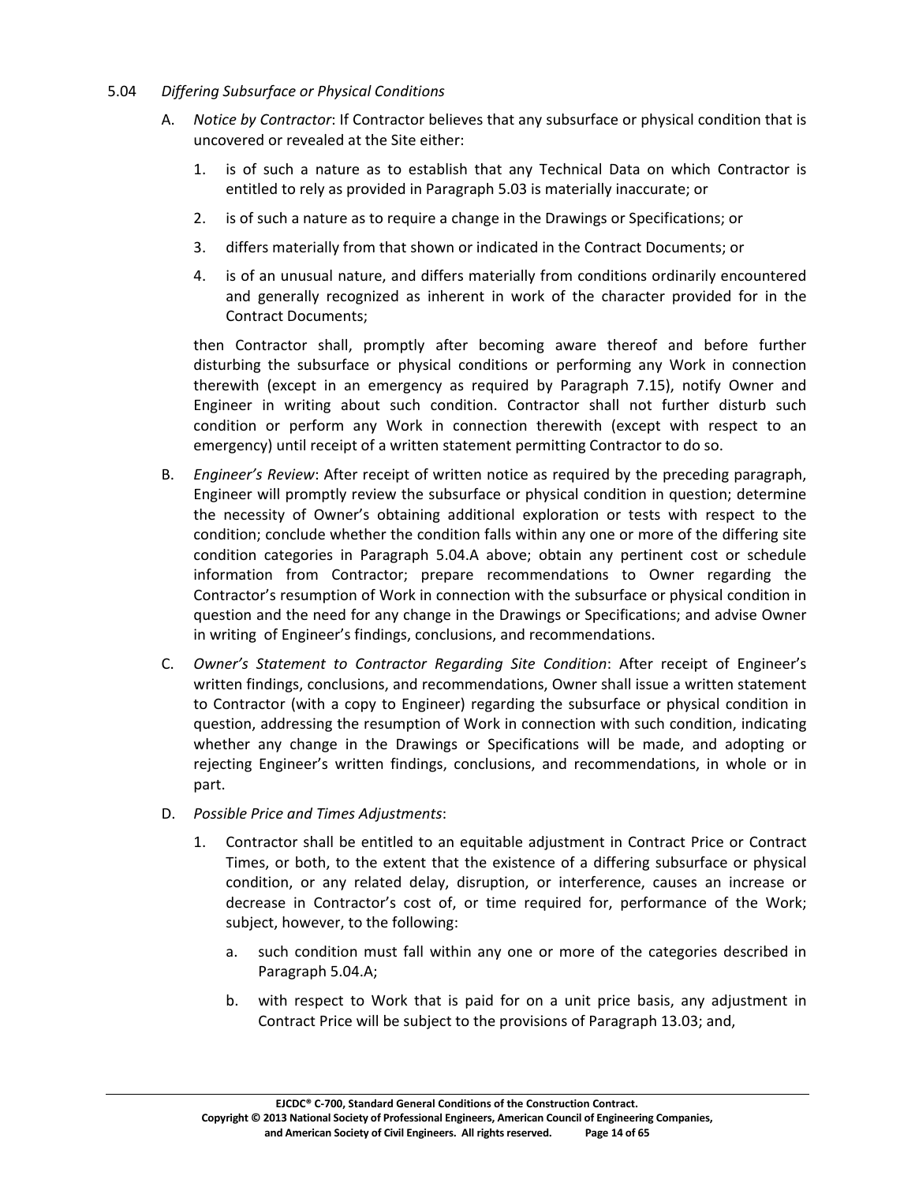5.04 *Differing Subsurface or Physical Conditions*

A. *Notice by Contractor*: If Contractor believes that any subsurface or physical condition that is uncovered or revealed at the Site either:

   1. is of such a nature as to establish that any Technical Data on which Contractor is entitled to rely as provided in Paragraph 5.03 is materially inaccurate; or

   2. is of such a nature as to require a change in the Drawings or Specifications; or

   3. differs materially from that shown or indicated in the Contract Documents; or

   4. is of an unusual nature, and differs materially from conditions ordinarily encountered and generally recognized as inherent in work of the character provided for in the Contract Documents;

   then Contractor shall, promptly after becoming aware thereof and before further disturbing the subsurface or physical conditions or performing any Work in connection therewith (except in an emergency as required by Paragraph 7.15), notify Owner and Engineer in writing about such condition. Contractor shall not further disturb such condition or perform any Work in connection therewith (except with respect to an emergency) until receipt of a written statement permitting Contractor to do so.

B. *Engineer's Review*: After receipt of written notice as required by the preceding paragraph, Engineer will promptly review the subsurface or physical condition in question; determine the necessity of Owner's obtaining additional exploration or tests with respect to the condition; conclude whether the condition falls within any one or more of the differing site condition categories in Paragraph 5.04.A above; obtain any pertinent cost or schedule information from Contractor; prepare recommendations to Owner regarding the Contractor's resumption of Work in connection with the subsurface or physical condition in question and the need for any change in the Drawings or Specifications; and advise Owner in writing of Engineer's findings, conclusions, and recommendations.

C. *Owner's Statement to Contractor Regarding Site Condition*: After receipt of Engineer's written findings, conclusions, and recommendations, Owner shall issue a written statement to Contractor (with a copy to Engineer) regarding the subsurface or physical condition in question, addressing the resumption of Work in connection with such condition, indicating whether any change in the Drawings or Specifications will be made, and adopting or rejecting Engineer's written findings, conclusions, and recommendations, in whole or in part.

D. *Possible Price and Times Adjustments*:

   1. Contractor shall be entitled to an equitable adjustment in Contract Price or Contract Times, or both, to the extent that the existence of a differing subsurface or physical condition, or any related delay, disruption, or interference, causes an increase or decrease in Contractor's cost of, or time required for, performance of the Work; subject, however, to the following:

      a. such condition must fall within any one or more of the categories described in Paragraph 5.04.A;

      b. with respect to Work that is paid for on a unit price basis, any adjustment in Contract Price will be subject to the provisions of Paragraph 13.03; and,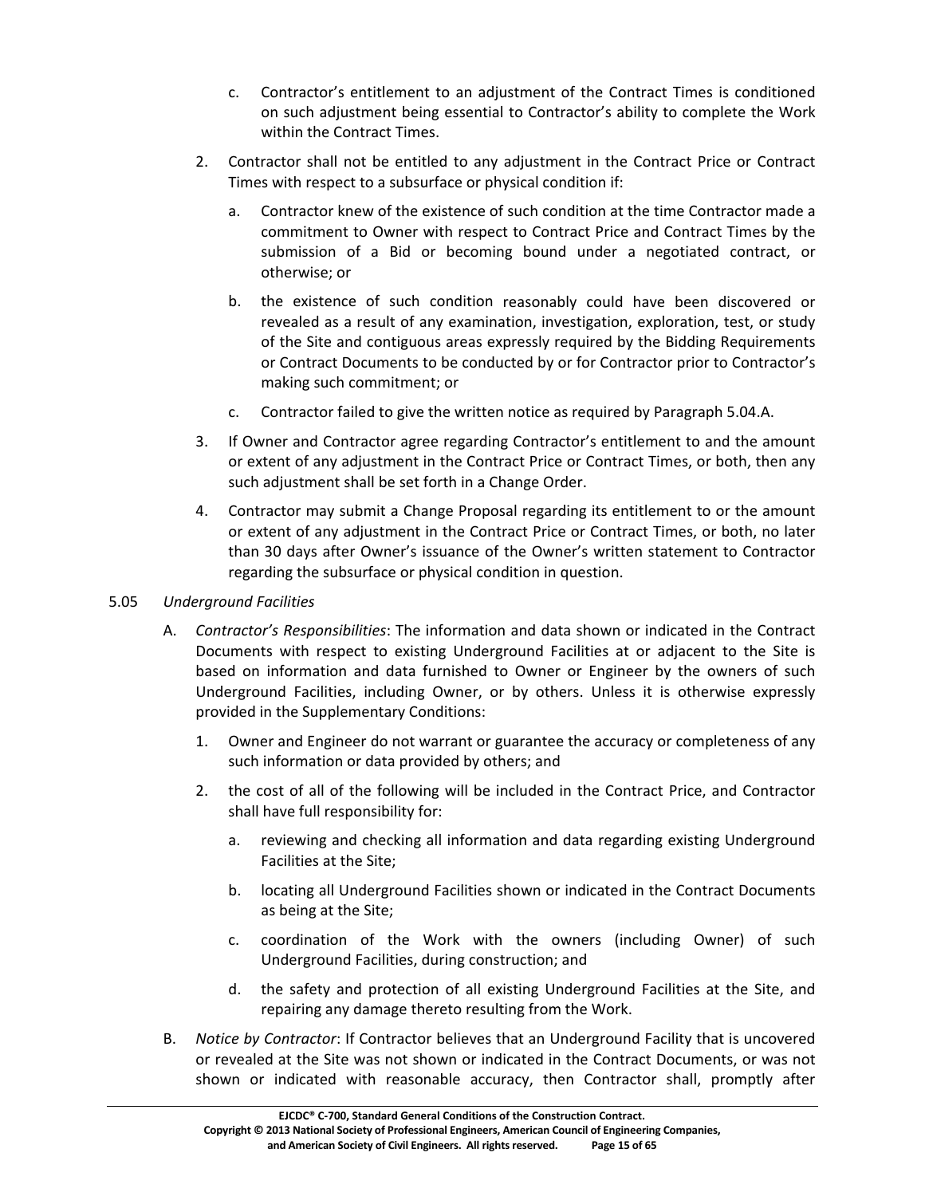c. Contractor's entitlement to an adjustment of the Contract Times is conditioned on such adjustment being essential to Contractor's ability to complete the Work within the Contract Times.

2. Contractor shall not be entitled to any adjustment in the Contract Price or Contract Times with respect to a subsurface or physical condition if:

   a. Contractor knew of the existence of such condition at the time Contractor made a commitment to Owner with respect to Contract Price and Contract Times by the submission of a Bid or becoming bound under a negotiated contract, or otherwise; or

   b. the existence of such condition reasonably could have been discovered or revealed as a result of any examination, investigation, exploration, test, or study of the Site and contiguous areas expressly required by the Bidding Requirements or Contract Documents to be conducted by or for Contractor prior to Contractor's making such commitment; or

   c. Contractor failed to give the written notice as required by Paragraph 5.04.A.

3. If Owner and Contractor agree regarding Contractor's entitlement to and the amount or extent of any adjustment in the Contract Price or Contract Times, or both, then any such adjustment shall be set forth in a Change Order.

4. Contractor may submit a Change Proposal regarding its entitlement to or the amount or extent of any adjustment in the Contract Price or Contract Times, or both, no later than 30 days after Owner's issuance of the Owner's written statement to Contractor regarding the subsurface or physical condition in question.

5.05 *Underground Facilities*

A. *Contractor's Responsibilities*: The information and data shown or indicated in the Contract Documents with respect to existing Underground Facilities at or adjacent to the Site is based on information and data furnished to Owner or Engineer by the owners of such Underground Facilities, including Owner, or by others. Unless it is otherwise expressly provided in the Supplementary Conditions:

   1. Owner and Engineer do not warrant or guarantee the accuracy or completeness of any such information or data provided by others; and

   2. the cost of all of the following will be included in the Contract Price, and Contractor shall have full responsibility for:

      a. reviewing and checking all information and data regarding existing Underground Facilities at the Site;

      b. locating all Underground Facilities shown or indicated in the Contract Documents as being at the Site;

      c. coordination of the Work with the owners (including Owner) of such Underground Facilities, during construction; and

      d. the safety and protection of all existing Underground Facilities at the Site, and repairing any damage thereto resulting from the Work.

B. *Notice by Contractor*: If Contractor believes that an Underground Facility that is uncovered or revealed at the Site was not shown or indicated in the Contract Documents, or was not shown or indicated with reasonable accuracy, then Contractor shall, promptly after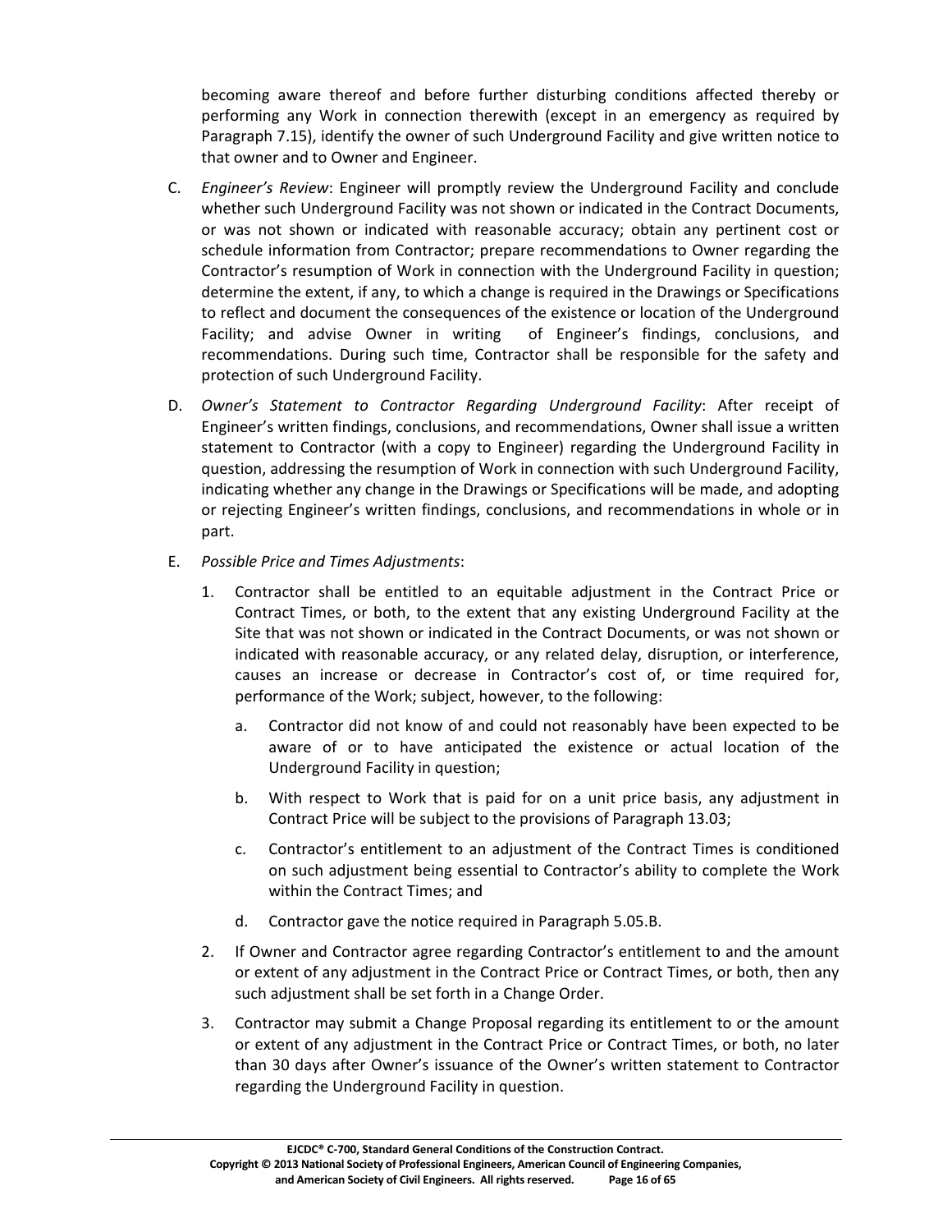becoming aware thereof and before further disturbing conditions affected thereby or performing any Work in connection therewith (except in an emergency as required by Paragraph 7.15), identify the owner of such Underground Facility and give written notice to that owner and to Owner and Engineer.

C. *Engineer's Review*: Engineer will promptly review the Underground Facility and conclude whether such Underground Facility was not shown or indicated in the Contract Documents, or was not shown or indicated with reasonable accuracy; obtain any pertinent cost or schedule information from Contractor; prepare recommendations to Owner regarding the Contractor's resumption of Work in connection with the Underground Facility in question; determine the extent, if any, to which a change is required in the Drawings or Specifications to reflect and document the consequences of the existence or location of the Underground Facility; and advise Owner in writing of Engineer's findings, conclusions, and recommendations. During such time, Contractor shall be responsible for the safety and protection of such Underground Facility.

D. *Owner's Statement to Contractor Regarding Underground Facility*: After receipt of Engineer's written findings, conclusions, and recommendations, Owner shall issue a written statement to Contractor (with a copy to Engineer) regarding the Underground Facility in question, addressing the resumption of Work in connection with such Underground Facility, indicating whether any change in the Drawings or Specifications will be made, and adopting or rejecting Engineer's written findings, conclusions, and recommendations in whole or in part.

E. *Possible Price and Times Adjustments*:

1. Contractor shall be entitled to an equitable adjustment in the Contract Price or Contract Times, or both, to the extent that any existing Underground Facility at the Site that was not shown or indicated in the Contract Documents, or was not shown or indicated with reasonable accuracy, or any related delay, disruption, or interference, causes an increase or decrease in Contractor's cost of, or time required for, performance of the Work; subject, however, to the following:

   a. Contractor did not know of and could not reasonably have been expected to be aware of or to have anticipated the existence or actual location of the Underground Facility in question;

   b. With respect to Work that is paid for on a unit price basis, any adjustment in Contract Price will be subject to the provisions of Paragraph 13.03;

   c. Contractor's entitlement to an adjustment of the Contract Times is conditioned on such adjustment being essential to Contractor's ability to complete the Work within the Contract Times; and

   d. Contractor gave the notice required in Paragraph 5.05.B.

2. If Owner and Contractor agree regarding Contractor's entitlement to and the amount or extent of any adjustment in the Contract Price or Contract Times, or both, then any such adjustment shall be set forth in a Change Order.

3. Contractor may submit a Change Proposal regarding its entitlement to or the amount or extent of any adjustment in the Contract Price or Contract Times, or both, no later than 30 days after Owner's issuance of the Owner's written statement to Contractor regarding the Underground Facility in question.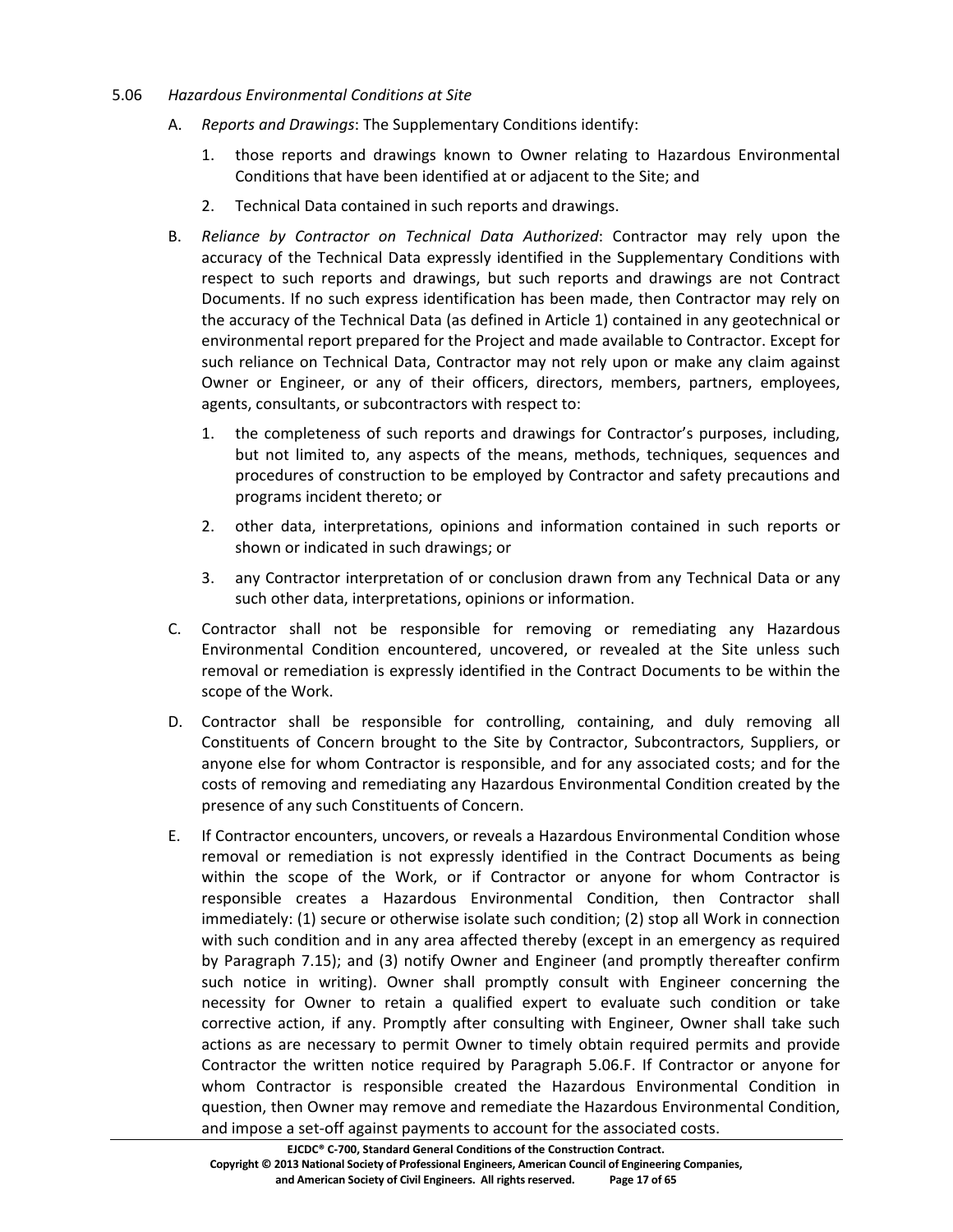5.06 *Hazardous Environmental Conditions at Site*

A. *Reports and Drawings*: The Supplementary Conditions identify:

1. those reports and drawings known to Owner relating to Hazardous Environmental Conditions that have been identified at or adjacent to the Site; and

2. Technical Data contained in such reports and drawings.

B. *Reliance by Contractor on Technical Data Authorized*: Contractor may rely upon the accuracy of the Technical Data expressly identified in the Supplementary Conditions with respect to such reports and drawings, but such reports and drawings are not Contract Documents. If no such express identification has been made, then Contractor may rely on the accuracy of the Technical Data (as defined in Article 1) contained in any geotechnical or environmental report prepared for the Project and made available to Contractor. Except for such reliance on Technical Data, Contractor may not rely upon or make any claim against Owner or Engineer, or any of their officers, directors, members, partners, employees, agents, consultants, or subcontractors with respect to:

1. the completeness of such reports and drawings for Contractor's purposes, including, but not limited to, any aspects of the means, methods, techniques, sequences and procedures of construction to be employed by Contractor and safety precautions and programs incident thereto; or

2. other data, interpretations, opinions and information contained in such reports or shown or indicated in such drawings; or

3. any Contractor interpretation of or conclusion drawn from any Technical Data or any such other data, interpretations, opinions or information.

C. Contractor shall not be responsible for removing or remediating any Hazardous Environmental Condition encountered, uncovered, or revealed at the Site unless such removal or remediation is expressly identified in the Contract Documents to be within the scope of the Work.

D. Contractor shall be responsible for controlling, containing, and duly removing all Constituents of Concern brought to the Site by Contractor, Subcontractors, Suppliers, or anyone else for whom Contractor is responsible, and for any associated costs; and for the costs of removing and remediating any Hazardous Environmental Condition created by the presence of any such Constituents of Concern.

E. If Contractor encounters, uncovers, or reveals a Hazardous Environmental Condition whose removal or remediation is not expressly identified in the Contract Documents as being within the scope of the Work, or if Contractor or anyone for whom Contractor is responsible creates a Hazardous Environmental Condition, then Contractor shall immediately: (1) secure or otherwise isolate such condition; (2) stop all Work in connection with such condition and in any area affected thereby (except in an emergency as required by Paragraph 7.15); and (3) notify Owner and Engineer (and promptly thereafter confirm such notice in writing). Owner shall promptly consult with Engineer concerning the necessity for Owner to retain a qualified expert to evaluate such condition or take corrective action, if any. Promptly after consulting with Engineer, Owner shall take such actions as are necessary to permit Owner to timely obtain required permits and provide Contractor the written notice required by Paragraph 5.06.F. If Contractor or anyone for whom Contractor is responsible created the Hazardous Environmental Condition in question, then Owner may remove and remediate the Hazardous Environmental Condition, and impose a set-off against payments to account for the associated costs.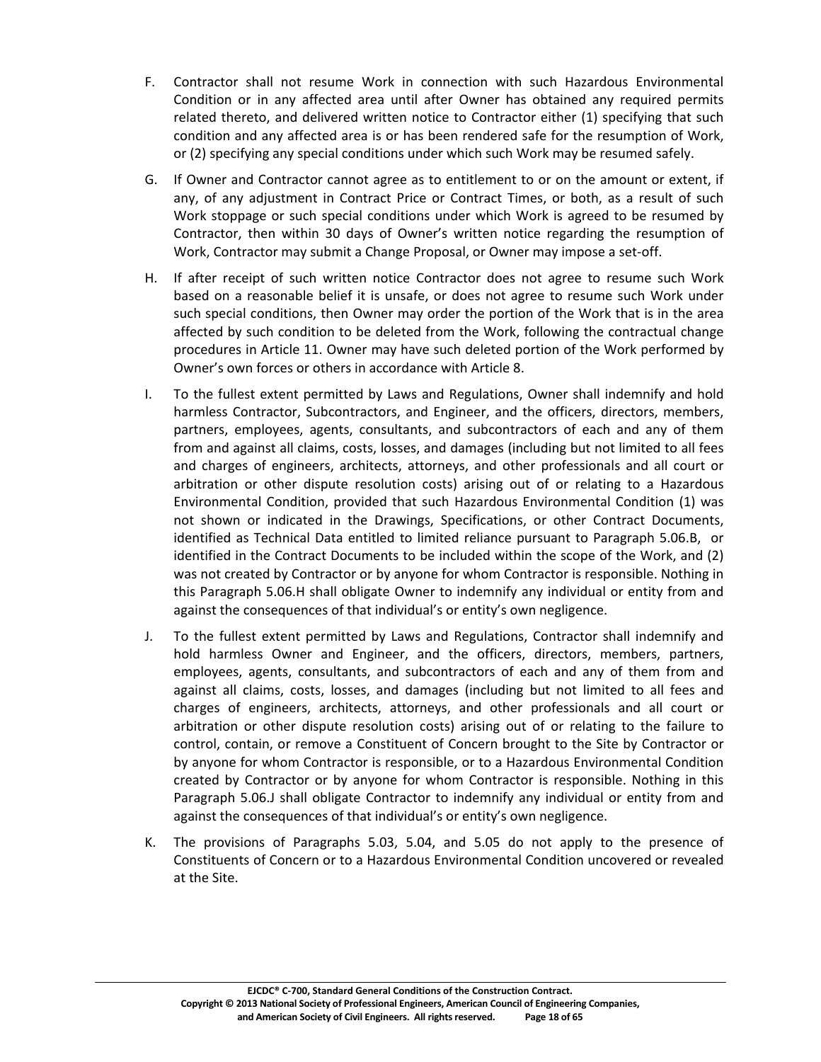F. Contractor shall not resume Work in connection with such Hazardous Environmental Condition or in any affected area until after Owner has obtained any required permits related thereto, and delivered written notice to Contractor either (1) specifying that such condition and any affected area is or has been rendered safe for the resumption of Work, or (2) specifying any special conditions under which such Work may be resumed safely.

G. If Owner and Contractor cannot agree as to entitlement to or on the amount or extent, if any, of any adjustment in Contract Price or Contract Times, or both, as a result of such Work stoppage or such special conditions under which Work is agreed to be resumed by Contractor, then within 30 days of Owner's written notice regarding the resumption of Work, Contractor may submit a Change Proposal, or Owner may impose a set-off.

H. If after receipt of such written notice Contractor does not agree to resume such Work based on a reasonable belief it is unsafe, or does not agree to resume such Work under such special conditions, then Owner may order the portion of the Work that is in the area affected by such condition to be deleted from the Work, following the contractual change procedures in Article 11. Owner may have such deleted portion of the Work performed by Owner's own forces or others in accordance with Article 8.

I. To the fullest extent permitted by Laws and Regulations, Owner shall indemnify and hold harmless Contractor, Subcontractors, and Engineer, and the officers, directors, members, partners, employees, agents, consultants, and subcontractors of each and any of them from and against all claims, costs, losses, and damages (including but not limited to all fees and charges of engineers, architects, attorneys, and other professionals and all court or arbitration or other dispute resolution costs) arising out of or relating to a Hazardous Environmental Condition, provided that such Hazardous Environmental Condition (1) was not shown or indicated in the Drawings, Specifications, or other Contract Documents, identified as Technical Data entitled to limited reliance pursuant to Paragraph 5.06.B, or identified in the Contract Documents to be included within the scope of the Work, and (2) was not created by Contractor or by anyone for whom Contractor is responsible. Nothing in this Paragraph 5.06.H shall obligate Owner to indemnify any individual or entity from and against the consequences of that individual's or entity's own negligence.

J. To the fullest extent permitted by Laws and Regulations, Contractor shall indemnify and hold harmless Owner and Engineer, and the officers, directors, members, partners, employees, agents, consultants, and subcontractors of each and any of them from and against all claims, costs, losses, and damages (including but not limited to all fees and charges of engineers, architects, attorneys, and other professionals and all court or arbitration or other dispute resolution costs) arising out of or relating to the failure to control, contain, or remove a Constituent of Concern brought to the Site by Contractor or by anyone for whom Contractor is responsible, or to a Hazardous Environmental Condition created by Contractor or by anyone for whom Contractor is responsible. Nothing in this Paragraph 5.06.J shall obligate Contractor to indemnify any individual or entity from and against the consequences of that individual's or entity's own negligence.

K. The provisions of Paragraphs 5.03, 5.04, and 5.05 do not apply to the presence of Constituents of Concern or to a Hazardous Environmental Condition uncovered or revealed at the Site.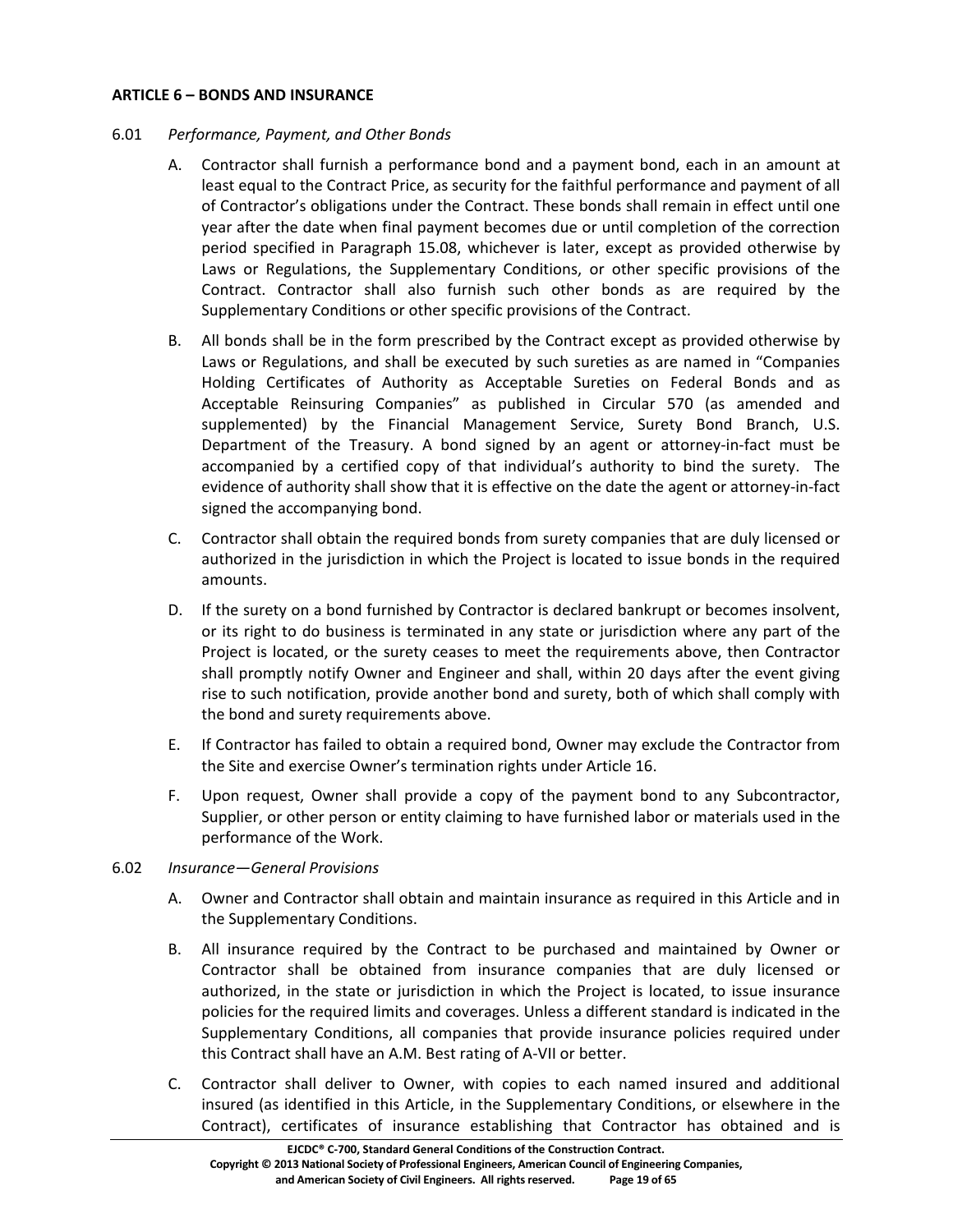## ARTICLE 6 – BONDS AND INSURANCE

6.01 *Performance, Payment, and Other Bonds*

A. Contractor shall furnish a performance bond and a payment bond, each in an amount at least equal to the Contract Price, as security for the faithful performance and payment of all of Contractor's obligations under the Contract. These bonds shall remain in effect until one year after the date when final payment becomes due or until completion of the correction period specified in Paragraph 15.08, whichever is later, except as provided otherwise by Laws or Regulations, the Supplementary Conditions, or other specific provisions of the Contract. Contractor shall also furnish such other bonds as are required by the Supplementary Conditions or other specific provisions of the Contract.

B. All bonds shall be in the form prescribed by the Contract except as provided otherwise by Laws or Regulations, and shall be executed by such sureties as are named in "Companies Holding Certificates of Authority as Acceptable Sureties on Federal Bonds and as Acceptable Reinsuring Companies" as published in Circular 570 (as amended and supplemented) by the Financial Management Service, Surety Bond Branch, U.S. Department of the Treasury. A bond signed by an agent or attorney-in-fact must be accompanied by a certified copy of that individual's authority to bind the surety. The evidence of authority shall show that it is effective on the date the agent or attorney-in-fact signed the accompanying bond.

C. Contractor shall obtain the required bonds from surety companies that are duly licensed or authorized in the jurisdiction in which the Project is located to issue bonds in the required amounts.

D. If the surety on a bond furnished by Contractor is declared bankrupt or becomes insolvent, or its right to do business is terminated in any state or jurisdiction where any part of the Project is located, or the surety ceases to meet the requirements above, then Contractor shall promptly notify Owner and Engineer and shall, within 20 days after the event giving rise to such notification, provide another bond and surety, both of which shall comply with the bond and surety requirements above.

E. If Contractor has failed to obtain a required bond, Owner may exclude the Contractor from the Site and exercise Owner's termination rights under Article 16.

F. Upon request, Owner shall provide a copy of the payment bond to any Subcontractor, Supplier, or other person or entity claiming to have furnished labor or materials used in the performance of the Work.

6.02 *Insurance—General Provisions*

A. Owner and Contractor shall obtain and maintain insurance as required in this Article and in the Supplementary Conditions.

B. All insurance required by the Contract to be purchased and maintained by Owner or Contractor shall be obtained from insurance companies that are duly licensed or authorized, in the state or jurisdiction in which the Project is located, to issue insurance policies for the required limits and coverages. Unless a different standard is indicated in the Supplementary Conditions, all companies that provide insurance policies required under this Contract shall have an A.M. Best rating of A-VII or better.

C. Contractor shall deliver to Owner, with copies to each named insured and additional insured (as identified in this Article, in the Supplementary Conditions, or elsewhere in the Contract), certificates of insurance establishing that Contractor has obtained and is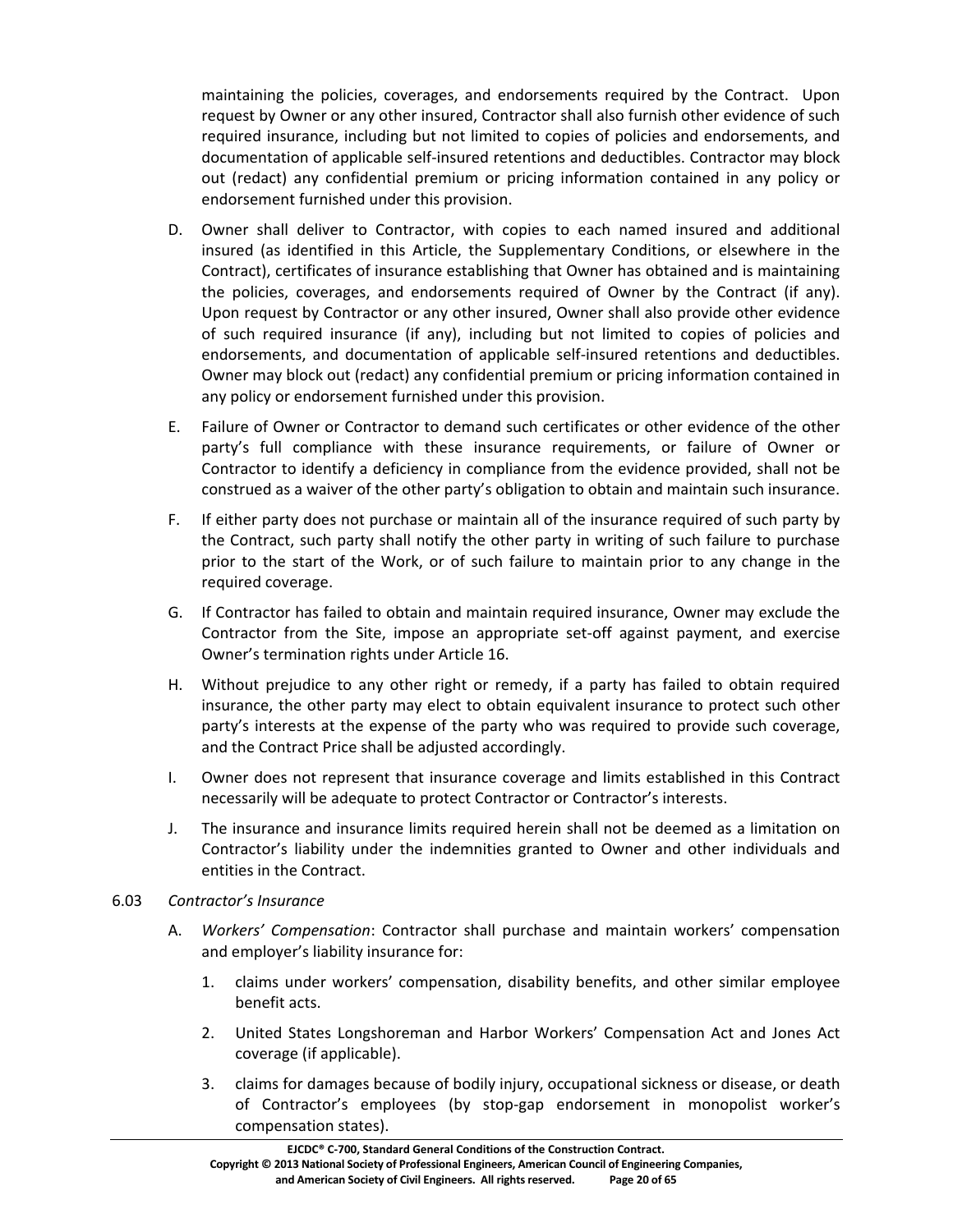maintaining the policies, coverages, and endorsements required by the Contract. Upon request by Owner or any other insured, Contractor shall also furnish other evidence of such required insurance, including but not limited to copies of policies and endorsements, and documentation of applicable self-insured retentions and deductibles. Contractor may block out (redact) any confidential premium or pricing information contained in any policy or endorsement furnished under this provision.

D. Owner shall deliver to Contractor, with copies to each named insured and additional insured (as identified in this Article, the Supplementary Conditions, or elsewhere in the Contract), certificates of insurance establishing that Owner has obtained and is maintaining the policies, coverages, and endorsements required of Owner by the Contract (if any). Upon request by Contractor or any other insured, Owner shall also provide other evidence of such required insurance (if any), including but not limited to copies of policies and endorsements, and documentation of applicable self-insured retentions and deductibles. Owner may block out (redact) any confidential premium or pricing information contained in any policy or endorsement furnished under this provision.

E. Failure of Owner or Contractor to demand such certificates or other evidence of the other party's full compliance with these insurance requirements, or failure of Owner or Contractor to identify a deficiency in compliance from the evidence provided, shall not be construed as a waiver of the other party's obligation to obtain and maintain such insurance.

F. If either party does not purchase or maintain all of the insurance required of such party by the Contract, such party shall notify the other party in writing of such failure to purchase prior to the start of the Work, or of such failure to maintain prior to any change in the required coverage.

G. If Contractor has failed to obtain and maintain required insurance, Owner may exclude the Contractor from the Site, impose an appropriate set-off against payment, and exercise Owner's termination rights under Article 16.

H. Without prejudice to any other right or remedy, if a party has failed to obtain required insurance, the other party may elect to obtain equivalent insurance to protect such other party's interests at the expense of the party who was required to provide such coverage, and the Contract Price shall be adjusted accordingly.

I. Owner does not represent that insurance coverage and limits established in this Contract necessarily will be adequate to protect Contractor or Contractor's interests.

J. The insurance and insurance limits required herein shall not be deemed as a limitation on Contractor's liability under the indemnities granted to Owner and other individuals and entities in the Contract.

6.03 *Contractor's Insurance*

A. *Workers' Compensation*: Contractor shall purchase and maintain workers' compensation and employer's liability insurance for:

1. claims under workers' compensation, disability benefits, and other similar employee benefit acts.

2. United States Longshoreman and Harbor Workers' Compensation Act and Jones Act coverage (if applicable).

3. claims for damages because of bodily injury, occupational sickness or disease, or death of Contractor's employees (by stop-gap endorsement in monopolist worker's compensation states).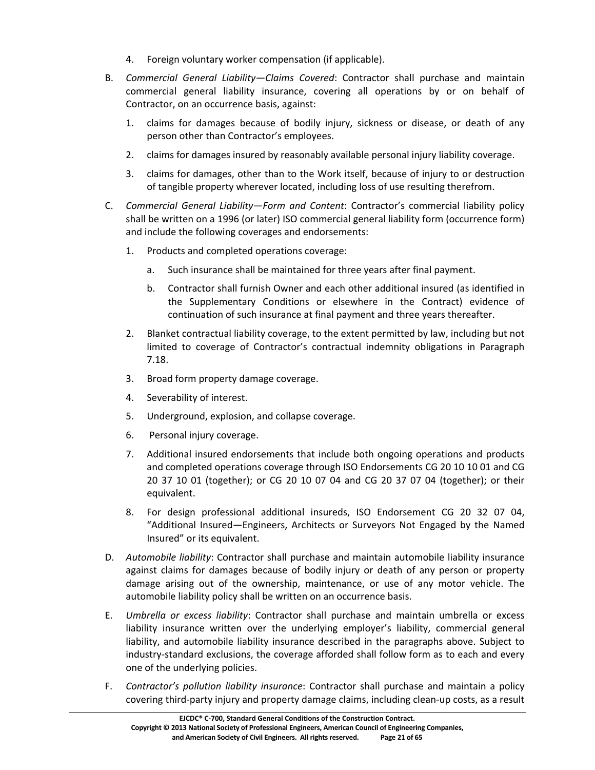4. Foreign voluntary worker compensation (if applicable).

B. *Commercial General Liability—Claims Covered*: Contractor shall purchase and maintain commercial general liability insurance, covering all operations by or on behalf of Contractor, on an occurrence basis, against:

   1. claims for damages because of bodily injury, sickness or disease, or death of any person other than Contractor's employees.

   2. claims for damages insured by reasonably available personal injury liability coverage.

   3. claims for damages, other than to the Work itself, because of injury to or destruction of tangible property wherever located, including loss of use resulting therefrom.

C. *Commercial General Liability—Form and Content*: Contractor's commercial liability policy shall be written on a 1996 (or later) ISO commercial general liability form (occurrence form) and include the following coverages and endorsements:

   1. Products and completed operations coverage:

      a. Such insurance shall be maintained for three years after final payment.

      b. Contractor shall furnish Owner and each other additional insured (as identified in the Supplementary Conditions or elsewhere in the Contract) evidence of continuation of such insurance at final payment and three years thereafter.

   2. Blanket contractual liability coverage, to the extent permitted by law, including but not limited to coverage of Contractor's contractual indemnity obligations in Paragraph 7.18.

   3. Broad form property damage coverage.

   4. Severability of interest.

   5. Underground, explosion, and collapse coverage.

   6. Personal injury coverage.

   7. Additional insured endorsements that include both ongoing operations and products and completed operations coverage through ISO Endorsements CG 20 10 10 01 and CG 20 37 10 01 (together); or CG 20 10 07 04 and CG 20 37 07 04 (together); or their equivalent.

   8. For design professional additional insureds, ISO Endorsement CG 20 32 07 04, "Additional Insured—Engineers, Architects or Surveyors Not Engaged by the Named Insured" or its equivalent.

D. *Automobile liability*: Contractor shall purchase and maintain automobile liability insurance against claims for damages because of bodily injury or death of any person or property damage arising out of the ownership, maintenance, or use of any motor vehicle. The automobile liability policy shall be written on an occurrence basis.

E. *Umbrella or excess liability*: Contractor shall purchase and maintain umbrella or excess liability insurance written over the underlying employer's liability, commercial general liability, and automobile liability insurance described in the paragraphs above. Subject to industry-standard exclusions, the coverage afforded shall follow form as to each and every one of the underlying policies.

F. *Contractor's pollution liability insurance*: Contractor shall purchase and maintain a policy covering third-party injury and property damage claims, including clean-up costs, as a result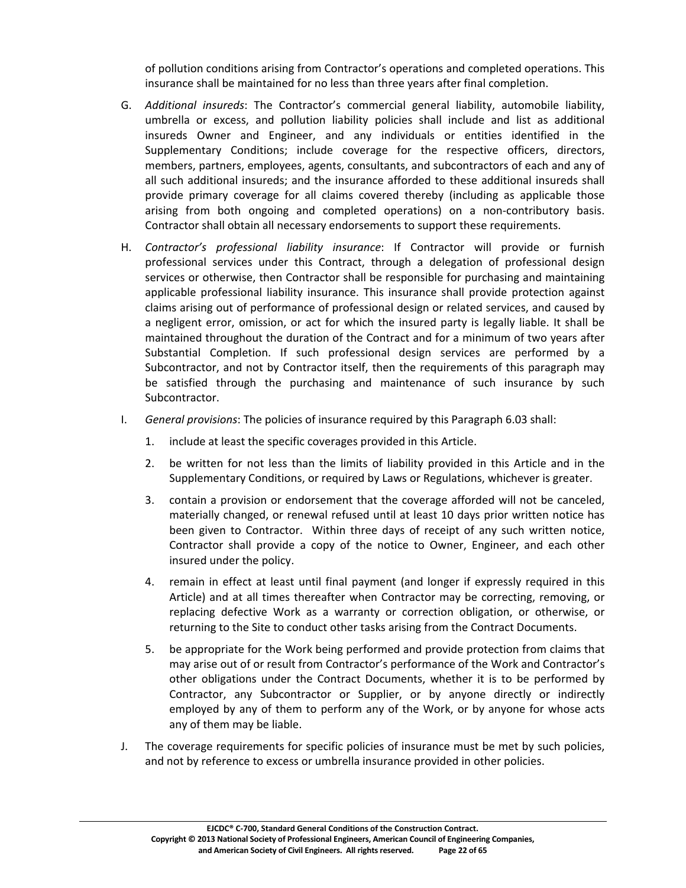of pollution conditions arising from Contractor's operations and completed operations. This insurance shall be maintained for no less than three years after final completion.

G. *Additional insureds*: The Contractor's commercial general liability, automobile liability, umbrella or excess, and pollution liability policies shall include and list as additional insureds Owner and Engineer, and any individuals or entities identified in the Supplementary Conditions; include coverage for the respective officers, directors, members, partners, employees, agents, consultants, and subcontractors of each and any of all such additional insureds; and the insurance afforded to these additional insureds shall provide primary coverage for all claims covered thereby (including as applicable those arising from both ongoing and completed operations) on a non-contributory basis. Contractor shall obtain all necessary endorsements to support these requirements.

H. *Contractor's professional liability insurance*: If Contractor will provide or furnish professional services under this Contract, through a delegation of professional design services or otherwise, then Contractor shall be responsible for purchasing and maintaining applicable professional liability insurance. This insurance shall provide protection against claims arising out of performance of professional design or related services, and caused by a negligent error, omission, or act for which the insured party is legally liable. It shall be maintained throughout the duration of the Contract and for a minimum of two years after Substantial Completion. If such professional design services are performed by a Subcontractor, and not by Contractor itself, then the requirements of this paragraph may be satisfied through the purchasing and maintenance of such insurance by such Subcontractor.

I. *General provisions*: The policies of insurance required by this Paragraph 6.03 shall:

   1. include at least the specific coverages provided in this Article.

   2. be written for not less than the limits of liability provided in this Article and in the Supplementary Conditions, or required by Laws or Regulations, whichever is greater.

   3. contain a provision or endorsement that the coverage afforded will not be canceled, materially changed, or renewal refused until at least 10 days prior written notice has been given to Contractor. Within three days of receipt of any such written notice, Contractor shall provide a copy of the notice to Owner, Engineer, and each other insured under the policy.

   4. remain in effect at least until final payment (and longer if expressly required in this Article) and at all times thereafter when Contractor may be correcting, removing, or replacing defective Work as a warranty or correction obligation, or otherwise, or returning to the Site to conduct other tasks arising from the Contract Documents.

   5. be appropriate for the Work being performed and provide protection from claims that may arise out of or result from Contractor's performance of the Work and Contractor's other obligations under the Contract Documents, whether it is to be performed by Contractor, any Subcontractor or Supplier, or by anyone directly or indirectly employed by any of them to perform any of the Work, or by anyone for whose acts any of them may be liable.

J. The coverage requirements for specific policies of insurance must be met by such policies, and not by reference to excess or umbrella insurance provided in other policies.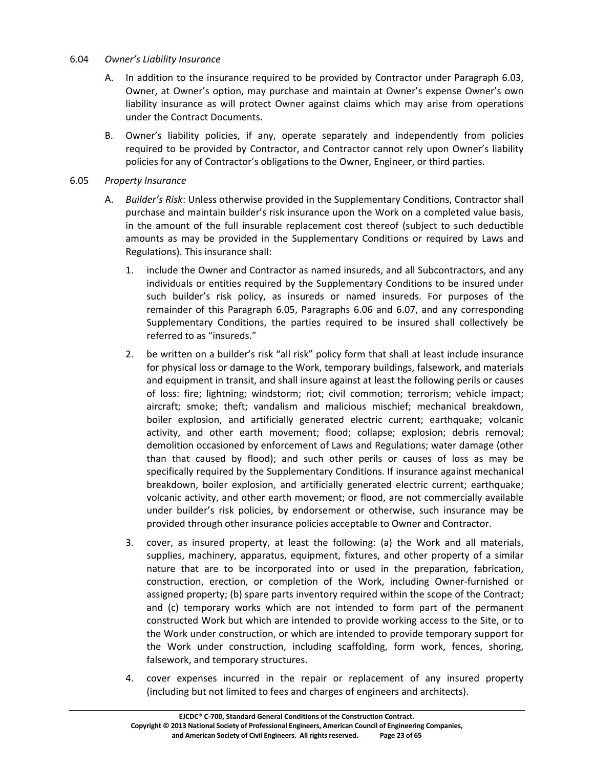6.04 *Owner's Liability Insurance*

A. In addition to the insurance required to be provided by Contractor under Paragraph 6.03, Owner, at Owner's option, may purchase and maintain at Owner's expense Owner's own liability insurance as will protect Owner against claims which may arise from operations under the Contract Documents.

B. Owner's liability policies, if any, operate separately and independently from policies required to be provided by Contractor, and Contractor cannot rely upon Owner's liability policies for any of Contractor's obligations to the Owner, Engineer, or third parties.

6.05 *Property Insurance*

A. *Builder's Risk*: Unless otherwise provided in the Supplementary Conditions, Contractor shall purchase and maintain builder's risk insurance upon the Work on a completed value basis, in the amount of the full insurable replacement cost thereof (subject to such deductible amounts as may be provided in the Supplementary Conditions or required by Laws and Regulations). This insurance shall:

1. include the Owner and Contractor as named insureds, and all Subcontractors, and any individuals or entities required by the Supplementary Conditions to be insured under such builder's risk policy, as insureds or named insureds. For purposes of the remainder of this Paragraph 6.05, Paragraphs 6.06 and 6.07, and any corresponding Supplementary Conditions, the parties required to be insured shall collectively be referred to as "insureds."

2. be written on a builder's risk "all risk" policy form that shall at least include insurance for physical loss or damage to the Work, temporary buildings, falsework, and materials and equipment in transit, and shall insure against at least the following perils or causes of loss: fire; lightning; windstorm; riot; civil commotion; terrorism; vehicle impact; aircraft; smoke; theft; vandalism and malicious mischief; mechanical breakdown, boiler explosion, and artificially generated electric current; earthquake; volcanic activity, and other earth movement; flood; collapse; explosion; debris removal; demolition occasioned by enforcement of Laws and Regulations; water damage (other than that caused by flood); and such other perils or causes of loss as may be specifically required by the Supplementary Conditions. If insurance against mechanical breakdown, boiler explosion, and artificially generated electric current; earthquake; volcanic activity, and other earth movement; or flood, are not commercially available under builder's risk policies, by endorsement or otherwise, such insurance may be provided through other insurance policies acceptable to Owner and Contractor.

3. cover, as insured property, at least the following: (a) the Work and all materials, supplies, machinery, apparatus, equipment, fixtures, and other property of a similar nature that are to be incorporated into or used in the preparation, fabrication, construction, erection, or completion of the Work, including Owner-furnished or assigned property; (b) spare parts inventory required within the scope of the Contract; and (c) temporary works which are not intended to form part of the permanent constructed Work but which are intended to provide working access to the Site, or to the Work under construction, or which are intended to provide temporary support for the Work under construction, including scaffolding, form work, fences, shoring, falsework, and temporary structures.

4. cover expenses incurred in the repair or replacement of any insured property (including but not limited to fees and charges of engineers and architects).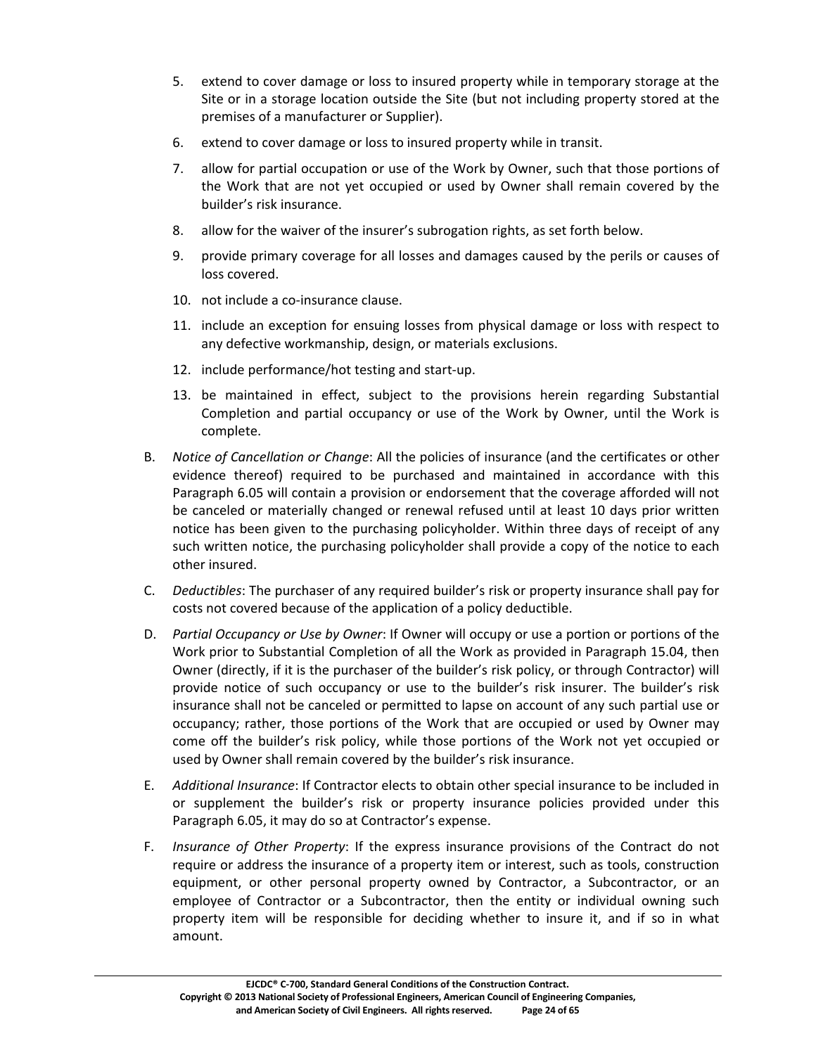5. extend to cover damage or loss to insured property while in temporary storage at the Site or in a storage location outside the Site (but not including property stored at the premises of a manufacturer or Supplier).
6. extend to cover damage or loss to insured property while in transit.
7. allow for partial occupation or use of the Work by Owner, such that those portions of the Work that are not yet occupied or used by Owner shall remain covered by the builder's risk insurance.
8. allow for the waiver of the insurer's subrogation rights, as set forth below.
9. provide primary coverage for all losses and damages caused by the perils or causes of loss covered.
10. not include a co-insurance clause.
11. include an exception for ensuing losses from physical damage or loss with respect to any defective workmanship, design, or materials exclusions.
12. include performance/hot testing and start-up.
13. be maintained in effect, subject to the provisions herein regarding Substantial Completion and partial occupancy or use of the Work by Owner, until the Work is complete.

B. *Notice of Cancellation or Change*: All the policies of insurance (and the certificates or other evidence thereof) required to be purchased and maintained in accordance with this Paragraph 6.05 will contain a provision or endorsement that the coverage afforded will not be canceled or materially changed or renewal refused until at least 10 days prior written notice has been given to the purchasing policyholder. Within three days of receipt of any such written notice, the purchasing policyholder shall provide a copy of the notice to each other insured.

C. *Deductibles*: The purchaser of any required builder's risk or property insurance shall pay for costs not covered because of the application of a policy deductible.

D. *Partial Occupancy or Use by Owner*: If Owner will occupy or use a portion or portions of the Work prior to Substantial Completion of all the Work as provided in Paragraph 15.04, then Owner (directly, if it is the purchaser of the builder's risk policy, or through Contractor) will provide notice of such occupancy or use to the builder's risk insurer. The builder's risk insurance shall not be canceled or permitted to lapse on account of any such partial use or occupancy; rather, those portions of the Work that are occupied or used by Owner may come off the builder's risk policy, while those portions of the Work not yet occupied or used by Owner shall remain covered by the builder's risk insurance.

E. *Additional Insurance*: If Contractor elects to obtain other special insurance to be included in or supplement the builder's risk or property insurance policies provided under this Paragraph 6.05, it may do so at Contractor's expense.

F. *Insurance of Other Property*: If the express insurance provisions of the Contract do not require or address the insurance of a property item or interest, such as tools, construction equipment, or other personal property owned by Contractor, a Subcontractor, or an employee of Contractor or a Subcontractor, then the entity or individual owning such property item will be responsible for deciding whether to insure it, and if so in what amount.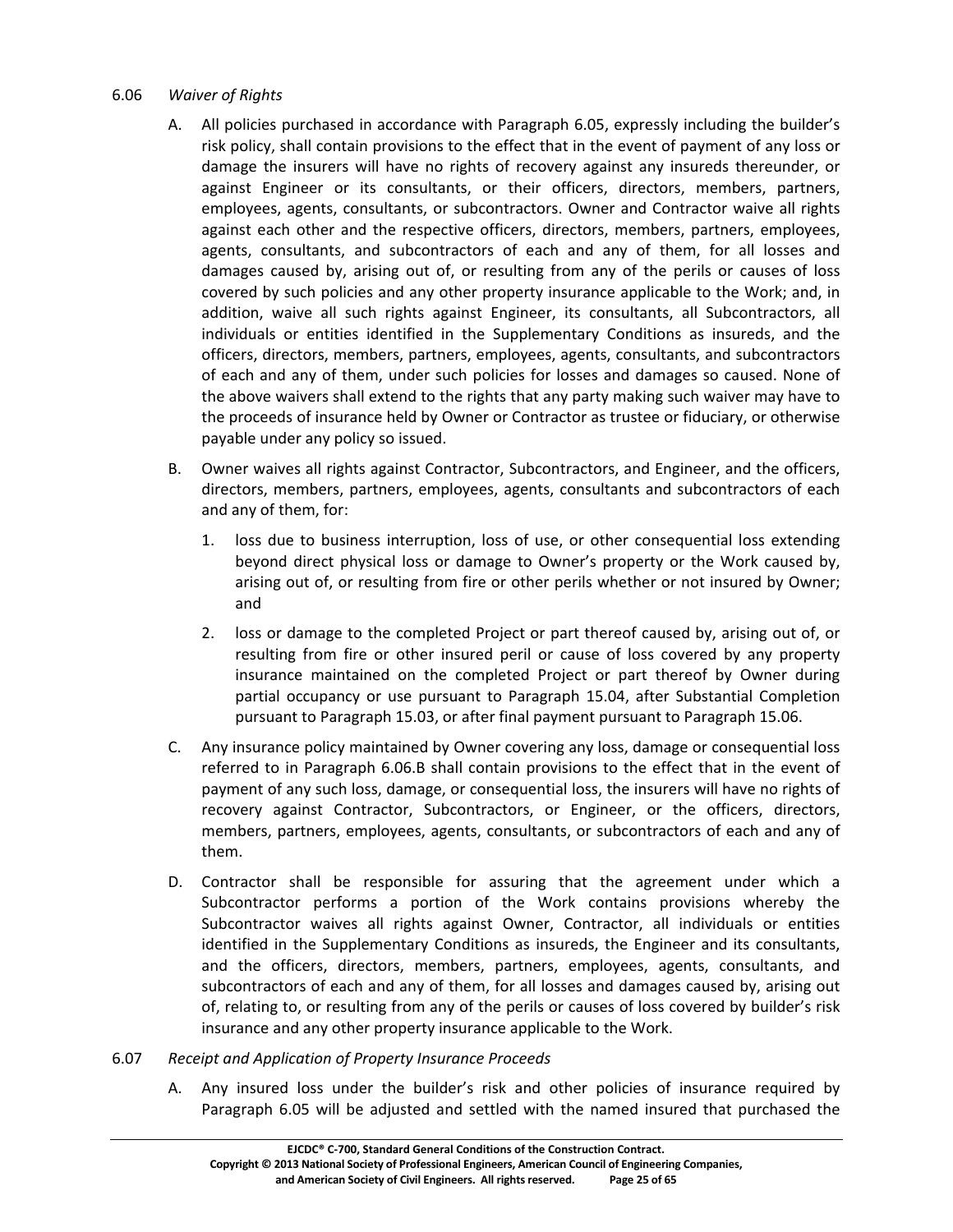6.06 *Waiver of Rights*

A. All policies purchased in accordance with Paragraph 6.05, expressly including the builder's risk policy, shall contain provisions to the effect that in the event of payment of any loss or damage the insurers will have no rights of recovery against any insureds thereunder, or against Engineer or its consultants, or their officers, directors, members, partners, employees, agents, consultants, or subcontractors. Owner and Contractor waive all rights against each other and the respective officers, directors, members, partners, employees, agents, consultants, and subcontractors of each and any of them, for all losses and damages caused by, arising out of, or resulting from any of the perils or causes of loss covered by such policies and any other property insurance applicable to the Work; and, in addition, waive all such rights against Engineer, its consultants, all Subcontractors, all individuals or entities identified in the Supplementary Conditions as insureds, and the officers, directors, members, partners, employees, agents, consultants, and subcontractors of each and any of them, under such policies for losses and damages so caused. None of the above waivers shall extend to the rights that any party making such waiver may have to the proceeds of insurance held by Owner or Contractor as trustee or fiduciary, or otherwise payable under any policy so issued.

B. Owner waives all rights against Contractor, Subcontractors, and Engineer, and the officers, directors, members, partners, employees, agents, consultants and subcontractors of each and any of them, for:

1. loss due to business interruption, loss of use, or other consequential loss extending beyond direct physical loss or damage to Owner's property or the Work caused by, arising out of, or resulting from fire or other perils whether or not insured by Owner; and

2. loss or damage to the completed Project or part thereof caused by, arising out of, or resulting from fire or other insured peril or cause of loss covered by any property insurance maintained on the completed Project or part thereof by Owner during partial occupancy or use pursuant to Paragraph 15.04, after Substantial Completion pursuant to Paragraph 15.03, or after final payment pursuant to Paragraph 15.06.

C. Any insurance policy maintained by Owner covering any loss, damage or consequential loss referred to in Paragraph 6.06.B shall contain provisions to the effect that in the event of payment of any such loss, damage, or consequential loss, the insurers will have no rights of recovery against Contractor, Subcontractors, or Engineer, or the officers, directors, members, partners, employees, agents, consultants, or subcontractors of each and any of them.

D. Contractor shall be responsible for assuring that the agreement under which a Subcontractor performs a portion of the Work contains provisions whereby the Subcontractor waives all rights against Owner, Contractor, all individuals or entities identified in the Supplementary Conditions as insureds, the Engineer and its consultants, and the officers, directors, members, partners, employees, agents, consultants, and subcontractors of each and any of them, for all losses and damages caused by, arising out of, relating to, or resulting from any of the perils or causes of loss covered by builder's risk insurance and any other property insurance applicable to the Work.

6.07 *Receipt and Application of Property Insurance Proceeds*

A. Any insured loss under the builder's risk and other policies of insurance required by Paragraph 6.05 will be adjusted and settled with the named insured that purchased the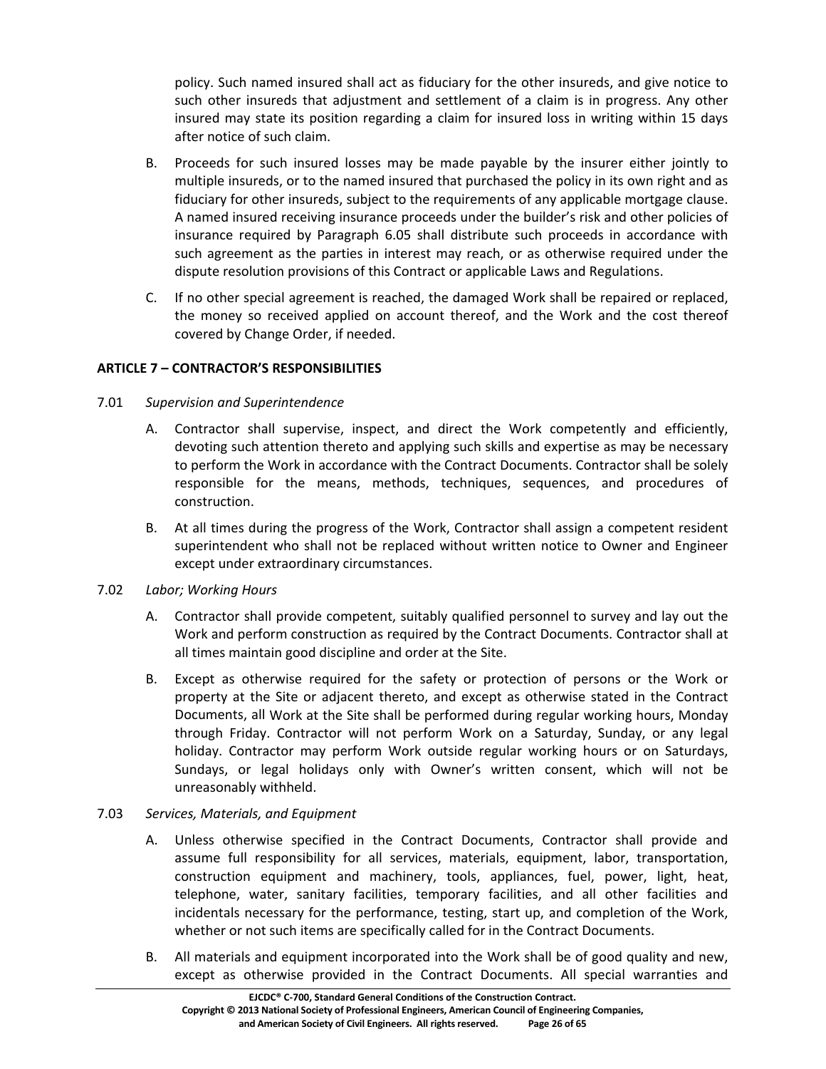policy. Such named insured shall act as fiduciary for the other insureds, and give notice to such other insureds that adjustment and settlement of a claim is in progress. Any other insured may state its position regarding a claim for insured loss in writing within 15 days after notice of such claim.

B. Proceeds for such insured losses may be made payable by the insurer either jointly to multiple insureds, or to the named insured that purchased the policy in its own right and as fiduciary for other insureds, subject to the requirements of any applicable mortgage clause. A named insured receiving insurance proceeds under the builder's risk and other policies of insurance required by Paragraph 6.05 shall distribute such proceeds in accordance with such agreement as the parties in interest may reach, or as otherwise required under the dispute resolution provisions of this Contract or applicable Laws and Regulations.

C. If no other special agreement is reached, the damaged Work shall be repaired or replaced, the money so received applied on account thereof, and the Work and the cost thereof covered by Change Order, if needed.

## ARTICLE 7 – CONTRACTOR'S RESPONSIBILITIES

7.01 *Supervision and Superintendence*

A. Contractor shall supervise, inspect, and direct the Work competently and efficiently, devoting such attention thereto and applying such skills and expertise as may be necessary to perform the Work in accordance with the Contract Documents. Contractor shall be solely responsible for the means, methods, techniques, sequences, and procedures of construction.

B. At all times during the progress of the Work, Contractor shall assign a competent resident superintendent who shall not be replaced without written notice to Owner and Engineer except under extraordinary circumstances.

7.02 *Labor; Working Hours*

A. Contractor shall provide competent, suitably qualified personnel to survey and lay out the Work and perform construction as required by the Contract Documents. Contractor shall at all times maintain good discipline and order at the Site.

B. Except as otherwise required for the safety or protection of persons or the Work or property at the Site or adjacent thereto, and except as otherwise stated in the Contract Documents, all Work at the Site shall be performed during regular working hours, Monday through Friday. Contractor will not perform Work on a Saturday, Sunday, or any legal holiday. Contractor may perform Work outside regular working hours or on Saturdays, Sundays, or legal holidays only with Owner's written consent, which will not be unreasonably withheld.

7.03 *Services, Materials, and Equipment*

A. Unless otherwise specified in the Contract Documents, Contractor shall provide and assume full responsibility for all services, materials, equipment, labor, transportation, construction equipment and machinery, tools, appliances, fuel, power, light, heat, telephone, water, sanitary facilities, temporary facilities, and all other facilities and incidentals necessary for the performance, testing, start up, and completion of the Work, whether or not such items are specifically called for in the Contract Documents.

B. All materials and equipment incorporated into the Work shall be of good quality and new, except as otherwise provided in the Contract Documents. All special warranties and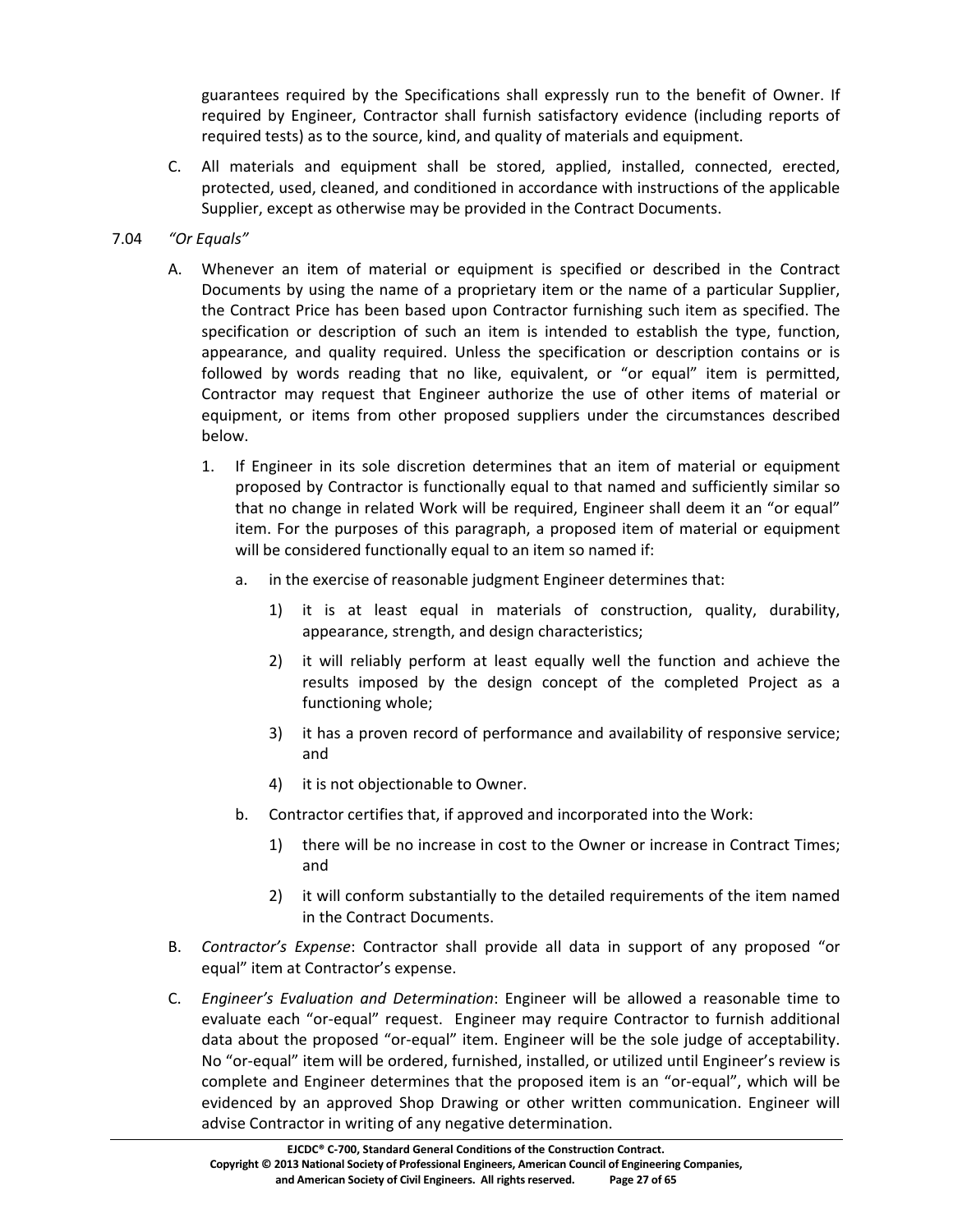guarantees required by the Specifications shall expressly run to the benefit of Owner. If required by Engineer, Contractor shall furnish satisfactory evidence (including reports of required tests) as to the source, kind, and quality of materials and equipment.

C. All materials and equipment shall be stored, applied, installed, connected, erected, protected, used, cleaned, and conditioned in accordance with instructions of the applicable Supplier, except as otherwise may be provided in the Contract Documents.

7.04 *"Or Equals"*

A. Whenever an item of material or equipment is specified or described in the Contract Documents by using the name of a proprietary item or the name of a particular Supplier, the Contract Price has been based upon Contractor furnishing such item as specified. The specification or description of such an item is intended to establish the type, function, appearance, and quality required. Unless the specification or description contains or is followed by words reading that no like, equivalent, or "or equal" item is permitted, Contractor may request that Engineer authorize the use of other items of material or equipment, or items from other proposed suppliers under the circumstances described below.

   1. If Engineer in its sole discretion determines that an item of material or equipment proposed by Contractor is functionally equal to that named and sufficiently similar so that no change in related Work will be required, Engineer shall deem it an "or equal" item. For the purposes of this paragraph, a proposed item of material or equipment will be considered functionally equal to an item so named if:

      a. in the exercise of reasonable judgment Engineer determines that:

         1) it is at least equal in materials of construction, quality, durability, appearance, strength, and design characteristics;

         2) it will reliably perform at least equally well the function and achieve the results imposed by the design concept of the completed Project as a functioning whole;

         3) it has a proven record of performance and availability of responsive service; and

         4) it is not objectionable to Owner.

      b. Contractor certifies that, if approved and incorporated into the Work:

         1) there will be no increase in cost to the Owner or increase in Contract Times; and

         2) it will conform substantially to the detailed requirements of the item named in the Contract Documents.

B. *Contractor's Expense*: Contractor shall provide all data in support of any proposed "or equal" item at Contractor's expense.

C. *Engineer's Evaluation and Determination*: Engineer will be allowed a reasonable time to evaluate each "or-equal" request. Engineer may require Contractor to furnish additional data about the proposed "or-equal" item. Engineer will be the sole judge of acceptability. No "or-equal" item will be ordered, furnished, installed, or utilized until Engineer's review is complete and Engineer determines that the proposed item is an "or-equal", which will be evidenced by an approved Shop Drawing or other written communication. Engineer will advise Contractor in writing of any negative determination.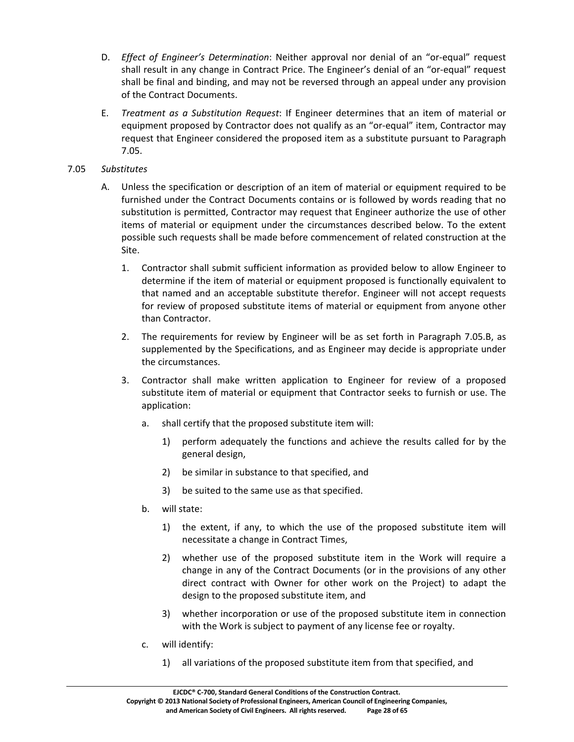D. *Effect of Engineer's Determination*: Neither approval nor denial of an "or-equal" request shall result in any change in Contract Price. The Engineer's denial of an "or-equal" request shall be final and binding, and may not be reversed through an appeal under any provision of the Contract Documents.

E. *Treatment as a Substitution Request*: If Engineer determines that an item of material or equipment proposed by Contractor does not qualify as an "or-equal" item, Contractor may request that Engineer considered the proposed item as a substitute pursuant to Paragraph 7.05.

7.05 *Substitutes*

A. Unless the specification or description of an item of material or equipment required to be furnished under the Contract Documents contains or is followed by words reading that no substitution is permitted, Contractor may request that Engineer authorize the use of other items of material or equipment under the circumstances described below. To the extent possible such requests shall be made before commencement of related construction at the Site.

1. Contractor shall submit sufficient information as provided below to allow Engineer to determine if the item of material or equipment proposed is functionally equivalent to that named and an acceptable substitute therefor. Engineer will not accept requests for review of proposed substitute items of material or equipment from anyone other than Contractor.

2. The requirements for review by Engineer will be as set forth in Paragraph 7.05.B, as supplemented by the Specifications, and as Engineer may decide is appropriate under the circumstances.

3. Contractor shall make written application to Engineer for review of a proposed substitute item of material or equipment that Contractor seeks to furnish or use. The application:

   a. shall certify that the proposed substitute item will:

      1) perform adequately the functions and achieve the results called for by the general design,

      2) be similar in substance to that specified, and

      3) be suited to the same use as that specified.

   b. will state:

      1) the extent, if any, to which the use of the proposed substitute item will necessitate a change in Contract Times,

      2) whether use of the proposed substitute item in the Work will require a change in any of the Contract Documents (or in the provisions of any other direct contract with Owner for other work on the Project) to adapt the design to the proposed substitute item, and

      3) whether incorporation or use of the proposed substitute item in connection with the Work is subject to payment of any license fee or royalty.

   c. will identify:

      1) all variations of the proposed substitute item from that specified, and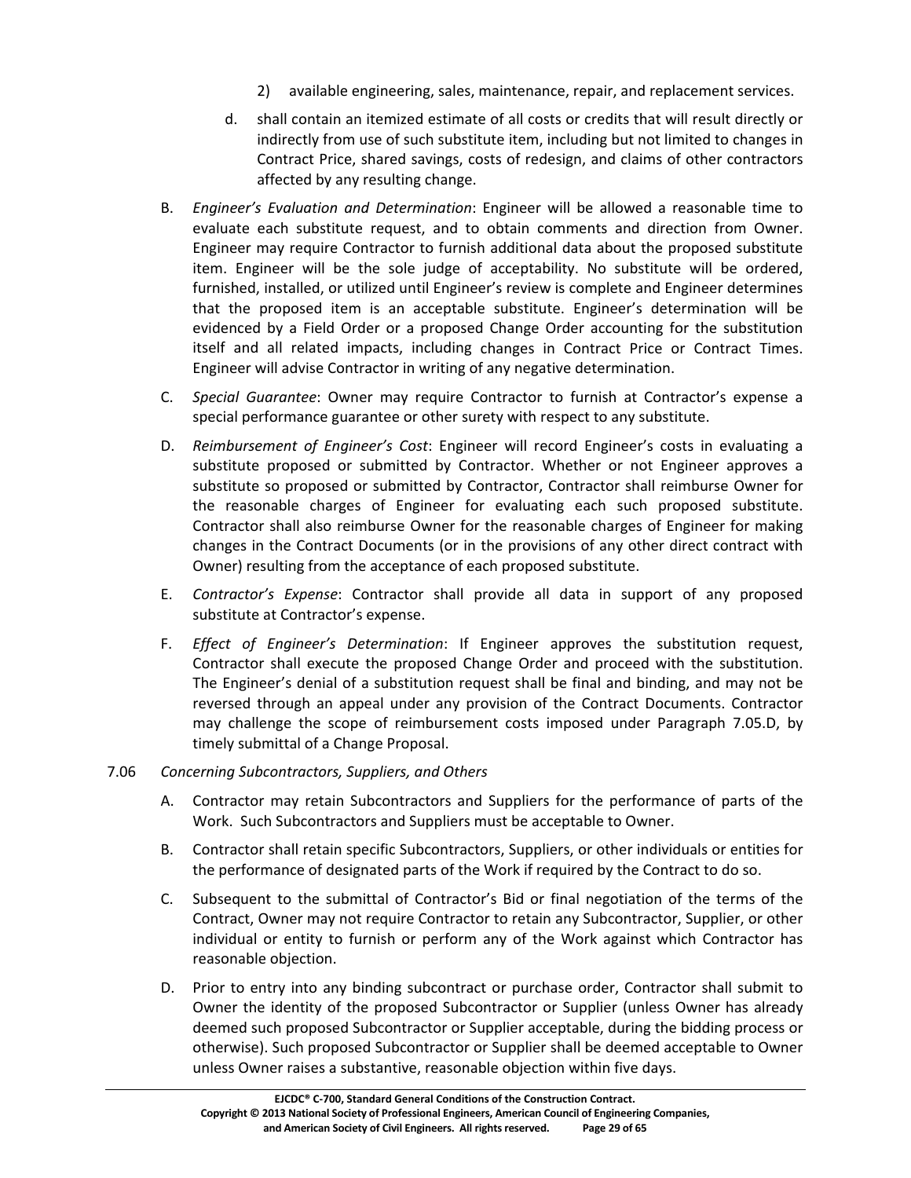2) available engineering, sales, maintenance, repair, and replacement services.

d. shall contain an itemized estimate of all costs or credits that will result directly or indirectly from use of such substitute item, including but not limited to changes in Contract Price, shared savings, costs of redesign, and claims of other contractors affected by any resulting change.

B. *Engineer's Evaluation and Determination*: Engineer will be allowed a reasonable time to evaluate each substitute request, and to obtain comments and direction from Owner. Engineer may require Contractor to furnish additional data about the proposed substitute item. Engineer will be the sole judge of acceptability. No substitute will be ordered, furnished, installed, or utilized until Engineer's review is complete and Engineer determines that the proposed item is an acceptable substitute. Engineer's determination will be evidenced by a Field Order or a proposed Change Order accounting for the substitution itself and all related impacts, including changes in Contract Price or Contract Times. Engineer will advise Contractor in writing of any negative determination.

C. *Special Guarantee*: Owner may require Contractor to furnish at Contractor's expense a special performance guarantee or other surety with respect to any substitute.

D. *Reimbursement of Engineer's Cost*: Engineer will record Engineer's costs in evaluating a substitute proposed or submitted by Contractor. Whether or not Engineer approves a substitute so proposed or submitted by Contractor, Contractor shall reimburse Owner for the reasonable charges of Engineer for evaluating each such proposed substitute. Contractor shall also reimburse Owner for the reasonable charges of Engineer for making changes in the Contract Documents (or in the provisions of any other direct contract with Owner) resulting from the acceptance of each proposed substitute.

E. *Contractor's Expense*: Contractor shall provide all data in support of any proposed substitute at Contractor's expense.

F. *Effect of Engineer's Determination*: If Engineer approves the substitution request, Contractor shall execute the proposed Change Order and proceed with the substitution. The Engineer's denial of a substitution request shall be final and binding, and may not be reversed through an appeal under any provision of the Contract Documents. Contractor may challenge the scope of reimbursement costs imposed under Paragraph 7.05.D, by timely submittal of a Change Proposal.

7.06 *Concerning Subcontractors, Suppliers, and Others*

A. Contractor may retain Subcontractors and Suppliers for the performance of parts of the Work. Such Subcontractors and Suppliers must be acceptable to Owner.

B. Contractor shall retain specific Subcontractors, Suppliers, or other individuals or entities for the performance of designated parts of the Work if required by the Contract to do so.

C. Subsequent to the submittal of Contractor's Bid or final negotiation of the terms of the Contract, Owner may not require Contractor to retain any Subcontractor, Supplier, or other individual or entity to furnish or perform any of the Work against which Contractor has reasonable objection.

D. Prior to entry into any binding subcontract or purchase order, Contractor shall submit to Owner the identity of the proposed Subcontractor or Supplier (unless Owner has already deemed such proposed Subcontractor or Supplier acceptable, during the bidding process or otherwise). Such proposed Subcontractor or Supplier shall be deemed acceptable to Owner unless Owner raises a substantive, reasonable objection within five days.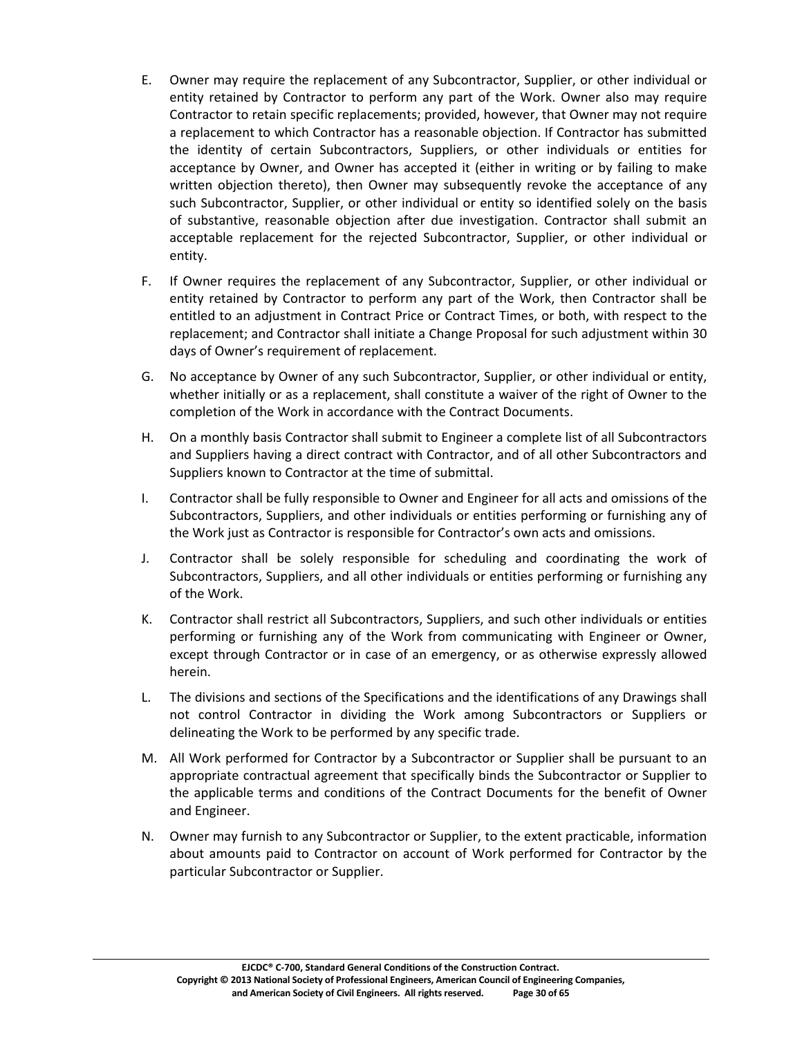E. Owner may require the replacement of any Subcontractor, Supplier, or other individual or entity retained by Contractor to perform any part of the Work. Owner also may require Contractor to retain specific replacements; provided, however, that Owner may not require a replacement to which Contractor has a reasonable objection. If Contractor has submitted the identity of certain Subcontractors, Suppliers, or other individuals or entities for acceptance by Owner, and Owner has accepted it (either in writing or by failing to make written objection thereto), then Owner may subsequently revoke the acceptance of any such Subcontractor, Supplier, or other individual or entity so identified solely on the basis of substantive, reasonable objection after due investigation. Contractor shall submit an acceptable replacement for the rejected Subcontractor, Supplier, or other individual or entity.

F. If Owner requires the replacement of any Subcontractor, Supplier, or other individual or entity retained by Contractor to perform any part of the Work, then Contractor shall be entitled to an adjustment in Contract Price or Contract Times, or both, with respect to the replacement; and Contractor shall initiate a Change Proposal for such adjustment within 30 days of Owner's requirement of replacement.

G. No acceptance by Owner of any such Subcontractor, Supplier, or other individual or entity, whether initially or as a replacement, shall constitute a waiver of the right of Owner to the completion of the Work in accordance with the Contract Documents.

H. On a monthly basis Contractor shall submit to Engineer a complete list of all Subcontractors and Suppliers having a direct contract with Contractor, and of all other Subcontractors and Suppliers known to Contractor at the time of submittal.

I. Contractor shall be fully responsible to Owner and Engineer for all acts and omissions of the Subcontractors, Suppliers, and other individuals or entities performing or furnishing any of the Work just as Contractor is responsible for Contractor's own acts and omissions.

J. Contractor shall be solely responsible for scheduling and coordinating the work of Subcontractors, Suppliers, and all other individuals or entities performing or furnishing any of the Work.

K. Contractor shall restrict all Subcontractors, Suppliers, and such other individuals or entities performing or furnishing any of the Work from communicating with Engineer or Owner, except through Contractor or in case of an emergency, or as otherwise expressly allowed herein.

L. The divisions and sections of the Specifications and the identifications of any Drawings shall not control Contractor in dividing the Work among Subcontractors or Suppliers or delineating the Work to be performed by any specific trade.

M. All Work performed for Contractor by a Subcontractor or Supplier shall be pursuant to an appropriate contractual agreement that specifically binds the Subcontractor or Supplier to the applicable terms and conditions of the Contract Documents for the benefit of Owner and Engineer.

N. Owner may furnish to any Subcontractor or Supplier, to the extent practicable, information about amounts paid to Contractor on account of Work performed for Contractor by the particular Subcontractor or Supplier.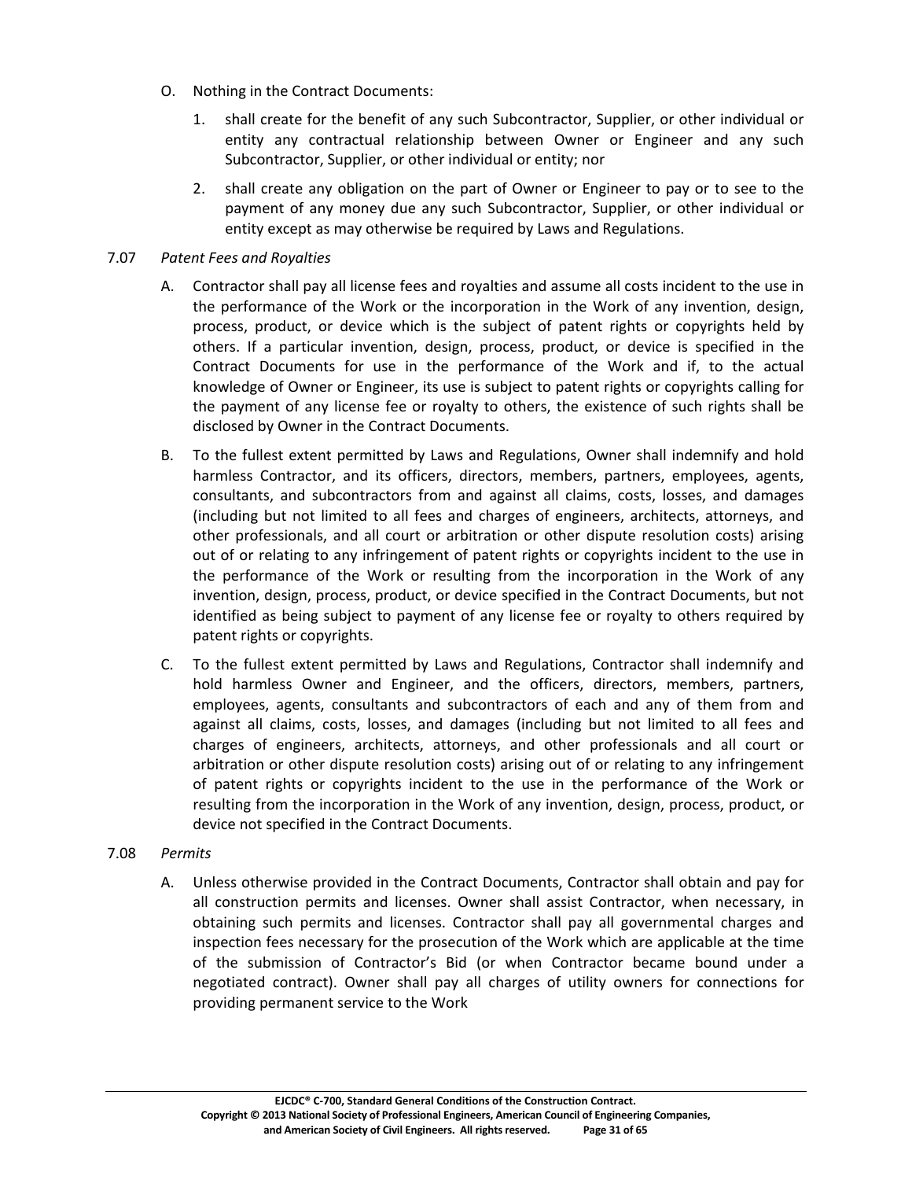O. Nothing in the Contract Documents:

   1. shall create for the benefit of any such Subcontractor, Supplier, or other individual or entity any contractual relationship between Owner or Engineer and any such Subcontractor, Supplier, or other individual or entity; nor

   2. shall create any obligation on the part of Owner or Engineer to pay or to see to the payment of any money due any such Subcontractor, Supplier, or other individual or entity except as may otherwise be required by Laws and Regulations.

7.07 *Patent Fees and Royalties*

A. Contractor shall pay all license fees and royalties and assume all costs incident to the use in the performance of the Work or the incorporation in the Work of any invention, design, process, product, or device which is the subject of patent rights or copyrights held by others. If a particular invention, design, process, product, or device is specified in the Contract Documents for use in the performance of the Work and if, to the actual knowledge of Owner or Engineer, its use is subject to patent rights or copyrights calling for the payment of any license fee or royalty to others, the existence of such rights shall be disclosed by Owner in the Contract Documents.

B. To the fullest extent permitted by Laws and Regulations, Owner shall indemnify and hold harmless Contractor, and its officers, directors, members, partners, employees, agents, consultants, and subcontractors from and against all claims, costs, losses, and damages (including but not limited to all fees and charges of engineers, architects, attorneys, and other professionals, and all court or arbitration or other dispute resolution costs) arising out of or relating to any infringement of patent rights or copyrights incident to the use in the performance of the Work or resulting from the incorporation in the Work of any invention, design, process, product, or device specified in the Contract Documents, but not identified as being subject to payment of any license fee or royalty to others required by patent rights or copyrights.

C. To the fullest extent permitted by Laws and Regulations, Contractor shall indemnify and hold harmless Owner and Engineer, and the officers, directors, members, partners, employees, agents, consultants and subcontractors of each and any of them from and against all claims, costs, losses, and damages (including but not limited to all fees and charges of engineers, architects, attorneys, and other professionals and all court or arbitration or other dispute resolution costs) arising out of or relating to any infringement of patent rights or copyrights incident to the use in the performance of the Work or resulting from the incorporation in the Work of any invention, design, process, product, or device not specified in the Contract Documents.

7.08 *Permits*

A. Unless otherwise provided in the Contract Documents, Contractor shall obtain and pay for all construction permits and licenses. Owner shall assist Contractor, when necessary, in obtaining such permits and licenses. Contractor shall pay all governmental charges and inspection fees necessary for the prosecution of the Work which are applicable at the time of the submission of Contractor's Bid (or when Contractor became bound under a negotiated contract). Owner shall pay all charges of utility owners for connections for providing permanent service to the Work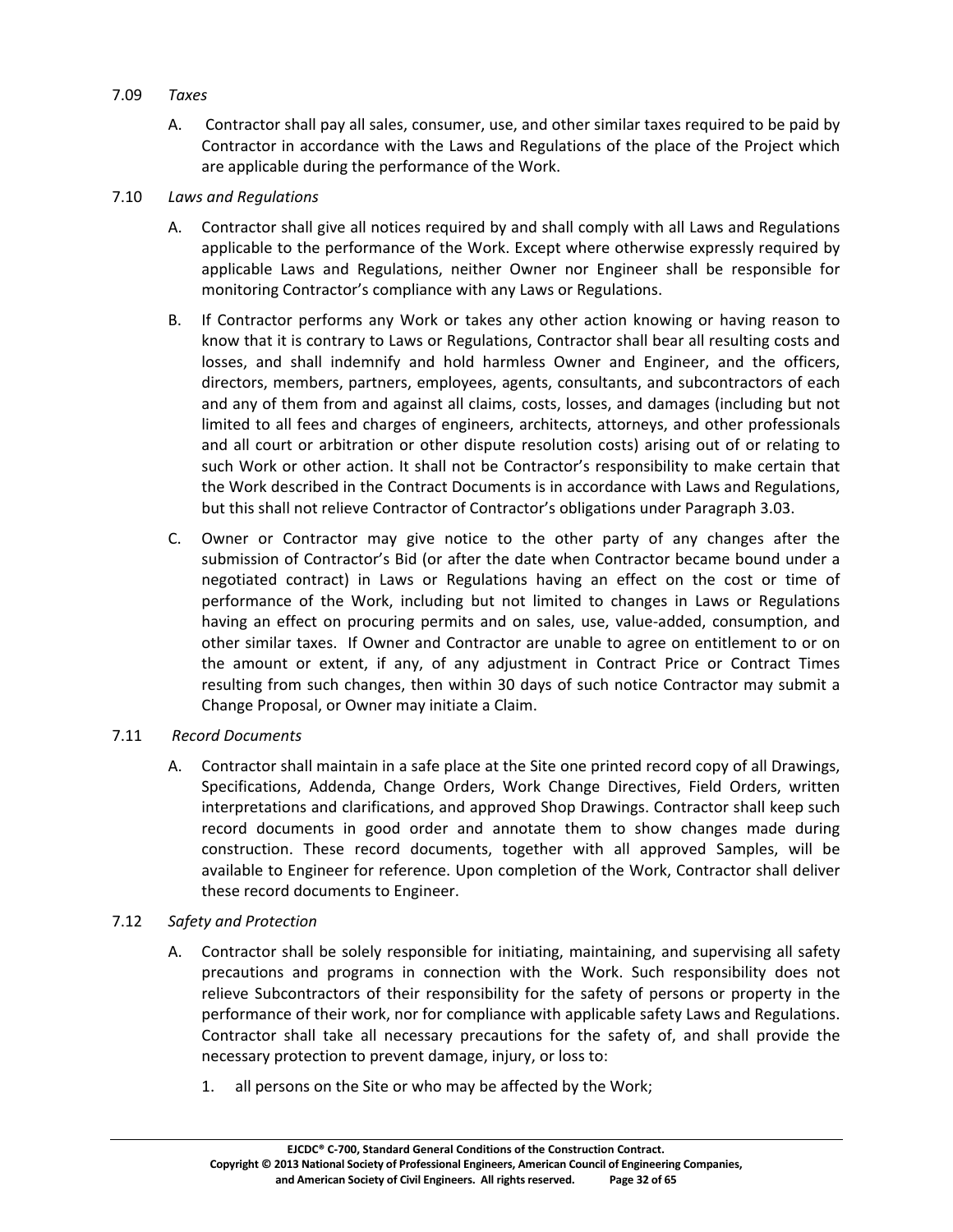7.09 *Taxes*

A. Contractor shall pay all sales, consumer, use, and other similar taxes required to be paid by Contractor in accordance with the Laws and Regulations of the place of the Project which are applicable during the performance of the Work.

7.10 *Laws and Regulations*

A. Contractor shall give all notices required by and shall comply with all Laws and Regulations applicable to the performance of the Work. Except where otherwise expressly required by applicable Laws and Regulations, neither Owner nor Engineer shall be responsible for monitoring Contractor's compliance with any Laws or Regulations.

B. If Contractor performs any Work or takes any other action knowing or having reason to know that it is contrary to Laws or Regulations, Contractor shall bear all resulting costs and losses, and shall indemnify and hold harmless Owner and Engineer, and the officers, directors, members, partners, employees, agents, consultants, and subcontractors of each and any of them from and against all claims, costs, losses, and damages (including but not limited to all fees and charges of engineers, architects, attorneys, and other professionals and all court or arbitration or other dispute resolution costs) arising out of or relating to such Work or other action. It shall not be Contractor's responsibility to make certain that the Work described in the Contract Documents is in accordance with Laws and Regulations, but this shall not relieve Contractor of Contractor's obligations under Paragraph 3.03.

C. Owner or Contractor may give notice to the other party of any changes after the submission of Contractor's Bid (or after the date when Contractor became bound under a negotiated contract) in Laws or Regulations having an effect on the cost or time of performance of the Work, including but not limited to changes in Laws or Regulations having an effect on procuring permits and on sales, use, value-added, consumption, and other similar taxes. If Owner and Contractor are unable to agree on entitlement to or on the amount or extent, if any, of any adjustment in Contract Price or Contract Times resulting from such changes, then within 30 days of such notice Contractor may submit a Change Proposal, or Owner may initiate a Claim.

7.11 *Record Documents*

A. Contractor shall maintain in a safe place at the Site one printed record copy of all Drawings, Specifications, Addenda, Change Orders, Work Change Directives, Field Orders, written interpretations and clarifications, and approved Shop Drawings. Contractor shall keep such record documents in good order and annotate them to show changes made during construction. These record documents, together with all approved Samples, will be available to Engineer for reference. Upon completion of the Work, Contractor shall deliver these record documents to Engineer.

7.12 *Safety and Protection*

A. Contractor shall be solely responsible for initiating, maintaining, and supervising all safety precautions and programs in connection with the Work. Such responsibility does not relieve Subcontractors of their responsibility for the safety of persons or property in the performance of their work, nor for compliance with applicable safety Laws and Regulations. Contractor shall take all necessary precautions for the safety of, and shall provide the necessary protection to prevent damage, injury, or loss to:

1. all persons on the Site or who may be affected by the Work;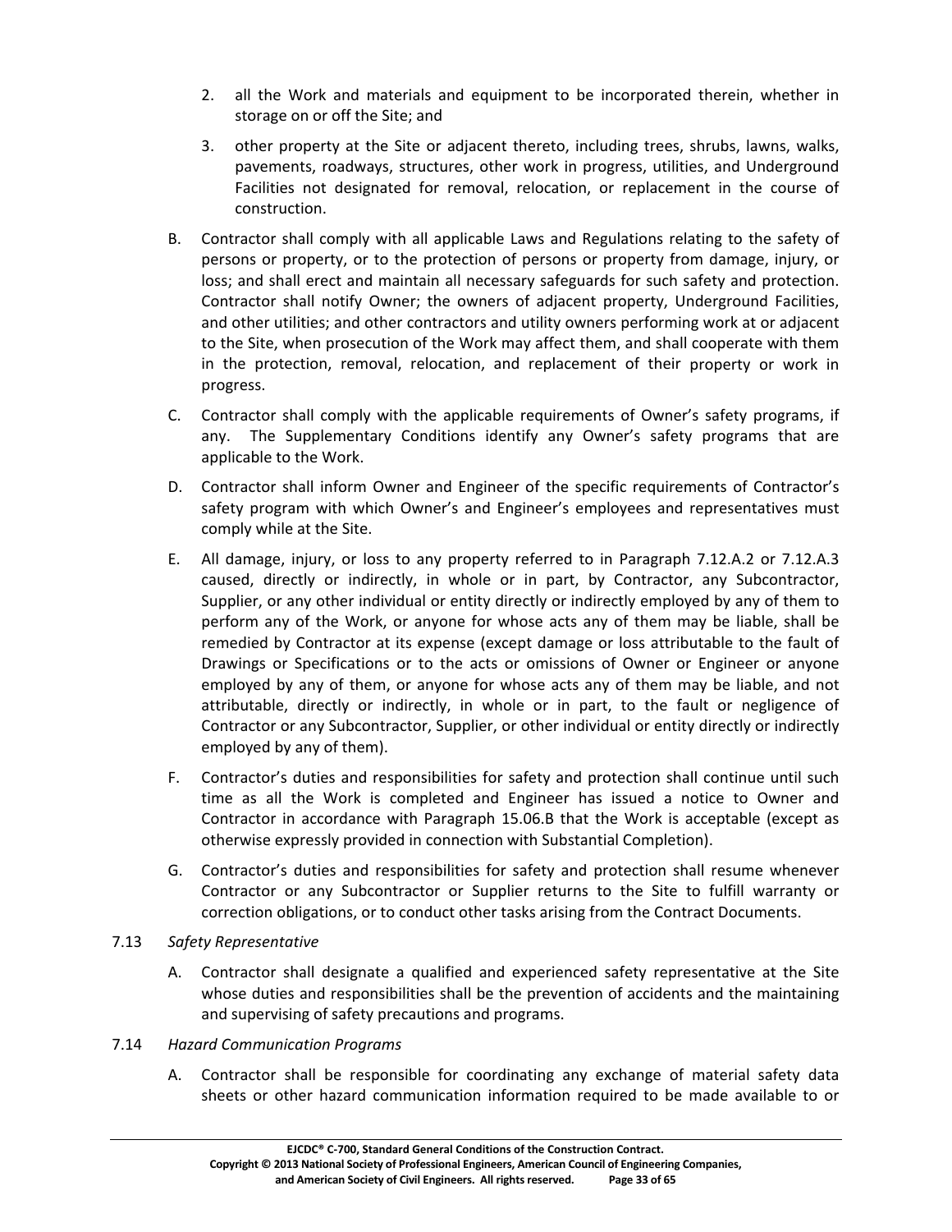2. all the Work and materials and equipment to be incorporated therein, whether in storage on or off the Site; and

3. other property at the Site or adjacent thereto, including trees, shrubs, lawns, walks, pavements, roadways, structures, other work in progress, utilities, and Underground Facilities not designated for removal, relocation, or replacement in the course of construction.

B. Contractor shall comply with all applicable Laws and Regulations relating to the safety of persons or property, or to the protection of persons or property from damage, injury, or loss; and shall erect and maintain all necessary safeguards for such safety and protection. Contractor shall notify Owner; the owners of adjacent property, Underground Facilities, and other utilities; and other contractors and utility owners performing work at or adjacent to the Site, when prosecution of the Work may affect them, and shall cooperate with them in the protection, removal, relocation, and replacement of their property or work in progress.

C. Contractor shall comply with the applicable requirements of Owner's safety programs, if any. The Supplementary Conditions identify any Owner's safety programs that are applicable to the Work.

D. Contractor shall inform Owner and Engineer of the specific requirements of Contractor's safety program with which Owner's and Engineer's employees and representatives must comply while at the Site.

E. All damage, injury, or loss to any property referred to in Paragraph 7.12.A.2 or 7.12.A.3 caused, directly or indirectly, in whole or in part, by Contractor, any Subcontractor, Supplier, or any other individual or entity directly or indirectly employed by any of them to perform any of the Work, or anyone for whose acts any of them may be liable, shall be remedied by Contractor at its expense (except damage or loss attributable to the fault of Drawings or Specifications or to the acts or omissions of Owner or Engineer or anyone employed by any of them, or anyone for whose acts any of them may be liable, and not attributable, directly or indirectly, in whole or in part, to the fault or negligence of Contractor or any Subcontractor, Supplier, or other individual or entity directly or indirectly employed by any of them).

F. Contractor's duties and responsibilities for safety and protection shall continue until such time as all the Work is completed and Engineer has issued a notice to Owner and Contractor in accordance with Paragraph 15.06.B that the Work is acceptable (except as otherwise expressly provided in connection with Substantial Completion).

G. Contractor's duties and responsibilities for safety and protection shall resume whenever Contractor or any Subcontractor or Supplier returns to the Site to fulfill warranty or correction obligations, or to conduct other tasks arising from the Contract Documents.

7.13 *Safety Representative*

A. Contractor shall designate a qualified and experienced safety representative at the Site whose duties and responsibilities shall be the prevention of accidents and the maintaining and supervising of safety precautions and programs.

7.14 *Hazard Communication Programs*

A. Contractor shall be responsible for coordinating any exchange of material safety data sheets or other hazard communication information required to be made available to or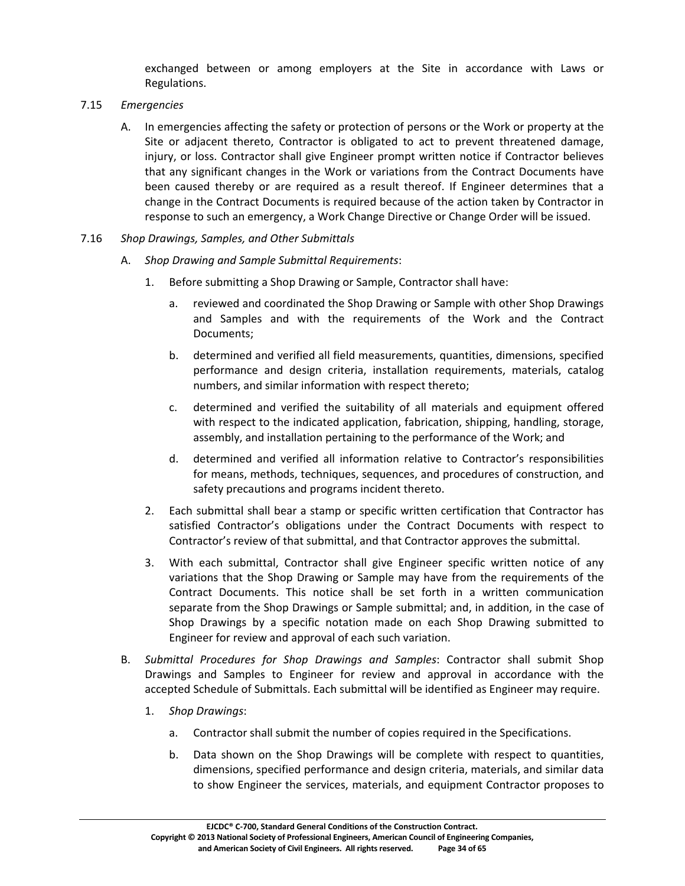exchanged between or among employers at the Site in accordance with Laws or Regulations.

7.15 *Emergencies*

A. In emergencies affecting the safety or protection of persons or the Work or property at the Site or adjacent thereto, Contractor is obligated to act to prevent threatened damage, injury, or loss. Contractor shall give Engineer prompt written notice if Contractor believes that any significant changes in the Work or variations from the Contract Documents have been caused thereby or are required as a result thereof. If Engineer determines that a change in the Contract Documents is required because of the action taken by Contractor in response to such an emergency, a Work Change Directive or Change Order will be issued.

7.16 *Shop Drawings, Samples, and Other Submittals*

A. *Shop Drawing and Sample Submittal Requirements*:

1. Before submitting a Shop Drawing or Sample, Contractor shall have:

   a. reviewed and coordinated the Shop Drawing or Sample with other Shop Drawings and Samples and with the requirements of the Work and the Contract Documents;

   b. determined and verified all field measurements, quantities, dimensions, specified performance and design criteria, installation requirements, materials, catalog numbers, and similar information with respect thereto;

   c. determined and verified the suitability of all materials and equipment offered with respect to the indicated application, fabrication, shipping, handling, storage, assembly, and installation pertaining to the performance of the Work; and

   d. determined and verified all information relative to Contractor's responsibilities for means, methods, techniques, sequences, and procedures of construction, and safety precautions and programs incident thereto.

2. Each submittal shall bear a stamp or specific written certification that Contractor has satisfied Contractor's obligations under the Contract Documents with respect to Contractor's review of that submittal, and that Contractor approves the submittal.

3. With each submittal, Contractor shall give Engineer specific written notice of any variations that the Shop Drawing or Sample may have from the requirements of the Contract Documents. This notice shall be set forth in a written communication separate from the Shop Drawings or Sample submittal; and, in addition, in the case of Shop Drawings by a specific notation made on each Shop Drawing submitted to Engineer for review and approval of each such variation.

B. *Submittal Procedures for Shop Drawings and Samples*: Contractor shall submit Shop Drawings and Samples to Engineer for review and approval in accordance with the accepted Schedule of Submittals. Each submittal will be identified as Engineer may require.

1. *Shop Drawings*:

   a. Contractor shall submit the number of copies required in the Specifications.

   b. Data shown on the Shop Drawings will be complete with respect to quantities, dimensions, specified performance and design criteria, materials, and similar data to show Engineer the services, materials, and equipment Contractor proposes to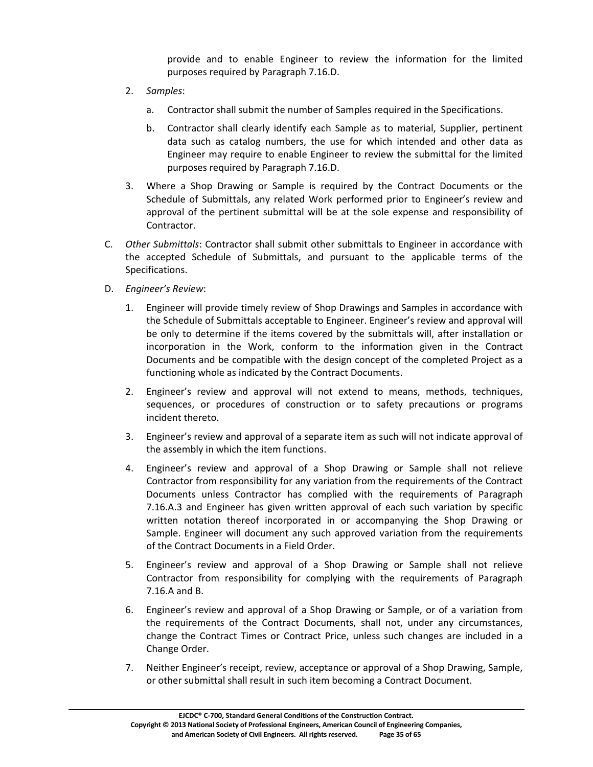provide and to enable Engineer to review the information for the limited purposes required by Paragraph 7.16.D.

2. *Samples*:

   a. Contractor shall submit the number of Samples required in the Specifications.

   b. Contractor shall clearly identify each Sample as to material, Supplier, pertinent data such as catalog numbers, the use for which intended and other data as Engineer may require to enable Engineer to review the submittal for the limited purposes required by Paragraph 7.16.D.

3. Where a Shop Drawing or Sample is required by the Contract Documents or the Schedule of Submittals, any related Work performed prior to Engineer's review and approval of the pertinent submittal will be at the sole expense and responsibility of Contractor.

C. *Other Submittals*: Contractor shall submit other submittals to Engineer in accordance with the accepted Schedule of Submittals, and pursuant to the applicable terms of the Specifications.

D. *Engineer's Review*:

1. Engineer will provide timely review of Shop Drawings and Samples in accordance with the Schedule of Submittals acceptable to Engineer. Engineer's review and approval will be only to determine if the items covered by the submittals will, after installation or incorporation in the Work, conform to the information given in the Contract Documents and be compatible with the design concept of the completed Project as a functioning whole as indicated by the Contract Documents.

2. Engineer's review and approval will not extend to means, methods, techniques, sequences, or procedures of construction or to safety precautions or programs incident thereto.

3. Engineer's review and approval of a separate item as such will not indicate approval of the assembly in which the item functions.

4. Engineer's review and approval of a Shop Drawing or Sample shall not relieve Contractor from responsibility for any variation from the requirements of the Contract Documents unless Contractor has complied with the requirements of Paragraph 7.16.A.3 and Engineer has given written approval of each such variation by specific written notation thereof incorporated in or accompanying the Shop Drawing or Sample. Engineer will document any such approved variation from the requirements of the Contract Documents in a Field Order.

5. Engineer's review and approval of a Shop Drawing or Sample shall not relieve Contractor from responsibility for complying with the requirements of Paragraph 7.16.A and B.

6. Engineer's review and approval of a Shop Drawing or Sample, or of a variation from the requirements of the Contract Documents, shall not, under any circumstances, change the Contract Times or Contract Price, unless such changes are included in a Change Order.

7. Neither Engineer's receipt, review, acceptance or approval of a Shop Drawing, Sample, or other submittal shall result in such item becoming a Contract Document.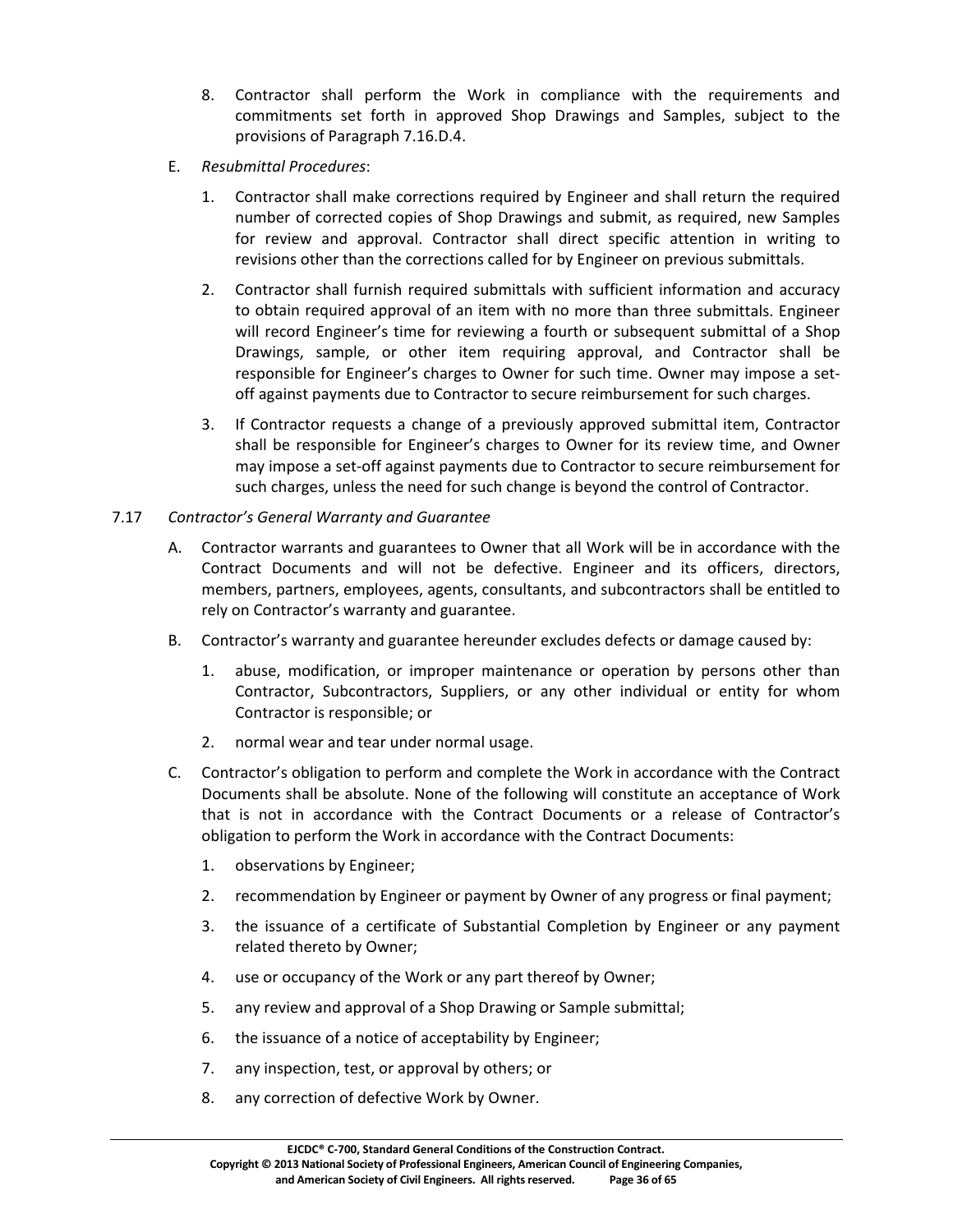8. Contractor shall perform the Work in compliance with the requirements and commitments set forth in approved Shop Drawings and Samples, subject to the provisions of Paragraph 7.16.D.4.

E. *Resubmittal Procedures*:

1. Contractor shall make corrections required by Engineer and shall return the required number of corrected copies of Shop Drawings and submit, as required, new Samples for review and approval. Contractor shall direct specific attention in writing to revisions other than the corrections called for by Engineer on previous submittals.

2. Contractor shall furnish required submittals with sufficient information and accuracy to obtain required approval of an item with no more than three submittals. Engineer will record Engineer's time for reviewing a fourth or subsequent submittal of a Shop Drawings, sample, or other item requiring approval, and Contractor shall be responsible for Engineer's charges to Owner for such time. Owner may impose a set-off against payments due to Contractor to secure reimbursement for such charges.

3. If Contractor requests a change of a previously approved submittal item, Contractor shall be responsible for Engineer's charges to Owner for its review time, and Owner may impose a set-off against payments due to Contractor to secure reimbursement for such charges, unless the need for such change is beyond the control of Contractor.

7.17 *Contractor's General Warranty and Guarantee*

A. Contractor warrants and guarantees to Owner that all Work will be in accordance with the Contract Documents and will not be defective. Engineer and its officers, directors, members, partners, employees, agents, consultants, and subcontractors shall be entitled to rely on Contractor's warranty and guarantee.

B. Contractor's warranty and guarantee hereunder excludes defects or damage caused by:

1. abuse, modification, or improper maintenance or operation by persons other than Contractor, Subcontractors, Suppliers, or any other individual or entity for whom Contractor is responsible; or

2. normal wear and tear under normal usage.

C. Contractor's obligation to perform and complete the Work in accordance with the Contract Documents shall be absolute. None of the following will constitute an acceptance of Work that is not in accordance with the Contract Documents or a release of Contractor's obligation to perform the Work in accordance with the Contract Documents:

1. observations by Engineer;

2. recommendation by Engineer or payment by Owner of any progress or final payment;

3. the issuance of a certificate of Substantial Completion by Engineer or any payment related thereto by Owner;

4. use or occupancy of the Work or any part thereof by Owner;

5. any review and approval of a Shop Drawing or Sample submittal;

6. the issuance of a notice of acceptability by Engineer;

7. any inspection, test, or approval by others; or

8. any correction of defective Work by Owner.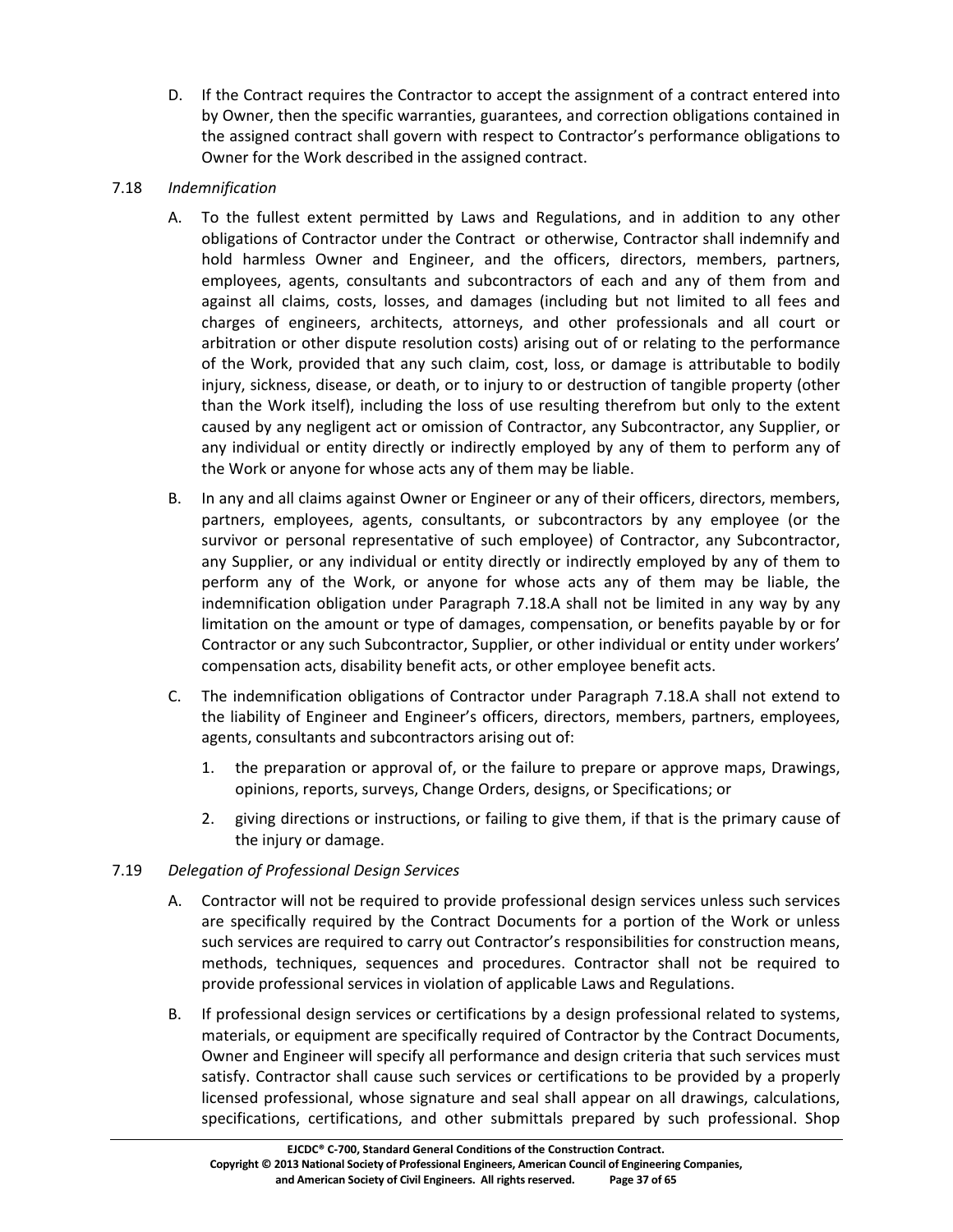D. If the Contract requires the Contractor to accept the assignment of a contract entered into by Owner, then the specific warranties, guarantees, and correction obligations contained in the assigned contract shall govern with respect to Contractor's performance obligations to Owner for the Work described in the assigned contract.

7.18 *Indemnification*

A. To the fullest extent permitted by Laws and Regulations, and in addition to any other obligations of Contractor under the Contract or otherwise, Contractor shall indemnify and hold harmless Owner and Engineer, and the officers, directors, members, partners, employees, agents, consultants and subcontractors of each and any of them from and against all claims, costs, losses, and damages (including but not limited to all fees and charges of engineers, architects, attorneys, and other professionals and all court or arbitration or other dispute resolution costs) arising out of or relating to the performance of the Work, provided that any such claim, cost, loss, or damage is attributable to bodily injury, sickness, disease, or death, or to injury to or destruction of tangible property (other than the Work itself), including the loss of use resulting therefrom but only to the extent caused by any negligent act or omission of Contractor, any Subcontractor, any Supplier, or any individual or entity directly or indirectly employed by any of them to perform any of the Work or anyone for whose acts any of them may be liable.

B. In any and all claims against Owner or Engineer or any of their officers, directors, members, partners, employees, agents, consultants, or subcontractors by any employee (or the survivor or personal representative of such employee) of Contractor, any Subcontractor, any Supplier, or any individual or entity directly or indirectly employed by any of them to perform any of the Work, or anyone for whose acts any of them may be liable, the indemnification obligation under Paragraph 7.18.A shall not be limited in any way by any limitation on the amount or type of damages, compensation, or benefits payable by or for Contractor or any such Subcontractor, Supplier, or other individual or entity under workers' compensation acts, disability benefit acts, or other employee benefit acts.

C. The indemnification obligations of Contractor under Paragraph 7.18.A shall not extend to the liability of Engineer and Engineer's officers, directors, members, partners, employees, agents, consultants and subcontractors arising out of:

1. the preparation or approval of, or the failure to prepare or approve maps, Drawings, opinions, reports, surveys, Change Orders, designs, or Specifications; or

2. giving directions or instructions, or failing to give them, if that is the primary cause of the injury or damage.

7.19 *Delegation of Professional Design Services*

A. Contractor will not be required to provide professional design services unless such services are specifically required by the Contract Documents for a portion of the Work or unless such services are required to carry out Contractor's responsibilities for construction means, methods, techniques, sequences and procedures. Contractor shall not be required to provide professional services in violation of applicable Laws and Regulations.

B. If professional design services or certifications by a design professional related to systems, materials, or equipment are specifically required of Contractor by the Contract Documents, Owner and Engineer will specify all performance and design criteria that such services must satisfy. Contractor shall cause such services or certifications to be provided by a properly licensed professional, whose signature and seal shall appear on all drawings, calculations, specifications, certifications, and other submittals prepared by such professional. Shop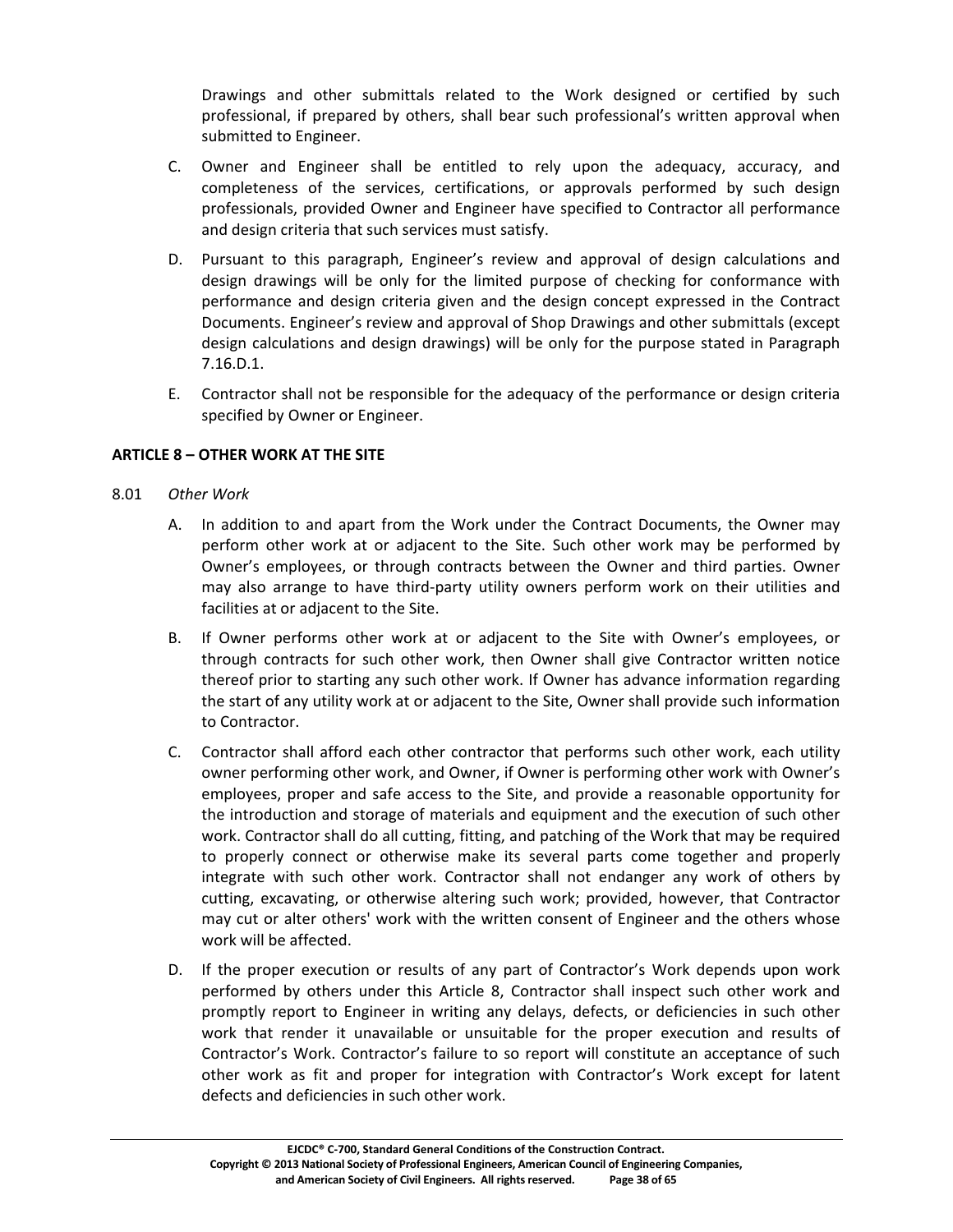Drawings and other submittals related to the Work designed or certified by such professional, if prepared by others, shall bear such professional's written approval when submitted to Engineer.

C. Owner and Engineer shall be entitled to rely upon the adequacy, accuracy, and completeness of the services, certifications, or approvals performed by such design professionals, provided Owner and Engineer have specified to Contractor all performance and design criteria that such services must satisfy.

D. Pursuant to this paragraph, Engineer's review and approval of design calculations and design drawings will be only for the limited purpose of checking for conformance with performance and design criteria given and the design concept expressed in the Contract Documents. Engineer's review and approval of Shop Drawings and other submittals (except design calculations and design drawings) will be only for the purpose stated in Paragraph 7.16.D.1.

E. Contractor shall not be responsible for the adequacy of the performance or design criteria specified by Owner or Engineer.

## ARTICLE 8 – OTHER WORK AT THE SITE

8.01 *Other Work*

A. In addition to and apart from the Work under the Contract Documents, the Owner may perform other work at or adjacent to the Site. Such other work may be performed by Owner's employees, or through contracts between the Owner and third parties. Owner may also arrange to have third-party utility owners perform work on their utilities and facilities at or adjacent to the Site.

B. If Owner performs other work at or adjacent to the Site with Owner's employees, or through contracts for such other work, then Owner shall give Contractor written notice thereof prior to starting any such other work. If Owner has advance information regarding the start of any utility work at or adjacent to the Site, Owner shall provide such information to Contractor.

C. Contractor shall afford each other contractor that performs such other work, each utility owner performing other work, and Owner, if Owner is performing other work with Owner's employees, proper and safe access to the Site, and provide a reasonable opportunity for the introduction and storage of materials and equipment and the execution of such other work. Contractor shall do all cutting, fitting, and patching of the Work that may be required to properly connect or otherwise make its several parts come together and properly integrate with such other work. Contractor shall not endanger any work of others by cutting, excavating, or otherwise altering such work; provided, however, that Contractor may cut or alter others' work with the written consent of Engineer and the others whose work will be affected.

D. If the proper execution or results of any part of Contractor's Work depends upon work performed by others under this Article 8, Contractor shall inspect such other work and promptly report to Engineer in writing any delays, defects, or deficiencies in such other work that render it unavailable or unsuitable for the proper execution and results of Contractor's Work. Contractor's failure to so report will constitute an acceptance of such other work as fit and proper for integration with Contractor's Work except for latent defects and deficiencies in such other work.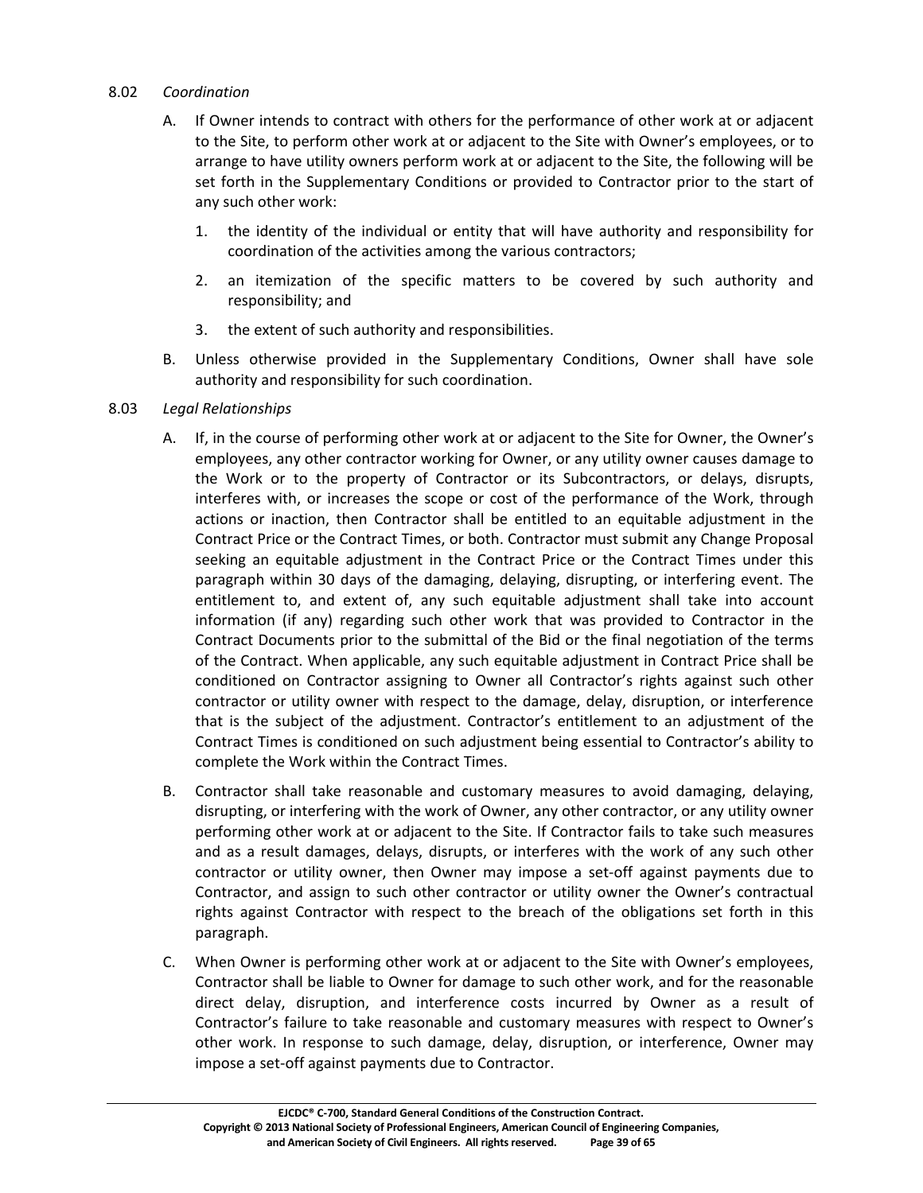8.02 *Coordination*

A. If Owner intends to contract with others for the performance of other work at or adjacent to the Site, to perform other work at or adjacent to the Site with Owner's employees, or to arrange to have utility owners perform work at or adjacent to the Site, the following will be set forth in the Supplementary Conditions or provided to Contractor prior to the start of any such other work:

   1. the identity of the individual or entity that will have authority and responsibility for coordination of the activities among the various contractors;

   2. an itemization of the specific matters to be covered by such authority and responsibility; and

   3. the extent of such authority and responsibilities.

B. Unless otherwise provided in the Supplementary Conditions, Owner shall have sole authority and responsibility for such coordination.

8.03 *Legal Relationships*

A. If, in the course of performing other work at or adjacent to the Site for Owner, the Owner's employees, any other contractor working for Owner, or any utility owner causes damage to the Work or to the property of Contractor or its Subcontractors, or delays, disrupts, interferes with, or increases the scope or cost of the performance of the Work, through actions or inaction, then Contractor shall be entitled to an equitable adjustment in the Contract Price or the Contract Times, or both. Contractor must submit any Change Proposal seeking an equitable adjustment in the Contract Price or the Contract Times under this paragraph within 30 days of the damaging, delaying, disrupting, or interfering event. The entitlement to, and extent of, any such equitable adjustment shall take into account information (if any) regarding such other work that was provided to Contractor in the Contract Documents prior to the submittal of the Bid or the final negotiation of the terms of the Contract. When applicable, any such equitable adjustment in Contract Price shall be conditioned on Contractor assigning to Owner all Contractor's rights against such other contractor or utility owner with respect to the damage, delay, disruption, or interference that is the subject of the adjustment. Contractor's entitlement to an adjustment of the Contract Times is conditioned on such adjustment being essential to Contractor's ability to complete the Work within the Contract Times.

B. Contractor shall take reasonable and customary measures to avoid damaging, delaying, disrupting, or interfering with the work of Owner, any other contractor, or any utility owner performing other work at or adjacent to the Site. If Contractor fails to take such measures and as a result damages, delays, disrupts, or interferes with the work of any such other contractor or utility owner, then Owner may impose a set-off against payments due to Contractor, and assign to such other contractor or utility owner the Owner's contractual rights against Contractor with respect to the breach of the obligations set forth in this paragraph.

C. When Owner is performing other work at or adjacent to the Site with Owner's employees, Contractor shall be liable to Owner for damage to such other work, and for the reasonable direct delay, disruption, and interference costs incurred by Owner as a result of Contractor's failure to take reasonable and customary measures with respect to Owner's other work. In response to such damage, delay, disruption, or interference, Owner may impose a set-off against payments due to Contractor.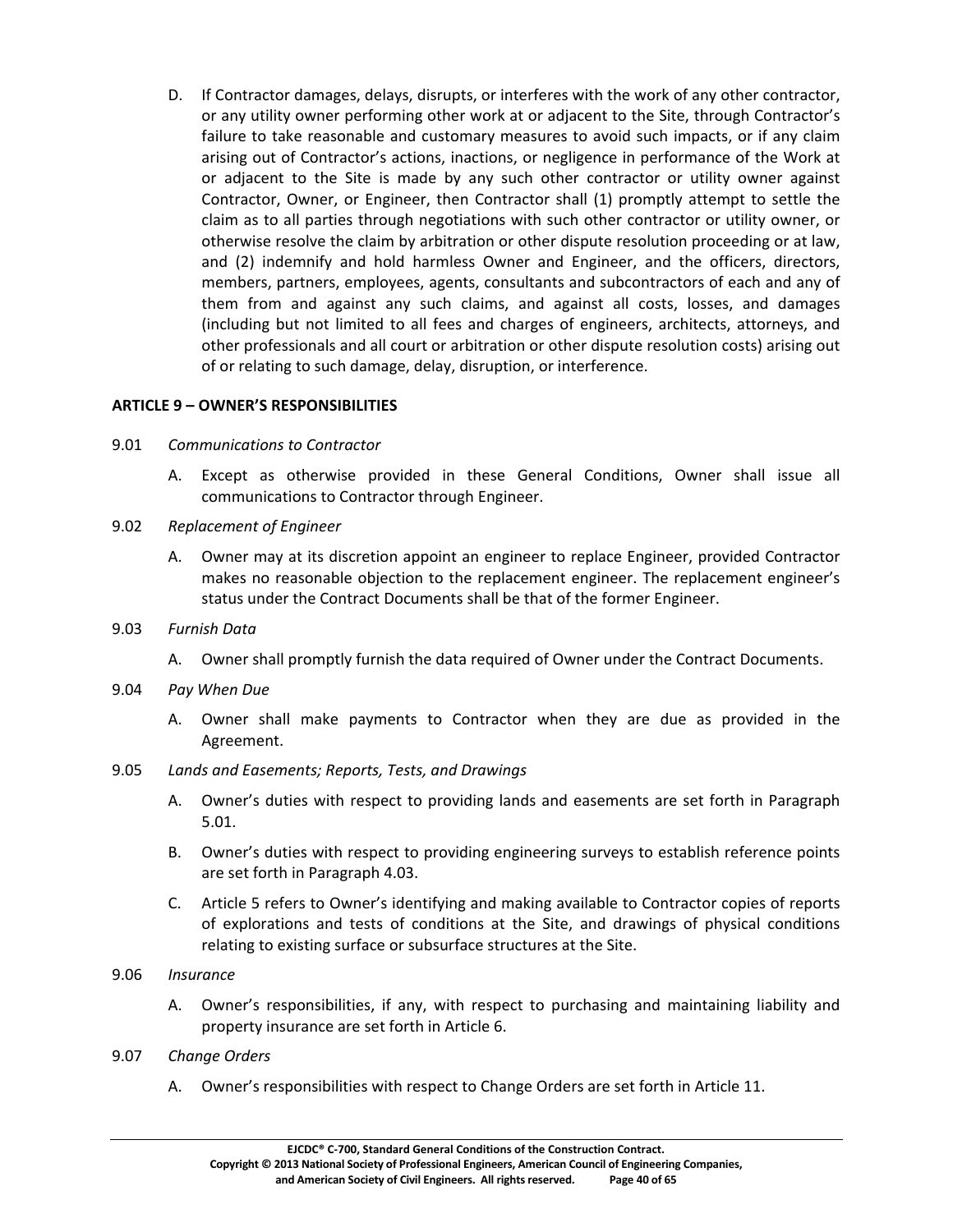D. If Contractor damages, delays, disrupts, or interferes with the work of any other contractor, or any utility owner performing other work at or adjacent to the Site, through Contractor's failure to take reasonable and customary measures to avoid such impacts, or if any claim arising out of Contractor's actions, inactions, or negligence in performance of the Work at or adjacent to the Site is made by any such other contractor or utility owner against Contractor, Owner, or Engineer, then Contractor shall (1) promptly attempt to settle the claim as to all parties through negotiations with such other contractor or utility owner, or otherwise resolve the claim by arbitration or other dispute resolution proceeding or at law, and (2) indemnify and hold harmless Owner and Engineer, and the officers, directors, members, partners, employees, agents, consultants and subcontractors of each and any of them from and against any such claims, and against all costs, losses, and damages (including but not limited to all fees and charges of engineers, architects, attorneys, and other professionals and all court or arbitration or other dispute resolution costs) arising out of or relating to such damage, delay, disruption, or interference.

## ARTICLE 9 – OWNER'S RESPONSIBILITIES

9.01 *Communications to Contractor*

A. Except as otherwise provided in these General Conditions, Owner shall issue all communications to Contractor through Engineer.

9.02 *Replacement of Engineer*

A. Owner may at its discretion appoint an engineer to replace Engineer, provided Contractor makes no reasonable objection to the replacement engineer. The replacement engineer's status under the Contract Documents shall be that of the former Engineer.

9.03 *Furnish Data*

A. Owner shall promptly furnish the data required of Owner under the Contract Documents.

9.04 *Pay When Due*

A. Owner shall make payments to Contractor when they are due as provided in the Agreement.

9.05 *Lands and Easements; Reports, Tests, and Drawings*

A. Owner's duties with respect to providing lands and easements are set forth in Paragraph 5.01.

B. Owner's duties with respect to providing engineering surveys to establish reference points are set forth in Paragraph 4.03.

C. Article 5 refers to Owner's identifying and making available to Contractor copies of reports of explorations and tests of conditions at the Site, and drawings of physical conditions relating to existing surface or subsurface structures at the Site.

9.06 *Insurance*

A. Owner's responsibilities, if any, with respect to purchasing and maintaining liability and property insurance are set forth in Article 6.

9.07 *Change Orders*

A. Owner's responsibilities with respect to Change Orders are set forth in Article 11.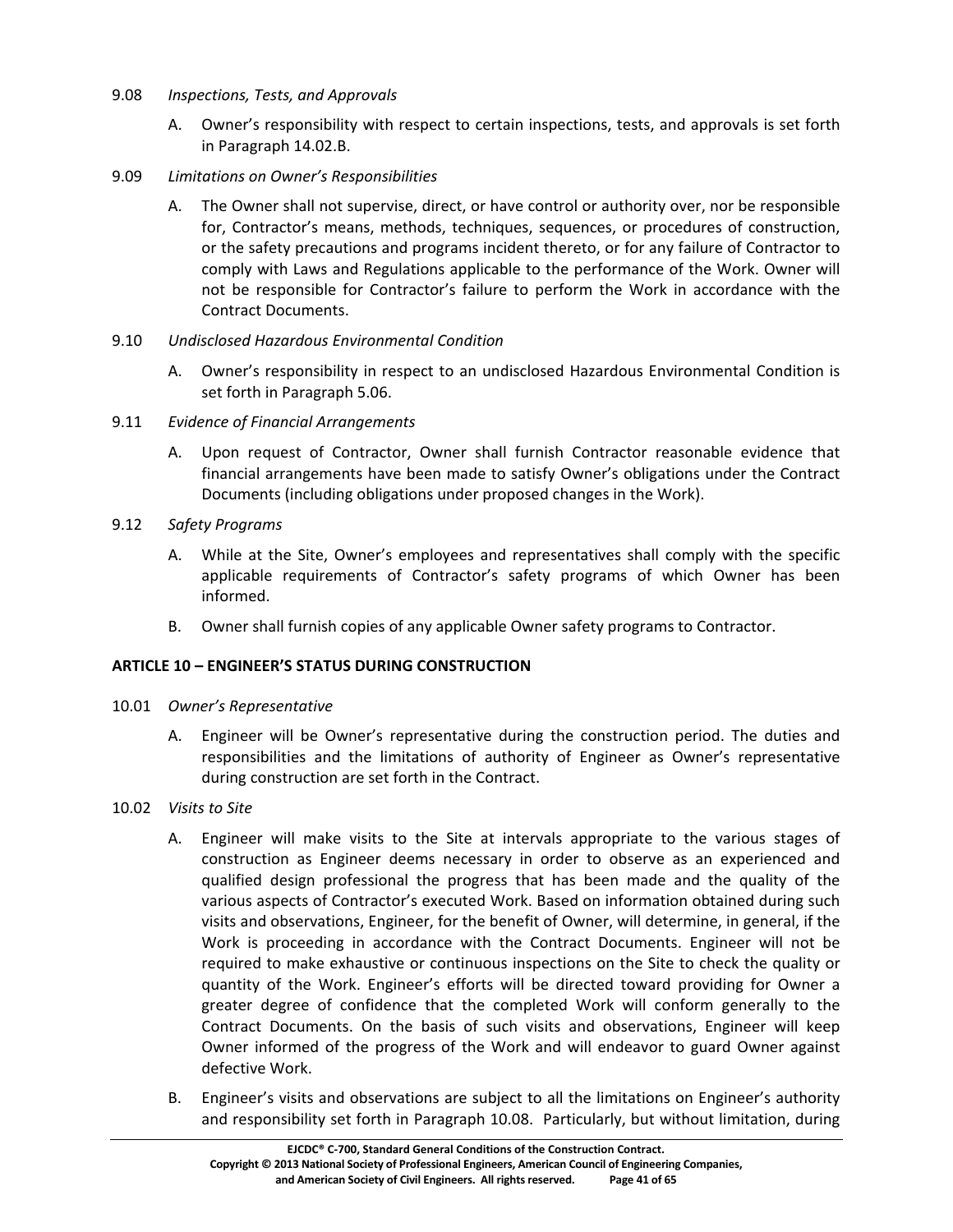9.08 *Inspections, Tests, and Approvals*

A. Owner's responsibility with respect to certain inspections, tests, and approvals is set forth in Paragraph 14.02.B.

9.09 *Limitations on Owner's Responsibilities*

A. The Owner shall not supervise, direct, or have control or authority over, nor be responsible for, Contractor's means, methods, techniques, sequences, or procedures of construction, or the safety precautions and programs incident thereto, or for any failure of Contractor to comply with Laws and Regulations applicable to the performance of the Work. Owner will not be responsible for Contractor's failure to perform the Work in accordance with the Contract Documents.

9.10 *Undisclosed Hazardous Environmental Condition*

A. Owner's responsibility in respect to an undisclosed Hazardous Environmental Condition is set forth in Paragraph 5.06.

9.11 *Evidence of Financial Arrangements*

A. Upon request of Contractor, Owner shall furnish Contractor reasonable evidence that financial arrangements have been made to satisfy Owner's obligations under the Contract Documents (including obligations under proposed changes in the Work).

9.12 *Safety Programs*

A. While at the Site, Owner's employees and representatives shall comply with the specific applicable requirements of Contractor's safety programs of which Owner has been informed.

B. Owner shall furnish copies of any applicable Owner safety programs to Contractor.

## ARTICLE 10 – ENGINEER'S STATUS DURING CONSTRUCTION

10.01 *Owner's Representative*

A. Engineer will be Owner's representative during the construction period. The duties and responsibilities and the limitations of authority of Engineer as Owner's representative during construction are set forth in the Contract.

10.02 *Visits to Site*

A. Engineer will make visits to the Site at intervals appropriate to the various stages of construction as Engineer deems necessary in order to observe as an experienced and qualified design professional the progress that has been made and the quality of the various aspects of Contractor's executed Work. Based on information obtained during such visits and observations, Engineer, for the benefit of Owner, will determine, in general, if the Work is proceeding in accordance with the Contract Documents. Engineer will not be required to make exhaustive or continuous inspections on the Site to check the quality or quantity of the Work. Engineer's efforts will be directed toward providing for Owner a greater degree of confidence that the completed Work will conform generally to the Contract Documents. On the basis of such visits and observations, Engineer will keep Owner informed of the progress of the Work and will endeavor to guard Owner against defective Work.

B. Engineer's visits and observations are subject to all the limitations on Engineer's authority and responsibility set forth in Paragraph 10.08. Particularly, but without limitation, during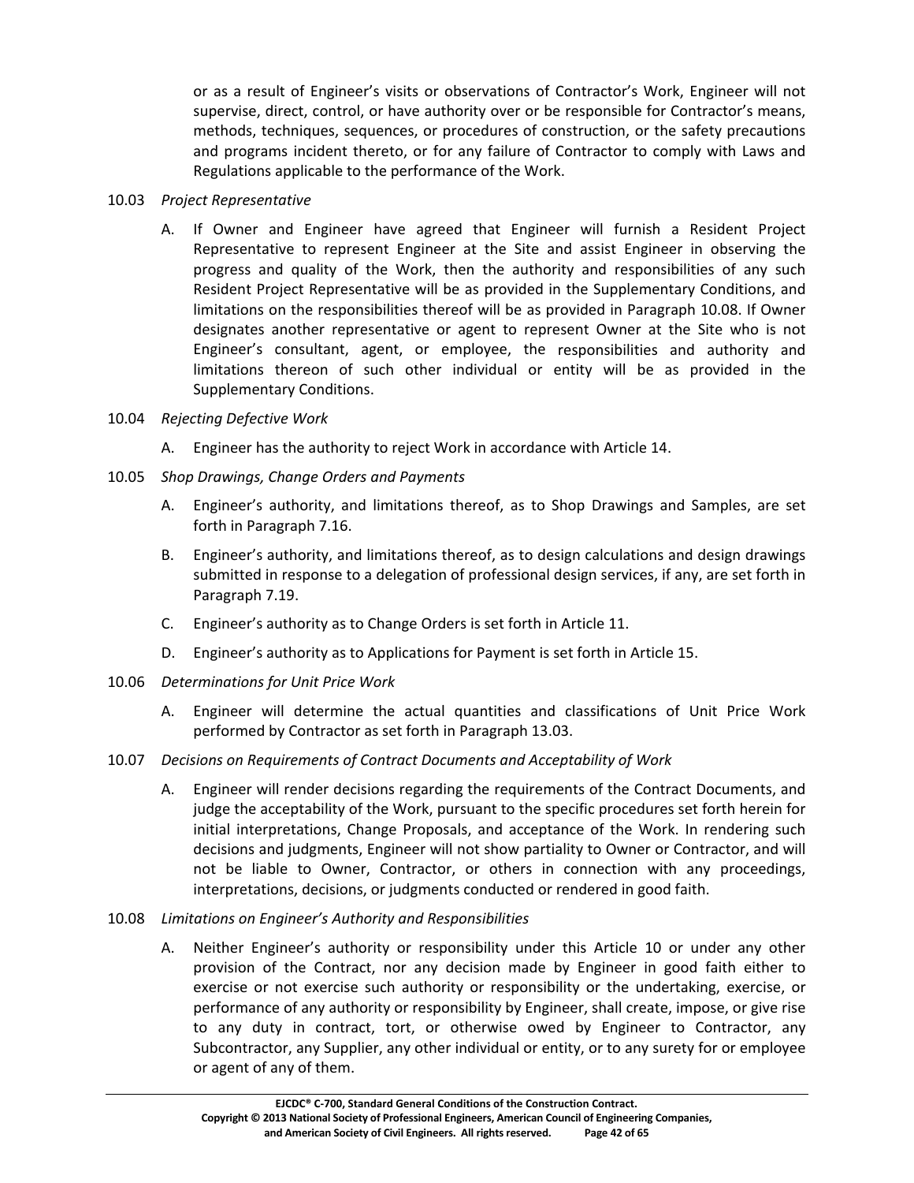or as a result of Engineer's visits or observations of Contractor's Work, Engineer will not supervise, direct, control, or have authority over or be responsible for Contractor's means, methods, techniques, sequences, or procedures of construction, or the safety precautions and programs incident thereto, or for any failure of Contractor to comply with Laws and Regulations applicable to the performance of the Work.

10.03 *Project Representative*

A. If Owner and Engineer have agreed that Engineer will furnish a Resident Project Representative to represent Engineer at the Site and assist Engineer in observing the progress and quality of the Work, then the authority and responsibilities of any such Resident Project Representative will be as provided in the Supplementary Conditions, and limitations on the responsibilities thereof will be as provided in Paragraph 10.08. If Owner designates another representative or agent to represent Owner at the Site who is not Engineer's consultant, agent, or employee, the responsibilities and authority and limitations thereon of such other individual or entity will be as provided in the Supplementary Conditions.

10.04 *Rejecting Defective Work*

A. Engineer has the authority to reject Work in accordance with Article 14.

10.05 *Shop Drawings, Change Orders and Payments*

A. Engineer's authority, and limitations thereof, as to Shop Drawings and Samples, are set forth in Paragraph 7.16.

B. Engineer's authority, and limitations thereof, as to design calculations and design drawings submitted in response to a delegation of professional design services, if any, are set forth in Paragraph 7.19.

C. Engineer's authority as to Change Orders is set forth in Article 11.

D. Engineer's authority as to Applications for Payment is set forth in Article 15.

10.06 *Determinations for Unit Price Work*

A. Engineer will determine the actual quantities and classifications of Unit Price Work performed by Contractor as set forth in Paragraph 13.03.

10.07 *Decisions on Requirements of Contract Documents and Acceptability of Work*

A. Engineer will render decisions regarding the requirements of the Contract Documents, and judge the acceptability of the Work, pursuant to the specific procedures set forth herein for initial interpretations, Change Proposals, and acceptance of the Work. In rendering such decisions and judgments, Engineer will not show partiality to Owner or Contractor, and will not be liable to Owner, Contractor, or others in connection with any proceedings, interpretations, decisions, or judgments conducted or rendered in good faith.

10.08 *Limitations on Engineer's Authority and Responsibilities*

A. Neither Engineer's authority or responsibility under this Article 10 or under any other provision of the Contract, nor any decision made by Engineer in good faith either to exercise or not exercise such authority or responsibility or the undertaking, exercise, or performance of any authority or responsibility by Engineer, shall create, impose, or give rise to any duty in contract, tort, or otherwise owed by Engineer to Contractor, any Subcontractor, any Supplier, any other individual or entity, or to any surety for or employee or agent of any of them.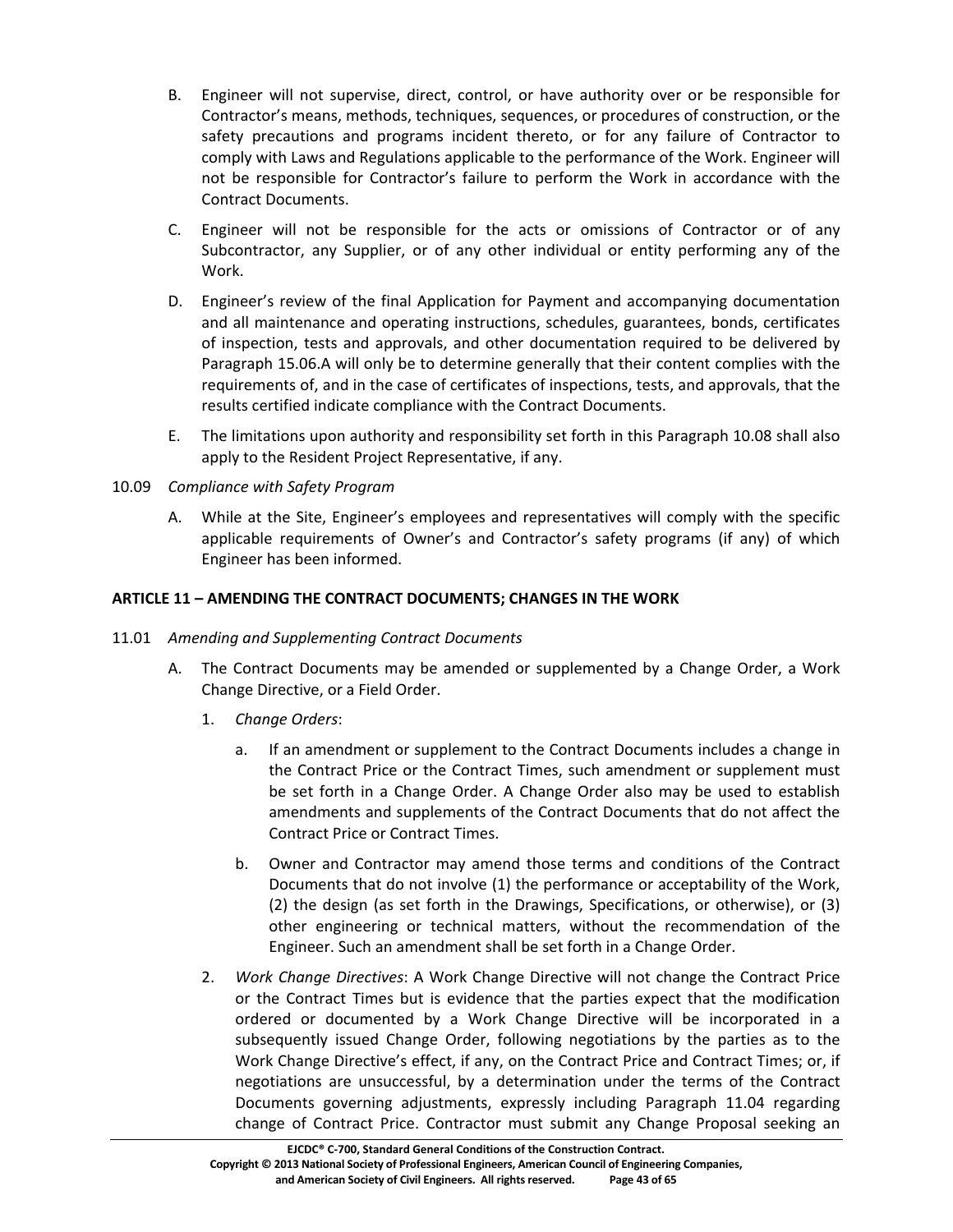B. Engineer will not supervise, direct, control, or have authority over or be responsible for Contractor's means, methods, techniques, sequences, or procedures of construction, or the safety precautions and programs incident thereto, or for any failure of Contractor to comply with Laws and Regulations applicable to the performance of the Work. Engineer will not be responsible for Contractor's failure to perform the Work in accordance with the Contract Documents.

C. Engineer will not be responsible for the acts or omissions of Contractor or of any Subcontractor, any Supplier, or of any other individual or entity performing any of the Work.

D. Engineer's review of the final Application for Payment and accompanying documentation and all maintenance and operating instructions, schedules, guarantees, bonds, certificates of inspection, tests and approvals, and other documentation required to be delivered by Paragraph 15.06.A will only be to determine generally that their content complies with the requirements of, and in the case of certificates of inspections, tests, and approvals, that the results certified indicate compliance with the Contract Documents.

E. The limitations upon authority and responsibility set forth in this Paragraph 10.08 shall also apply to the Resident Project Representative, if any.

10.09 *Compliance with Safety Program*

A. While at the Site, Engineer's employees and representatives will comply with the specific applicable requirements of Owner's and Contractor's safety programs (if any) of which Engineer has been informed.

## ARTICLE 11 – AMENDING THE CONTRACT DOCUMENTS; CHANGES IN THE WORK

11.01 *Amending and Supplementing Contract Documents*

A. The Contract Documents may be amended or supplemented by a Change Order, a Work Change Directive, or a Field Order.

1. *Change Orders*:

   a. If an amendment or supplement to the Contract Documents includes a change in the Contract Price or the Contract Times, such amendment or supplement must be set forth in a Change Order. A Change Order also may be used to establish amendments and supplements of the Contract Documents that do not affect the Contract Price or Contract Times.

   b. Owner and Contractor may amend those terms and conditions of the Contract Documents that do not involve (1) the performance or acceptability of the Work, (2) the design (as set forth in the Drawings, Specifications, or otherwise), or (3) other engineering or technical matters, without the recommendation of the Engineer. Such an amendment shall be set forth in a Change Order.

2. *Work Change Directives*: A Work Change Directive will not change the Contract Price or the Contract Times but is evidence that the parties expect that the modification ordered or documented by a Work Change Directive will be incorporated in a subsequently issued Change Order, following negotiations by the parties as to the Work Change Directive's effect, if any, on the Contract Price and Contract Times; or, if negotiations are unsuccessful, by a determination under the terms of the Contract Documents governing adjustments, expressly including Paragraph 11.04 regarding change of Contract Price. Contractor must submit any Change Proposal seeking an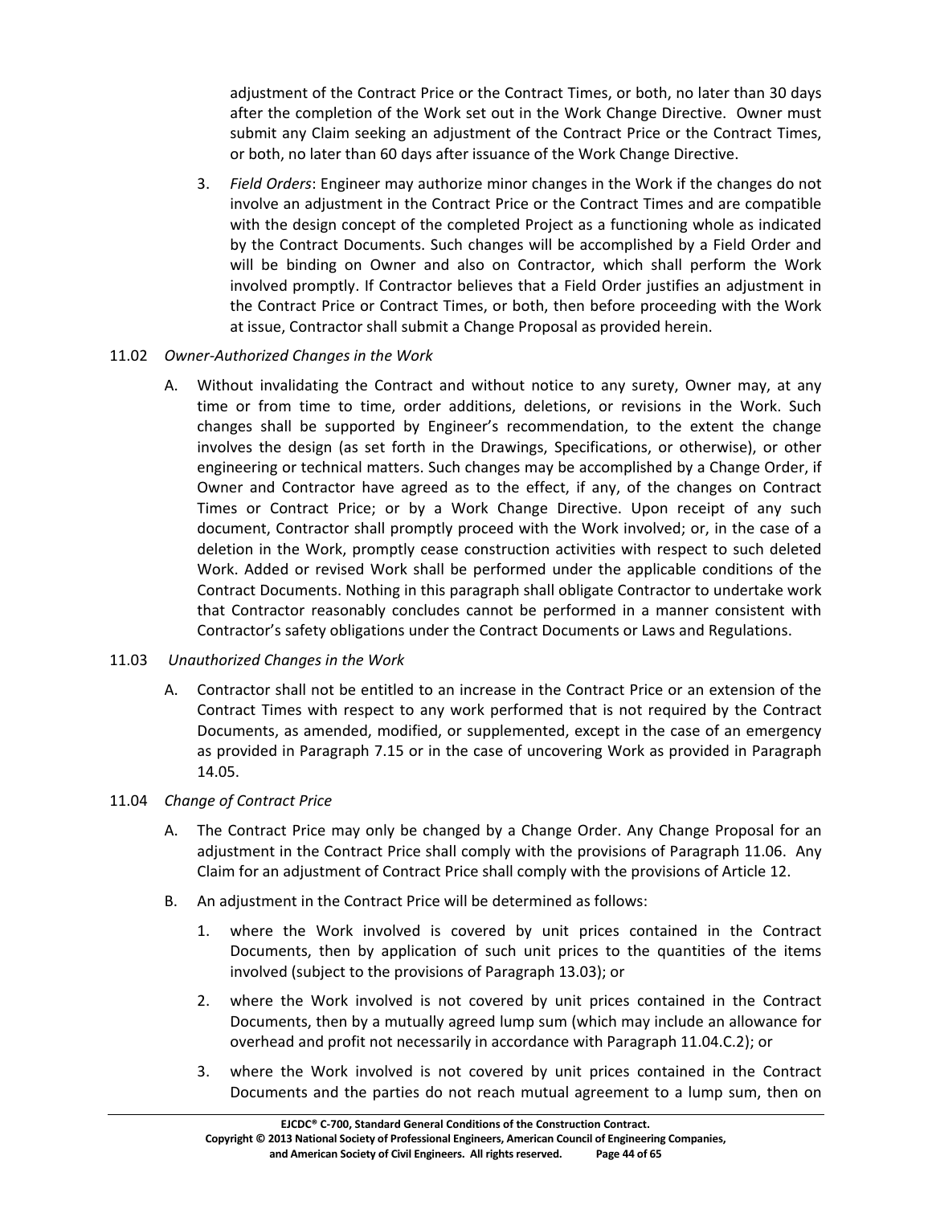adjustment of the Contract Price or the Contract Times, or both, no later than 30 days after the completion of the Work set out in the Work Change Directive. Owner must submit any Claim seeking an adjustment of the Contract Price or the Contract Times, or both, no later than 60 days after issuance of the Work Change Directive.

3. *Field Orders*: Engineer may authorize minor changes in the Work if the changes do not involve an adjustment in the Contract Price or the Contract Times and are compatible with the design concept of the completed Project as a functioning whole as indicated by the Contract Documents. Such changes will be accomplished by a Field Order and will be binding on Owner and also on Contractor, which shall perform the Work involved promptly. If Contractor believes that a Field Order justifies an adjustment in the Contract Price or Contract Times, or both, then before proceeding with the Work at issue, Contractor shall submit a Change Proposal as provided herein.

11.02 *Owner-Authorized Changes in the Work*

A. Without invalidating the Contract and without notice to any surety, Owner may, at any time or from time to time, order additions, deletions, or revisions in the Work. Such changes shall be supported by Engineer's recommendation, to the extent the change involves the design (as set forth in the Drawings, Specifications, or otherwise), or other engineering or technical matters. Such changes may be accomplished by a Change Order, if Owner and Contractor have agreed as to the effect, if any, of the changes on Contract Times or Contract Price; or by a Work Change Directive. Upon receipt of any such document, Contractor shall promptly proceed with the Work involved; or, in the case of a deletion in the Work, promptly cease construction activities with respect to such deleted Work. Added or revised Work shall be performed under the applicable conditions of the Contract Documents. Nothing in this paragraph shall obligate Contractor to undertake work that Contractor reasonably concludes cannot be performed in a manner consistent with Contractor's safety obligations under the Contract Documents or Laws and Regulations.

11.03 *Unauthorized Changes in the Work*

A. Contractor shall not be entitled to an increase in the Contract Price or an extension of the Contract Times with respect to any work performed that is not required by the Contract Documents, as amended, modified, or supplemented, except in the case of an emergency as provided in Paragraph 7.15 or in the case of uncovering Work as provided in Paragraph 14.05.

11.04 *Change of Contract Price*

A. The Contract Price may only be changed by a Change Order. Any Change Proposal for an adjustment in the Contract Price shall comply with the provisions of Paragraph 11.06. Any Claim for an adjustment of Contract Price shall comply with the provisions of Article 12.

B. An adjustment in the Contract Price will be determined as follows:

1. where the Work involved is covered by unit prices contained in the Contract Documents, then by application of such unit prices to the quantities of the items involved (subject to the provisions of Paragraph 13.03); or

2. where the Work involved is not covered by unit prices contained in the Contract Documents, then by a mutually agreed lump sum (which may include an allowance for overhead and profit not necessarily in accordance with Paragraph 11.04.C.2); or

3. where the Work involved is not covered by unit prices contained in the Contract Documents and the parties do not reach mutual agreement to a lump sum, then on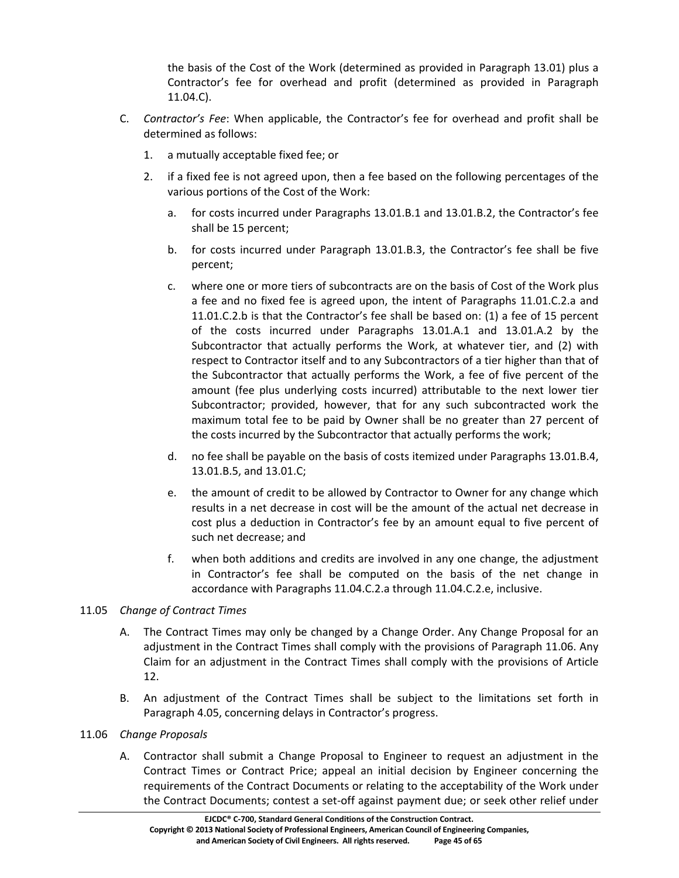the basis of the Cost of the Work (determined as provided in Paragraph 13.01) plus a Contractor's fee for overhead and profit (determined as provided in Paragraph 11.04.C).

C. *Contractor's Fee*: When applicable, the Contractor's fee for overhead and profit shall be determined as follows:

   1. a mutually acceptable fixed fee; or

   2. if a fixed fee is not agreed upon, then a fee based on the following percentages of the various portions of the Cost of the Work:

      a. for costs incurred under Paragraphs 13.01.B.1 and 13.01.B.2, the Contractor's fee shall be 15 percent;

      b. for costs incurred under Paragraph 13.01.B.3, the Contractor's fee shall be five percent;

      c. where one or more tiers of subcontracts are on the basis of Cost of the Work plus a fee and no fixed fee is agreed upon, the intent of Paragraphs 11.01.C.2.a and 11.01.C.2.b is that the Contractor's fee shall be based on: (1) a fee of 15 percent of the costs incurred under Paragraphs 13.01.A.1 and 13.01.A.2 by the Subcontractor that actually performs the Work, at whatever tier, and (2) with respect to Contractor itself and to any Subcontractors of a tier higher than that of the Subcontractor that actually performs the Work, a fee of five percent of the amount (fee plus underlying costs incurred) attributable to the next lower tier Subcontractor; provided, however, that for any such subcontracted work the maximum total fee to be paid by Owner shall be no greater than 27 percent of the costs incurred by the Subcontractor that actually performs the work;

      d. no fee shall be payable on the basis of costs itemized under Paragraphs 13.01.B.4, 13.01.B.5, and 13.01.C;

      e. the amount of credit to be allowed by Contractor to Owner for any change which results in a net decrease in cost will be the amount of the actual net decrease in cost plus a deduction in Contractor's fee by an amount equal to five percent of such net decrease; and

      f. when both additions and credits are involved in any one change, the adjustment in Contractor's fee shall be computed on the basis of the net change in accordance with Paragraphs 11.04.C.2.a through 11.04.C.2.e, inclusive.

11.05 *Change of Contract Times*

A. The Contract Times may only be changed by a Change Order. Any Change Proposal for an adjustment in the Contract Times shall comply with the provisions of Paragraph 11.06. Any Claim for an adjustment in the Contract Times shall comply with the provisions of Article 12.

B. An adjustment of the Contract Times shall be subject to the limitations set forth in Paragraph 4.05, concerning delays in Contractor's progress.

11.06 *Change Proposals*

A. Contractor shall submit a Change Proposal to Engineer to request an adjustment in the Contract Times or Contract Price; appeal an initial decision by Engineer concerning the requirements of the Contract Documents or relating to the acceptability of the Work under the Contract Documents; contest a set-off against payment due; or seek other relief under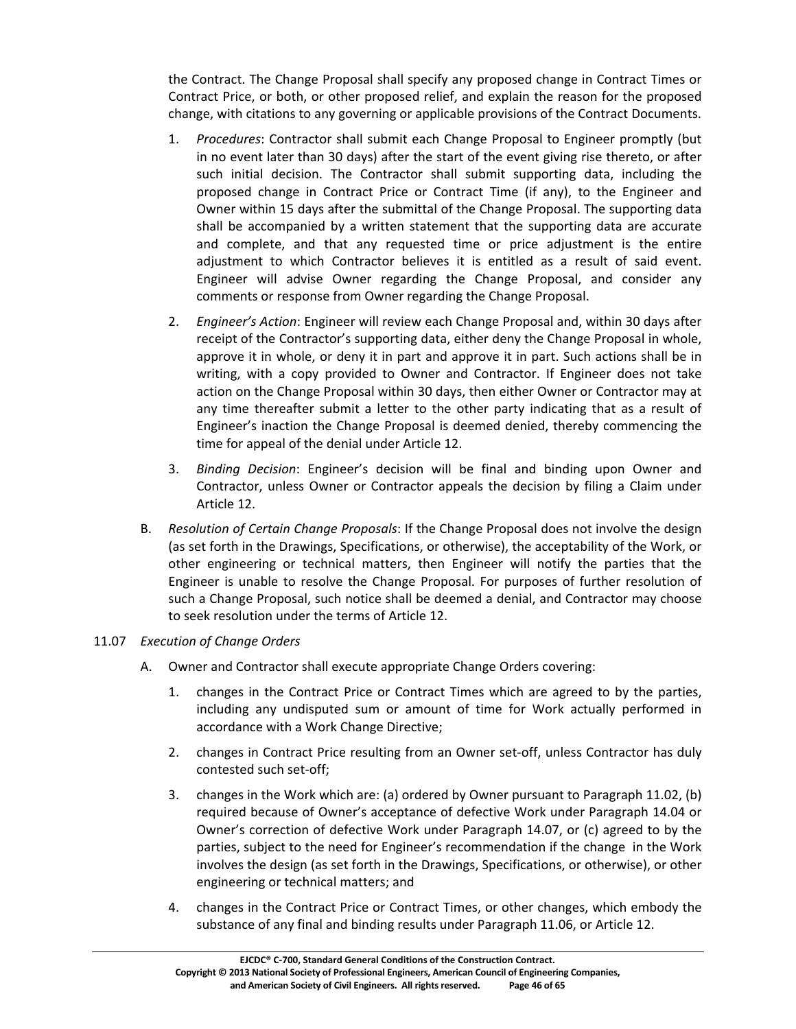the Contract. The Change Proposal shall specify any proposed change in Contract Times or Contract Price, or both, or other proposed relief, and explain the reason for the proposed change, with citations to any governing or applicable provisions of the Contract Documents.

1. *Procedures*: Contractor shall submit each Change Proposal to Engineer promptly (but in no event later than 30 days) after the start of the event giving rise thereto, or after such initial decision. The Contractor shall submit supporting data, including the proposed change in Contract Price or Contract Time (if any), to the Engineer and Owner within 15 days after the submittal of the Change Proposal. The supporting data shall be accompanied by a written statement that the supporting data are accurate and complete, and that any requested time or price adjustment is the entire adjustment to which Contractor believes it is entitled as a result of said event. Engineer will advise Owner regarding the Change Proposal, and consider any comments or response from Owner regarding the Change Proposal.

2. *Engineer's Action*: Engineer will review each Change Proposal and, within 30 days after receipt of the Contractor's supporting data, either deny the Change Proposal in whole, approve it in whole, or deny it in part and approve it in part. Such actions shall be in writing, with a copy provided to Owner and Contractor. If Engineer does not take action on the Change Proposal within 30 days, then either Owner or Contractor may at any time thereafter submit a letter to the other party indicating that as a result of Engineer's inaction the Change Proposal is deemed denied, thereby commencing the time for appeal of the denial under Article 12.

3. *Binding Decision*: Engineer's decision will be final and binding upon Owner and Contractor, unless Owner or Contractor appeals the decision by filing a Claim under Article 12.

B. *Resolution of Certain Change Proposals*: If the Change Proposal does not involve the design (as set forth in the Drawings, Specifications, or otherwise), the acceptability of the Work, or other engineering or technical matters, then Engineer will notify the parties that the Engineer is unable to resolve the Change Proposal. For purposes of further resolution of such a Change Proposal, such notice shall be deemed a denial, and Contractor may choose to seek resolution under the terms of Article 12.

11.07 *Execution of Change Orders*

A. Owner and Contractor shall execute appropriate Change Orders covering:

1. changes in the Contract Price or Contract Times which are agreed to by the parties, including any undisputed sum or amount of time for Work actually performed in accordance with a Work Change Directive;

2. changes in Contract Price resulting from an Owner set-off, unless Contractor has duly contested such set-off;

3. changes in the Work which are: (a) ordered by Owner pursuant to Paragraph 11.02, (b) required because of Owner's acceptance of defective Work under Paragraph 14.04 or Owner's correction of defective Work under Paragraph 14.07, or (c) agreed to by the parties, subject to the need for Engineer's recommendation if the change in the Work involves the design (as set forth in the Drawings, Specifications, or otherwise), or other engineering or technical matters; and

4. changes in the Contract Price or Contract Times, or other changes, which embody the substance of any final and binding results under Paragraph 11.06, or Article 12.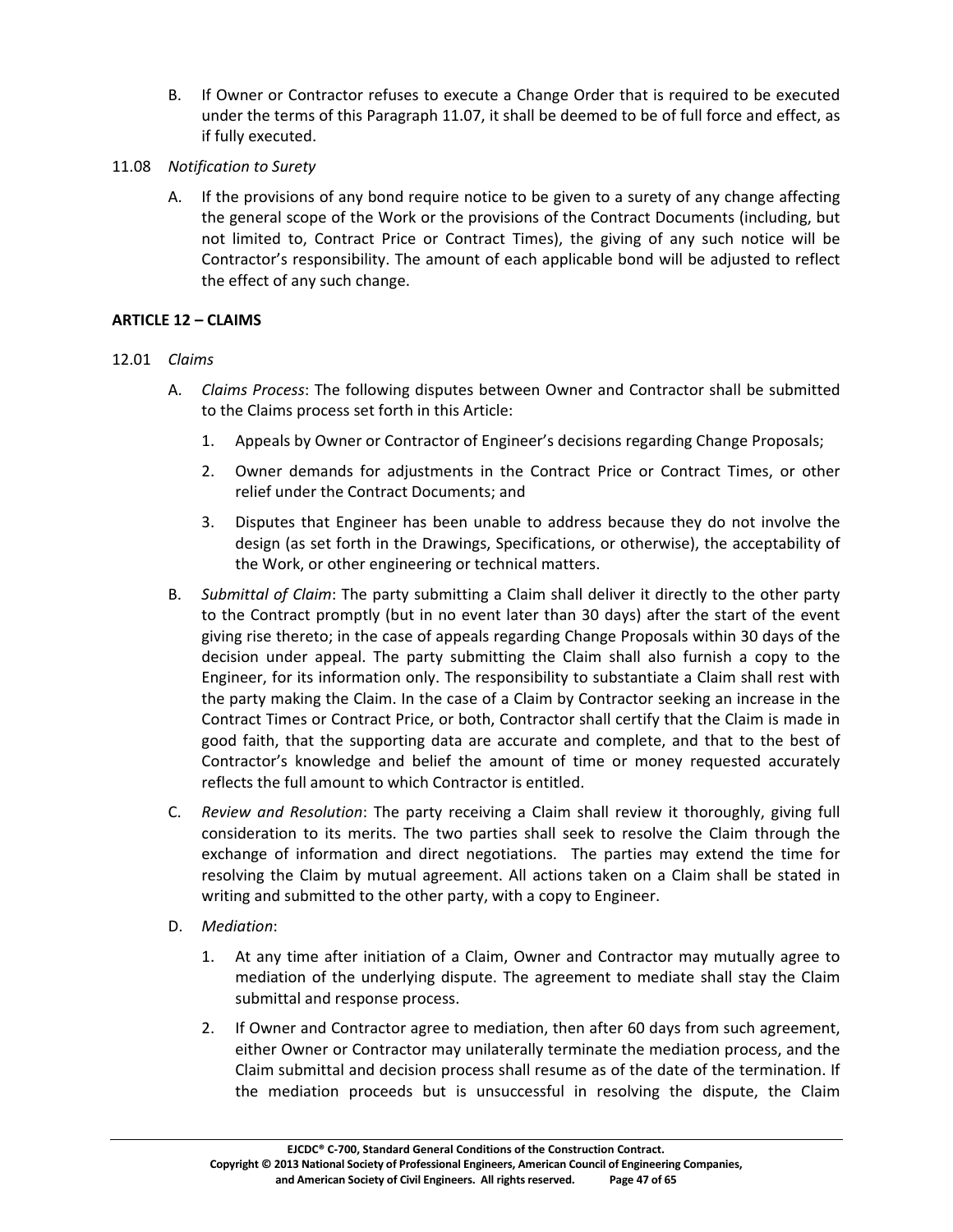B. If Owner or Contractor refuses to execute a Change Order that is required to be executed under the terms of this Paragraph 11.07, it shall be deemed to be of full force and effect, as if fully executed.

11.08 *Notification to Surety*

A. If the provisions of any bond require notice to be given to a surety of any change affecting the general scope of the Work or the provisions of the Contract Documents (including, but not limited to, Contract Price or Contract Times), the giving of any such notice will be Contractor's responsibility. The amount of each applicable bond will be adjusted to reflect the effect of any such change.

## ARTICLE 12 – CLAIMS

12.01 *Claims*

A. *Claims Process*: The following disputes between Owner and Contractor shall be submitted to the Claims process set forth in this Article:

1. Appeals by Owner or Contractor of Engineer's decisions regarding Change Proposals;

2. Owner demands for adjustments in the Contract Price or Contract Times, or other relief under the Contract Documents; and

3. Disputes that Engineer has been unable to address because they do not involve the design (as set forth in the Drawings, Specifications, or otherwise), the acceptability of the Work, or other engineering or technical matters.

B. *Submittal of Claim*: The party submitting a Claim shall deliver it directly to the other party to the Contract promptly (but in no event later than 30 days) after the start of the event giving rise thereto; in the case of appeals regarding Change Proposals within 30 days of the decision under appeal. The party submitting the Claim shall also furnish a copy to the Engineer, for its information only. The responsibility to substantiate a Claim shall rest with the party making the Claim. In the case of a Claim by Contractor seeking an increase in the Contract Times or Contract Price, or both, Contractor shall certify that the Claim is made in good faith, that the supporting data are accurate and complete, and that to the best of Contractor's knowledge and belief the amount of time or money requested accurately reflects the full amount to which Contractor is entitled.

C. *Review and Resolution*: The party receiving a Claim shall review it thoroughly, giving full consideration to its merits. The two parties shall seek to resolve the Claim through the exchange of information and direct negotiations. The parties may extend the time for resolving the Claim by mutual agreement. All actions taken on a Claim shall be stated in writing and submitted to the other party, with a copy to Engineer.

D. *Mediation*:

1. At any time after initiation of a Claim, Owner and Contractor may mutually agree to mediation of the underlying dispute. The agreement to mediate shall stay the Claim submittal and response process.

2. If Owner and Contractor agree to mediation, then after 60 days from such agreement, either Owner or Contractor may unilaterally terminate the mediation process, and the Claim submittal and decision process shall resume as of the date of the termination. If the mediation proceeds but is unsuccessful in resolving the dispute, the Claim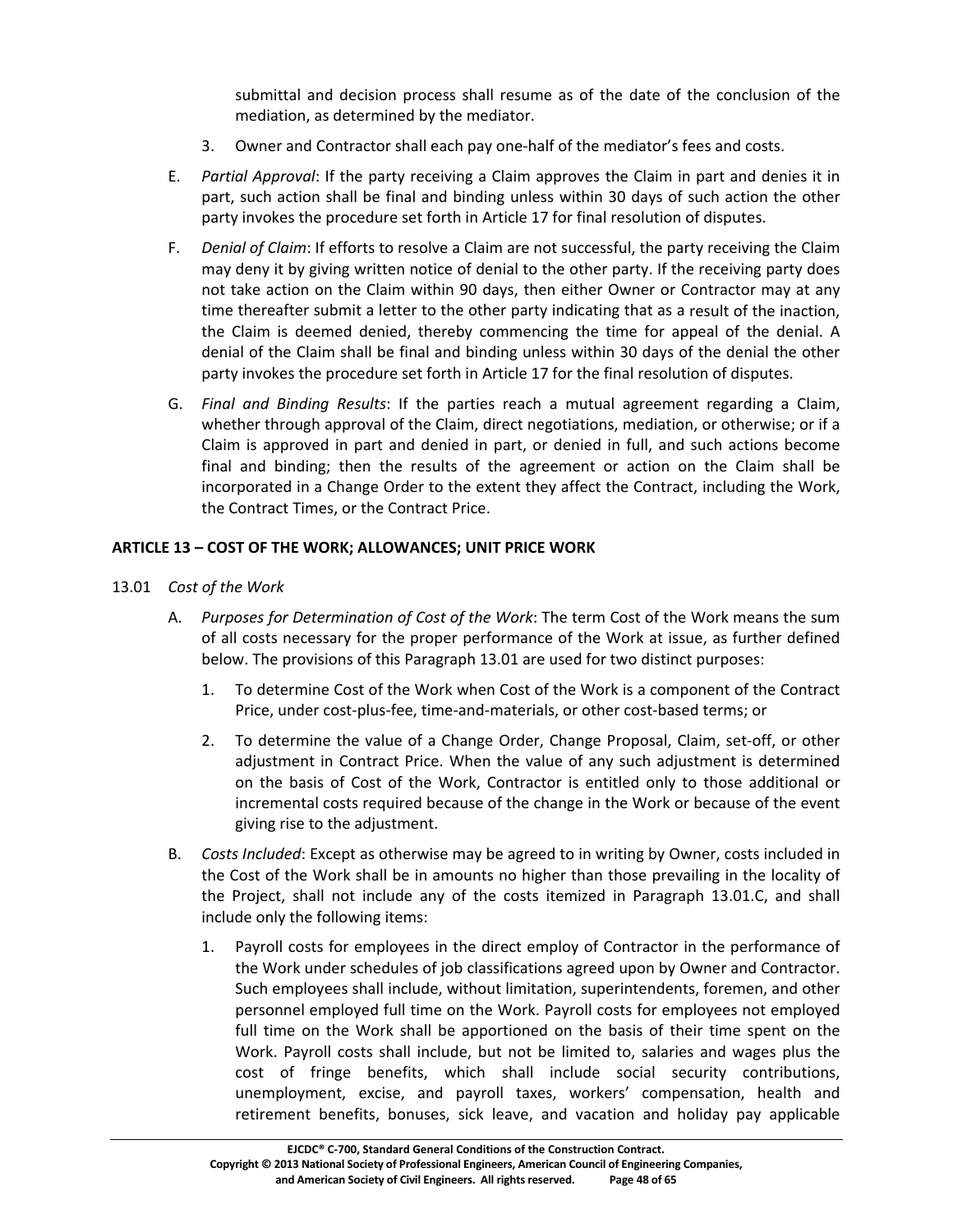submittal and decision process shall resume as of the date of the conclusion of the mediation, as determined by the mediator.

3. Owner and Contractor shall each pay one-half of the mediator's fees and costs.

E. *Partial Approval*: If the party receiving a Claim approves the Claim in part and denies it in part, such action shall be final and binding unless within 30 days of such action the other party invokes the procedure set forth in Article 17 for final resolution of disputes.

F. *Denial of Claim*: If efforts to resolve a Claim are not successful, the party receiving the Claim may deny it by giving written notice of denial to the other party. If the receiving party does not take action on the Claim within 90 days, then either Owner or Contractor may at any time thereafter submit a letter to the other party indicating that as a result of the inaction, the Claim is deemed denied, thereby commencing the time for appeal of the denial. A denial of the Claim shall be final and binding unless within 30 days of the denial the other party invokes the procedure set forth in Article 17 for the final resolution of disputes.

G. *Final and Binding Results*: If the parties reach a mutual agreement regarding a Claim, whether through approval of the Claim, direct negotiations, mediation, or otherwise; or if a Claim is approved in part and denied in part, or denied in full, and such actions become final and binding; then the results of the agreement or action on the Claim shall be incorporated in a Change Order to the extent they affect the Contract, including the Work, the Contract Times, or the Contract Price.

## ARTICLE 13 – COST OF THE WORK; ALLOWANCES; UNIT PRICE WORK

13.01 *Cost of the Work*

A. *Purposes for Determination of Cost of the Work*: The term Cost of the Work means the sum of all costs necessary for the proper performance of the Work at issue, as further defined below. The provisions of this Paragraph 13.01 are used for two distinct purposes:

1. To determine Cost of the Work when Cost of the Work is a component of the Contract Price, under cost-plus-fee, time-and-materials, or other cost-based terms; or

2. To determine the value of a Change Order, Change Proposal, Claim, set-off, or other adjustment in Contract Price. When the value of any such adjustment is determined on the basis of Cost of the Work, Contractor is entitled only to those additional or incremental costs required because of the change in the Work or because of the event giving rise to the adjustment.

B. *Costs Included*: Except as otherwise may be agreed to in writing by Owner, costs included in the Cost of the Work shall be in amounts no higher than those prevailing in the locality of the Project, shall not include any of the costs itemized in Paragraph 13.01.C, and shall include only the following items:

1. Payroll costs for employees in the direct employ of Contractor in the performance of the Work under schedules of job classifications agreed upon by Owner and Contractor. Such employees shall include, without limitation, superintendents, foremen, and other personnel employed full time on the Work. Payroll costs for employees not employed full time on the Work shall be apportioned on the basis of their time spent on the Work. Payroll costs shall include, but not be limited to, salaries and wages plus the cost of fringe benefits, which shall include social security contributions, unemployment, excise, and payroll taxes, workers' compensation, health and retirement benefits, bonuses, sick leave, and vacation and holiday pay applicable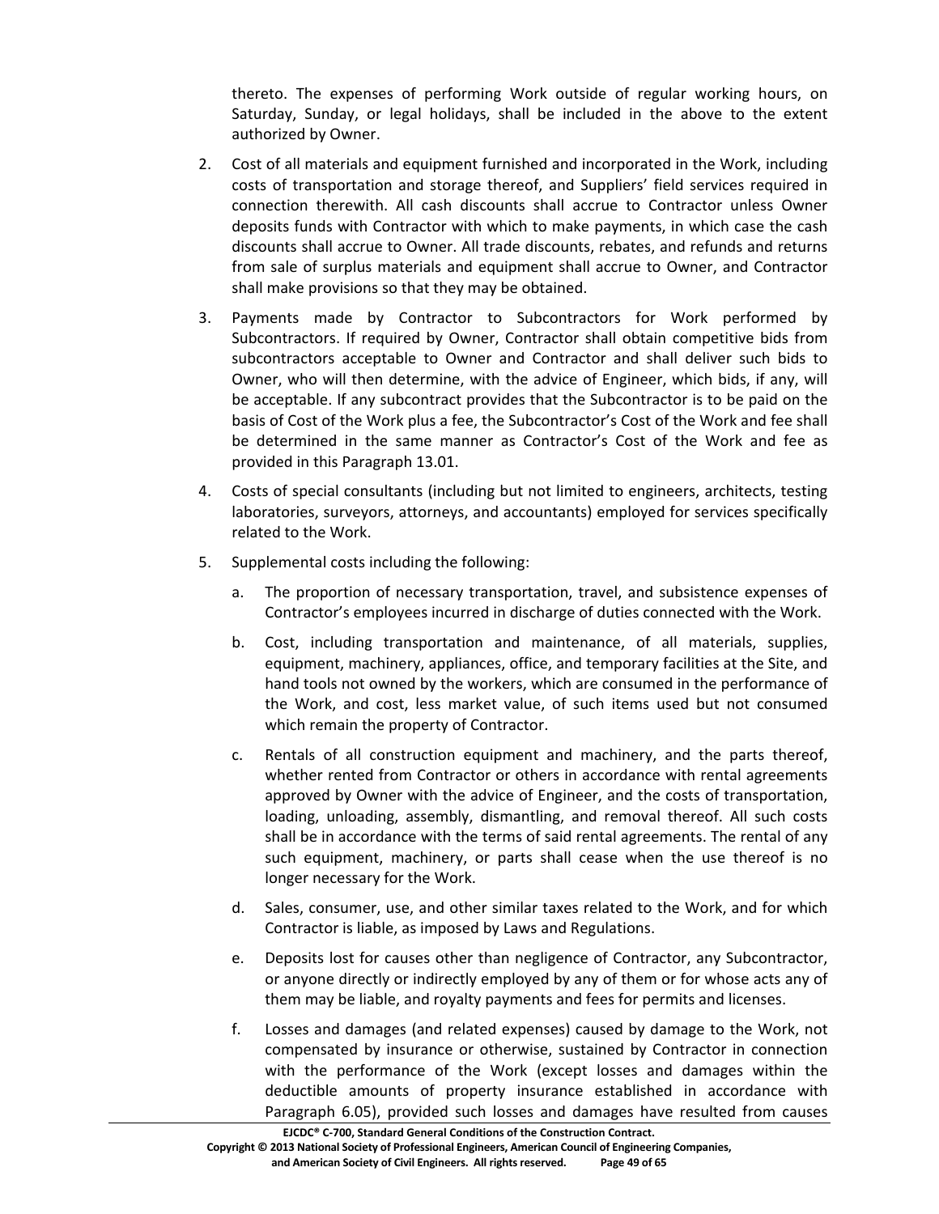thereto. The expenses of performing Work outside of regular working hours, on Saturday, Sunday, or legal holidays, shall be included in the above to the extent authorized by Owner.

2. Cost of all materials and equipment furnished and incorporated in the Work, including costs of transportation and storage thereof, and Suppliers' field services required in connection therewith. All cash discounts shall accrue to Contractor unless Owner deposits funds with Contractor with which to make payments, in which case the cash discounts shall accrue to Owner. All trade discounts, rebates, and refunds and returns from sale of surplus materials and equipment shall accrue to Owner, and Contractor shall make provisions so that they may be obtained.

3. Payments made by Contractor to Subcontractors for Work performed by Subcontractors. If required by Owner, Contractor shall obtain competitive bids from subcontractors acceptable to Owner and Contractor and shall deliver such bids to Owner, who will then determine, with the advice of Engineer, which bids, if any, will be acceptable. If any subcontract provides that the Subcontractor is to be paid on the basis of Cost of the Work plus a fee, the Subcontractor's Cost of the Work and fee shall be determined in the same manner as Contractor's Cost of the Work and fee as provided in this Paragraph 13.01.

4. Costs of special consultants (including but not limited to engineers, architects, testing laboratories, surveyors, attorneys, and accountants) employed for services specifically related to the Work.

5. Supplemental costs including the following:

   a. The proportion of necessary transportation, travel, and subsistence expenses of Contractor's employees incurred in discharge of duties connected with the Work.

   b. Cost, including transportation and maintenance, of all materials, supplies, equipment, machinery, appliances, office, and temporary facilities at the Site, and hand tools not owned by the workers, which are consumed in the performance of the Work, and cost, less market value, of such items used but not consumed which remain the property of Contractor.

   c. Rentals of all construction equipment and machinery, and the parts thereof, whether rented from Contractor or others in accordance with rental agreements approved by Owner with the advice of Engineer, and the costs of transportation, loading, unloading, assembly, dismantling, and removal thereof. All such costs shall be in accordance with the terms of said rental agreements. The rental of any such equipment, machinery, or parts shall cease when the use thereof is no longer necessary for the Work.

   d. Sales, consumer, use, and other similar taxes related to the Work, and for which Contractor is liable, as imposed by Laws and Regulations.

   e. Deposits lost for causes other than negligence of Contractor, any Subcontractor, or anyone directly or indirectly employed by any of them or for whose acts any of them may be liable, and royalty payments and fees for permits and licenses.

   f. Losses and damages (and related expenses) caused by damage to the Work, not compensated by insurance or otherwise, sustained by Contractor in connection with the performance of the Work (except losses and damages within the deductible amounts of property insurance established in accordance with Paragraph 6.05), provided such losses and damages have resulted from causes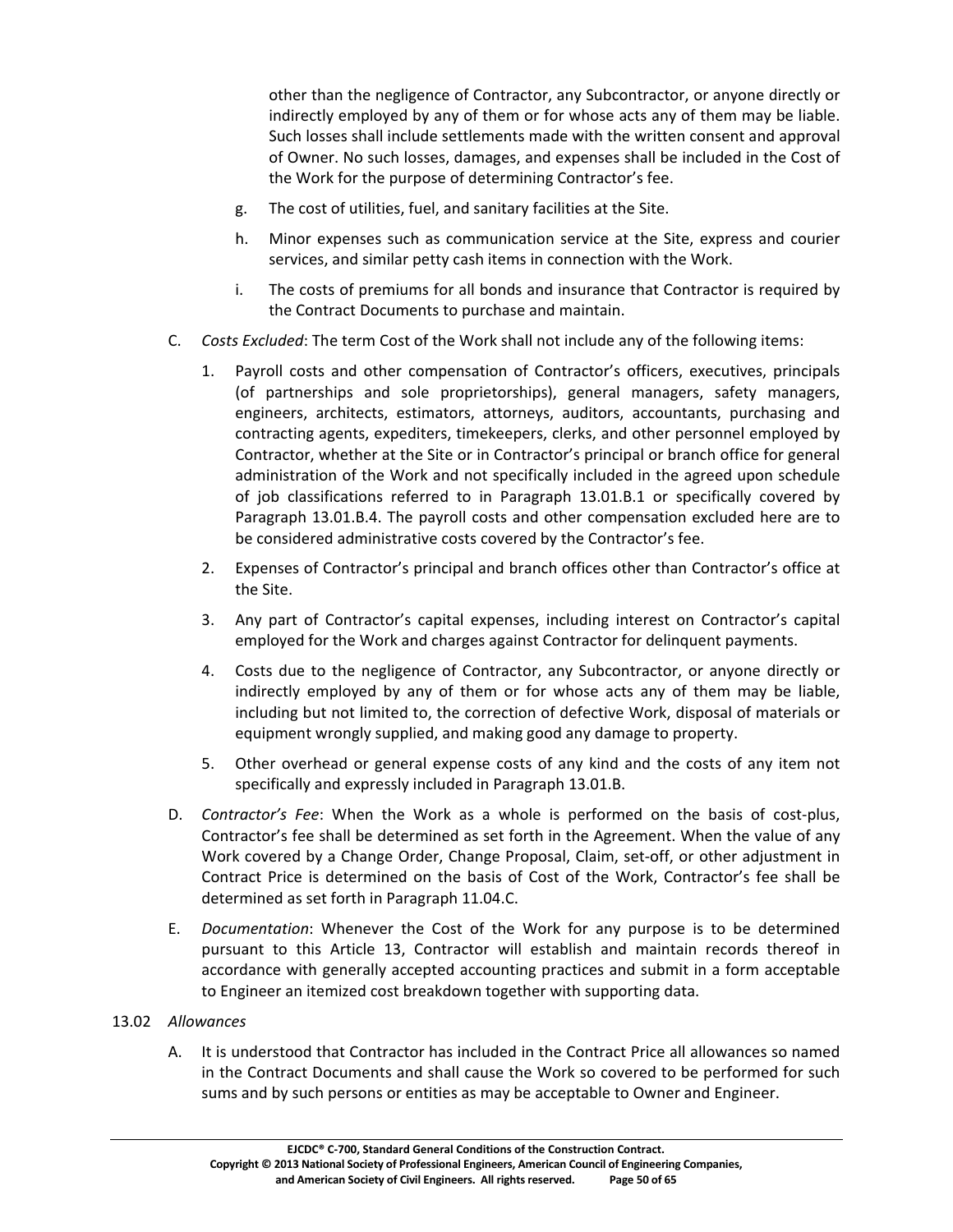other than the negligence of Contractor, any Subcontractor, or anyone directly or indirectly employed by any of them or for whose acts any of them may be liable. Such losses shall include settlements made with the written consent and approval of Owner. No such losses, damages, and expenses shall be included in the Cost of the Work for the purpose of determining Contractor's fee.

g. The cost of utilities, fuel, and sanitary facilities at the Site.

h. Minor expenses such as communication service at the Site, express and courier services, and similar petty cash items in connection with the Work.

i. The costs of premiums for all bonds and insurance that Contractor is required by the Contract Documents to purchase and maintain.

C. *Costs Excluded*: The term Cost of the Work shall not include any of the following items:

1. Payroll costs and other compensation of Contractor's officers, executives, principals (of partnerships and sole proprietorships), general managers, safety managers, engineers, architects, estimators, attorneys, auditors, accountants, purchasing and contracting agents, expediters, timekeepers, clerks, and other personnel employed by Contractor, whether at the Site or in Contractor's principal or branch office for general administration of the Work and not specifically included in the agreed upon schedule of job classifications referred to in Paragraph 13.01.B.1 or specifically covered by Paragraph 13.01.B.4. The payroll costs and other compensation excluded here are to be considered administrative costs covered by the Contractor's fee.

2. Expenses of Contractor's principal and branch offices other than Contractor's office at the Site.

3. Any part of Contractor's capital expenses, including interest on Contractor's capital employed for the Work and charges against Contractor for delinquent payments.

4. Costs due to the negligence of Contractor, any Subcontractor, or anyone directly or indirectly employed by any of them or for whose acts any of them may be liable, including but not limited to, the correction of defective Work, disposal of materials or equipment wrongly supplied, and making good any damage to property.

5. Other overhead or general expense costs of any kind and the costs of any item not specifically and expressly included in Paragraph 13.01.B.

D. *Contractor's Fee*: When the Work as a whole is performed on the basis of cost-plus, Contractor's fee shall be determined as set forth in the Agreement. When the value of any Work covered by a Change Order, Change Proposal, Claim, set-off, or other adjustment in Contract Price is determined on the basis of Cost of the Work, Contractor's fee shall be determined as set forth in Paragraph 11.04.C.

E. *Documentation*: Whenever the Cost of the Work for any purpose is to be determined pursuant to this Article 13, Contractor will establish and maintain records thereof in accordance with generally accepted accounting practices and submit in a form acceptable to Engineer an itemized cost breakdown together with supporting data.

13.02 *Allowances*

A. It is understood that Contractor has included in the Contract Price all allowances so named in the Contract Documents and shall cause the Work so covered to be performed for such sums and by such persons or entities as may be acceptable to Owner and Engineer.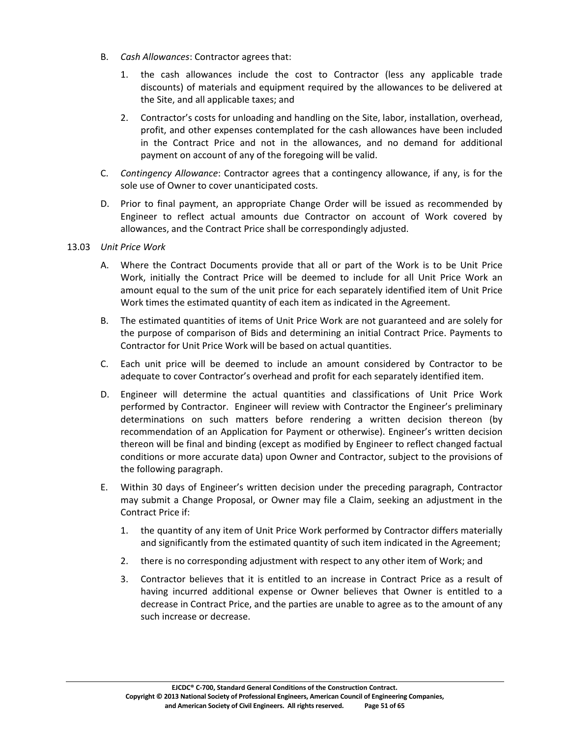B. *Cash Allowances*: Contractor agrees that:

1. the cash allowances include the cost to Contractor (less any applicable trade discounts) of materials and equipment required by the allowances to be delivered at the Site, and all applicable taxes; and

2. Contractor's costs for unloading and handling on the Site, labor, installation, overhead, profit, and other expenses contemplated for the cash allowances have been included in the Contract Price and not in the allowances, and no demand for additional payment on account of any of the foregoing will be valid.

C. *Contingency Allowance*: Contractor agrees that a contingency allowance, if any, is for the sole use of Owner to cover unanticipated costs.

D. Prior to final payment, an appropriate Change Order will be issued as recommended by Engineer to reflect actual amounts due Contractor on account of Work covered by allowances, and the Contract Price shall be correspondingly adjusted.

13.03 *Unit Price Work*

A. Where the Contract Documents provide that all or part of the Work is to be Unit Price Work, initially the Contract Price will be deemed to include for all Unit Price Work an amount equal to the sum of the unit price for each separately identified item of Unit Price Work times the estimated quantity of each item as indicated in the Agreement.

B. The estimated quantities of items of Unit Price Work are not guaranteed and are solely for the purpose of comparison of Bids and determining an initial Contract Price. Payments to Contractor for Unit Price Work will be based on actual quantities.

C. Each unit price will be deemed to include an amount considered by Contractor to be adequate to cover Contractor's overhead and profit for each separately identified item.

D. Engineer will determine the actual quantities and classifications of Unit Price Work performed by Contractor. Engineer will review with Contractor the Engineer's preliminary determinations on such matters before rendering a written decision thereon (by recommendation of an Application for Payment or otherwise). Engineer's written decision thereon will be final and binding (except as modified by Engineer to reflect changed factual conditions or more accurate data) upon Owner and Contractor, subject to the provisions of the following paragraph.

E. Within 30 days of Engineer's written decision under the preceding paragraph, Contractor may submit a Change Proposal, or Owner may file a Claim, seeking an adjustment in the Contract Price if:

1. the quantity of any item of Unit Price Work performed by Contractor differs materially and significantly from the estimated quantity of such item indicated in the Agreement;

2. there is no corresponding adjustment with respect to any other item of Work; and

3. Contractor believes that it is entitled to an increase in Contract Price as a result of having incurred additional expense or Owner believes that Owner is entitled to a decrease in Contract Price, and the parties are unable to agree as to the amount of any such increase or decrease.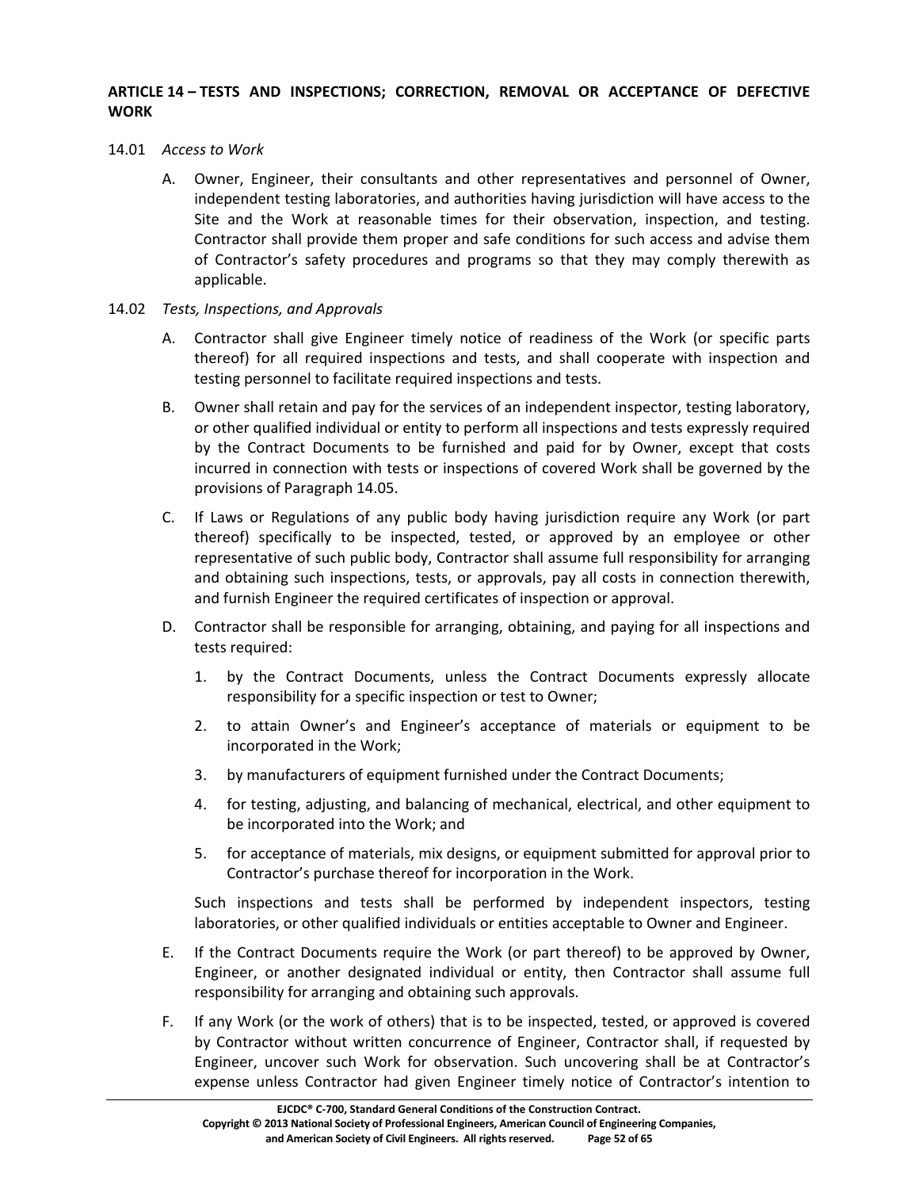## ARTICLE 14 – TESTS AND INSPECTIONS; CORRECTION, REMOVAL OR ACCEPTANCE OF DEFECTIVE WORK

14.01 *Access to Work*

A. Owner, Engineer, their consultants and other representatives and personnel of Owner, independent testing laboratories, and authorities having jurisdiction will have access to the Site and the Work at reasonable times for their observation, inspection, and testing. Contractor shall provide them proper and safe conditions for such access and advise them of Contractor's safety procedures and programs so that they may comply therewith as applicable.

14.02 *Tests, Inspections, and Approvals*

A. Contractor shall give Engineer timely notice of readiness of the Work (or specific parts thereof) for all required inspections and tests, and shall cooperate with inspection and testing personnel to facilitate required inspections and tests.

B. Owner shall retain and pay for the services of an independent inspector, testing laboratory, or other qualified individual or entity to perform all inspections and tests expressly required by the Contract Documents to be furnished and paid for by Owner, except that costs incurred in connection with tests or inspections of covered Work shall be governed by the provisions of Paragraph 14.05.

C. If Laws or Regulations of any public body having jurisdiction require any Work (or part thereof) specifically to be inspected, tested, or approved by an employee or other representative of such public body, Contractor shall assume full responsibility for arranging and obtaining such inspections, tests, or approvals, pay all costs in connection therewith, and furnish Engineer the required certificates of inspection or approval.

D. Contractor shall be responsible for arranging, obtaining, and paying for all inspections and tests required:

1. by the Contract Documents, unless the Contract Documents expressly allocate responsibility for a specific inspection or test to Owner;
2. to attain Owner's and Engineer's acceptance of materials or equipment to be incorporated in the Work;
3. by manufacturers of equipment furnished under the Contract Documents;
4. for testing, adjusting, and balancing of mechanical, electrical, and other equipment to be incorporated into the Work; and
5. for acceptance of materials, mix designs, or equipment submitted for approval prior to Contractor's purchase thereof for incorporation in the Work.

Such inspections and tests shall be performed by independent inspectors, testing laboratories, or other qualified individuals or entities acceptable to Owner and Engineer.

E. If the Contract Documents require the Work (or part thereof) to be approved by Owner, Engineer, or another designated individual or entity, then Contractor shall assume full responsibility for arranging and obtaining such approvals.

F. If any Work (or the work of others) that is to be inspected, tested, or approved is covered by Contractor without written concurrence of Engineer, Contractor shall, if requested by Engineer, uncover such Work for observation. Such uncovering shall be at Contractor's expense unless Contractor had given Engineer timely notice of Contractor's intention to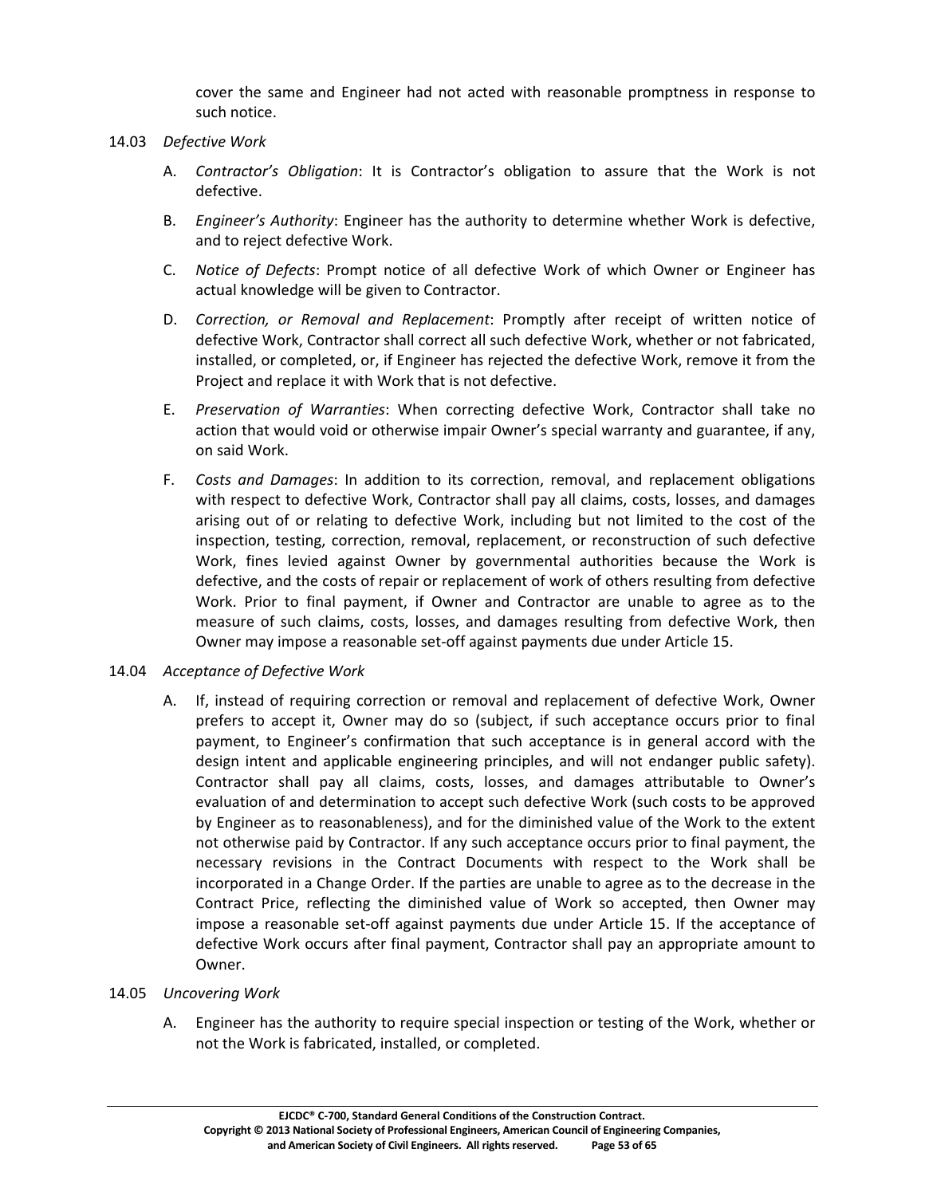cover the same and Engineer had not acted with reasonable promptness in response to such notice.

14.03 *Defective Work*

A. *Contractor's Obligation*: It is Contractor's obligation to assure that the Work is not defective.

B. *Engineer's Authority*: Engineer has the authority to determine whether Work is defective, and to reject defective Work.

C. *Notice of Defects*: Prompt notice of all defective Work of which Owner or Engineer has actual knowledge will be given to Contractor.

D. *Correction, or Removal and Replacement*: Promptly after receipt of written notice of defective Work, Contractor shall correct all such defective Work, whether or not fabricated, installed, or completed, or, if Engineer has rejected the defective Work, remove it from the Project and replace it with Work that is not defective.

E. *Preservation of Warranties*: When correcting defective Work, Contractor shall take no action that would void or otherwise impair Owner's special warranty and guarantee, if any, on said Work.

F. *Costs and Damages*: In addition to its correction, removal, and replacement obligations with respect to defective Work, Contractor shall pay all claims, costs, losses, and damages arising out of or relating to defective Work, including but not limited to the cost of the inspection, testing, correction, removal, replacement, or reconstruction of such defective Work, fines levied against Owner by governmental authorities because the Work is defective, and the costs of repair or replacement of work of others resulting from defective Work. Prior to final payment, if Owner and Contractor are unable to agree as to the measure of such claims, costs, losses, and damages resulting from defective Work, then Owner may impose a reasonable set-off against payments due under Article 15.

14.04 *Acceptance of Defective Work*

A. If, instead of requiring correction or removal and replacement of defective Work, Owner prefers to accept it, Owner may do so (subject, if such acceptance occurs prior to final payment, to Engineer's confirmation that such acceptance is in general accord with the design intent and applicable engineering principles, and will not endanger public safety). Contractor shall pay all claims, costs, losses, and damages attributable to Owner's evaluation of and determination to accept such defective Work (such costs to be approved by Engineer as to reasonableness), and for the diminished value of the Work to the extent not otherwise paid by Contractor. If any such acceptance occurs prior to final payment, the necessary revisions in the Contract Documents with respect to the Work shall be incorporated in a Change Order. If the parties are unable to agree as to the decrease in the Contract Price, reflecting the diminished value of Work so accepted, then Owner may impose a reasonable set-off against payments due under Article 15. If the acceptance of defective Work occurs after final payment, Contractor shall pay an appropriate amount to Owner.

14.05 *Uncovering Work*

A. Engineer has the authority to require special inspection or testing of the Work, whether or not the Work is fabricated, installed, or completed.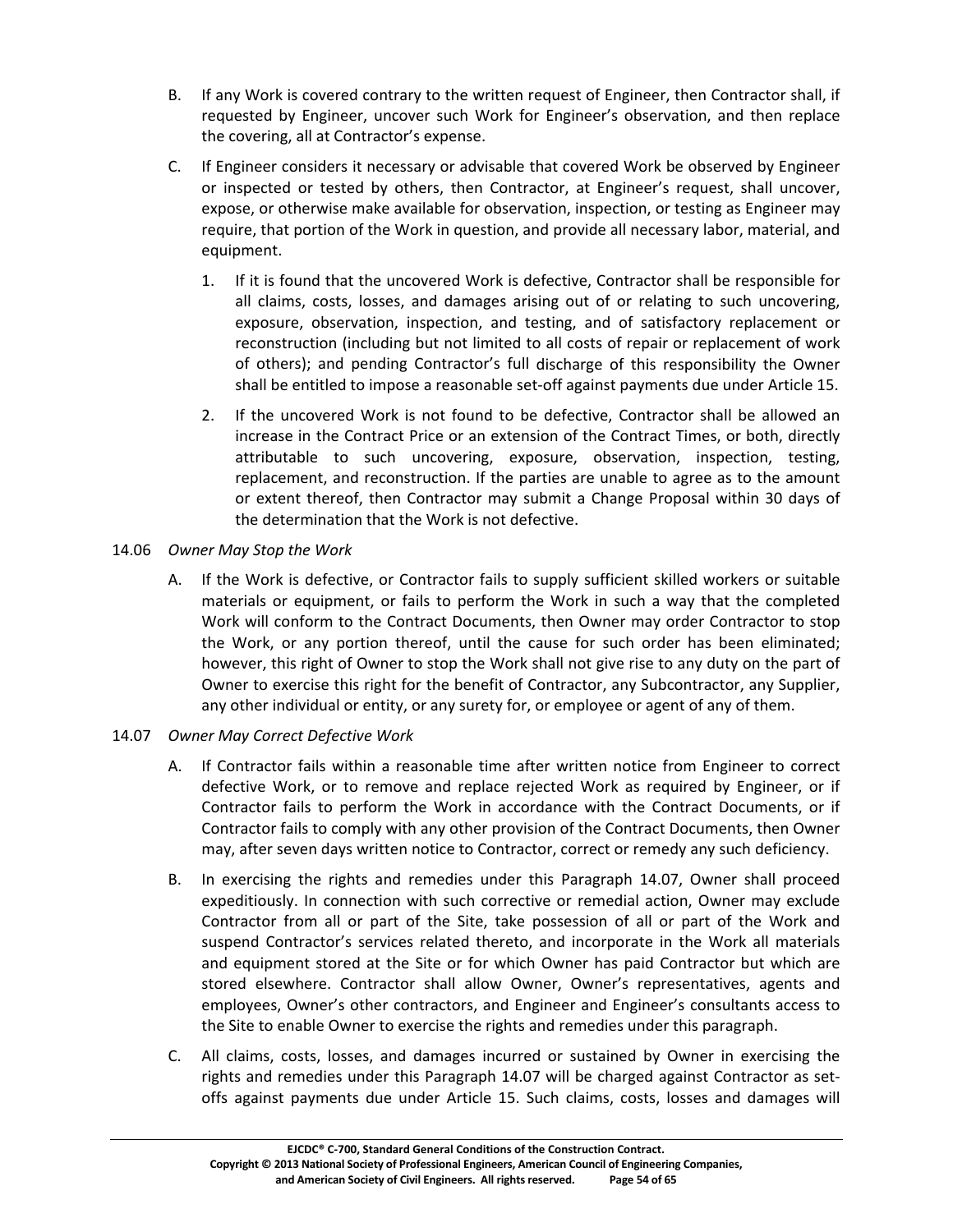B. If any Work is covered contrary to the written request of Engineer, then Contractor shall, if requested by Engineer, uncover such Work for Engineer's observation, and then replace the covering, all at Contractor's expense.

C. If Engineer considers it necessary or advisable that covered Work be observed by Engineer or inspected or tested by others, then Contractor, at Engineer's request, shall uncover, expose, or otherwise make available for observation, inspection, or testing as Engineer may require, that portion of the Work in question, and provide all necessary labor, material, and equipment.

   1. If it is found that the uncovered Work is defective, Contractor shall be responsible for all claims, costs, losses, and damages arising out of or relating to such uncovering, exposure, observation, inspection, and testing, and of satisfactory replacement or reconstruction (including but not limited to all costs of repair or replacement of work of others); and pending Contractor's full discharge of this responsibility the Owner shall be entitled to impose a reasonable set-off against payments due under Article 15.

   2. If the uncovered Work is not found to be defective, Contractor shall be allowed an increase in the Contract Price or an extension of the Contract Times, or both, directly attributable to such uncovering, exposure, observation, inspection, testing, replacement, and reconstruction. If the parties are unable to agree as to the amount or extent thereof, then Contractor may submit a Change Proposal within 30 days of the determination that the Work is not defective.

14.06 *Owner May Stop the Work*

A. If the Work is defective, or Contractor fails to supply sufficient skilled workers or suitable materials or equipment, or fails to perform the Work in such a way that the completed Work will conform to the Contract Documents, then Owner may order Contractor to stop the Work, or any portion thereof, until the cause for such order has been eliminated; however, this right of Owner to stop the Work shall not give rise to any duty on the part of Owner to exercise this right for the benefit of Contractor, any Subcontractor, any Supplier, any other individual or entity, or any surety for, or employee or agent of any of them.

14.07 *Owner May Correct Defective Work*

A. If Contractor fails within a reasonable time after written notice from Engineer to correct defective Work, or to remove and replace rejected Work as required by Engineer, or if Contractor fails to perform the Work in accordance with the Contract Documents, or if Contractor fails to comply with any other provision of the Contract Documents, then Owner may, after seven days written notice to Contractor, correct or remedy any such deficiency.

B. In exercising the rights and remedies under this Paragraph 14.07, Owner shall proceed expeditiously. In connection with such corrective or remedial action, Owner may exclude Contractor from all or part of the Site, take possession of all or part of the Work and suspend Contractor's services related thereto, and incorporate in the Work all materials and equipment stored at the Site or for which Owner has paid Contractor but which are stored elsewhere. Contractor shall allow Owner, Owner's representatives, agents and employees, Owner's other contractors, and Engineer and Engineer's consultants access to the Site to enable Owner to exercise the rights and remedies under this paragraph.

C. All claims, costs, losses, and damages incurred or sustained by Owner in exercising the rights and remedies under this Paragraph 14.07 will be charged against Contractor as set-offs against payments due under Article 15. Such claims, costs, losses and damages will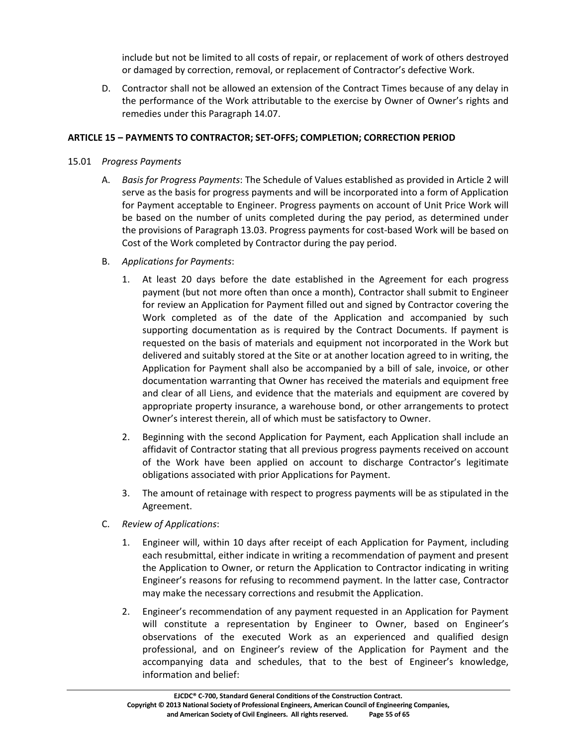include but not be limited to all costs of repair, or replacement of work of others destroyed or damaged by correction, removal, or replacement of Contractor's defective Work.

D. Contractor shall not be allowed an extension of the Contract Times because of any delay in the performance of the Work attributable to the exercise by Owner of Owner's rights and remedies under this Paragraph 14.07.

## ARTICLE 15 – PAYMENTS TO CONTRACTOR; SET-OFFS; COMPLETION; CORRECTION PERIOD

15.01 *Progress Payments*

A. *Basis for Progress Payments*: The Schedule of Values established as provided in Article 2 will serve as the basis for progress payments and will be incorporated into a form of Application for Payment acceptable to Engineer. Progress payments on account of Unit Price Work will be based on the number of units completed during the pay period, as determined under the provisions of Paragraph 13.03. Progress payments for cost-based Work will be based on Cost of the Work completed by Contractor during the pay period.

B. *Applications for Payments*:

1. At least 20 days before the date established in the Agreement for each progress payment (but not more often than once a month), Contractor shall submit to Engineer for review an Application for Payment filled out and signed by Contractor covering the Work completed as of the date of the Application and accompanied by such supporting documentation as is required by the Contract Documents. If payment is requested on the basis of materials and equipment not incorporated in the Work but delivered and suitably stored at the Site or at another location agreed to in writing, the Application for Payment shall also be accompanied by a bill of sale, invoice, or other documentation warranting that Owner has received the materials and equipment free and clear of all Liens, and evidence that the materials and equipment are covered by appropriate property insurance, a warehouse bond, or other arrangements to protect Owner's interest therein, all of which must be satisfactory to Owner.

2. Beginning with the second Application for Payment, each Application shall include an affidavit of Contractor stating that all previous progress payments received on account of the Work have been applied on account to discharge Contractor's legitimate obligations associated with prior Applications for Payment.

3. The amount of retainage with respect to progress payments will be as stipulated in the Agreement.

C. *Review of Applications*:

1. Engineer will, within 10 days after receipt of each Application for Payment, including each resubmittal, either indicate in writing a recommendation of payment and present the Application to Owner, or return the Application to Contractor indicating in writing Engineer's reasons for refusing to recommend payment. In the latter case, Contractor may make the necessary corrections and resubmit the Application.

2. Engineer's recommendation of any payment requested in an Application for Payment will constitute a representation by Engineer to Owner, based on Engineer's observations of the executed Work as an experienced and qualified design professional, and on Engineer's review of the Application for Payment and the accompanying data and schedules, that to the best of Engineer's knowledge, information and belief: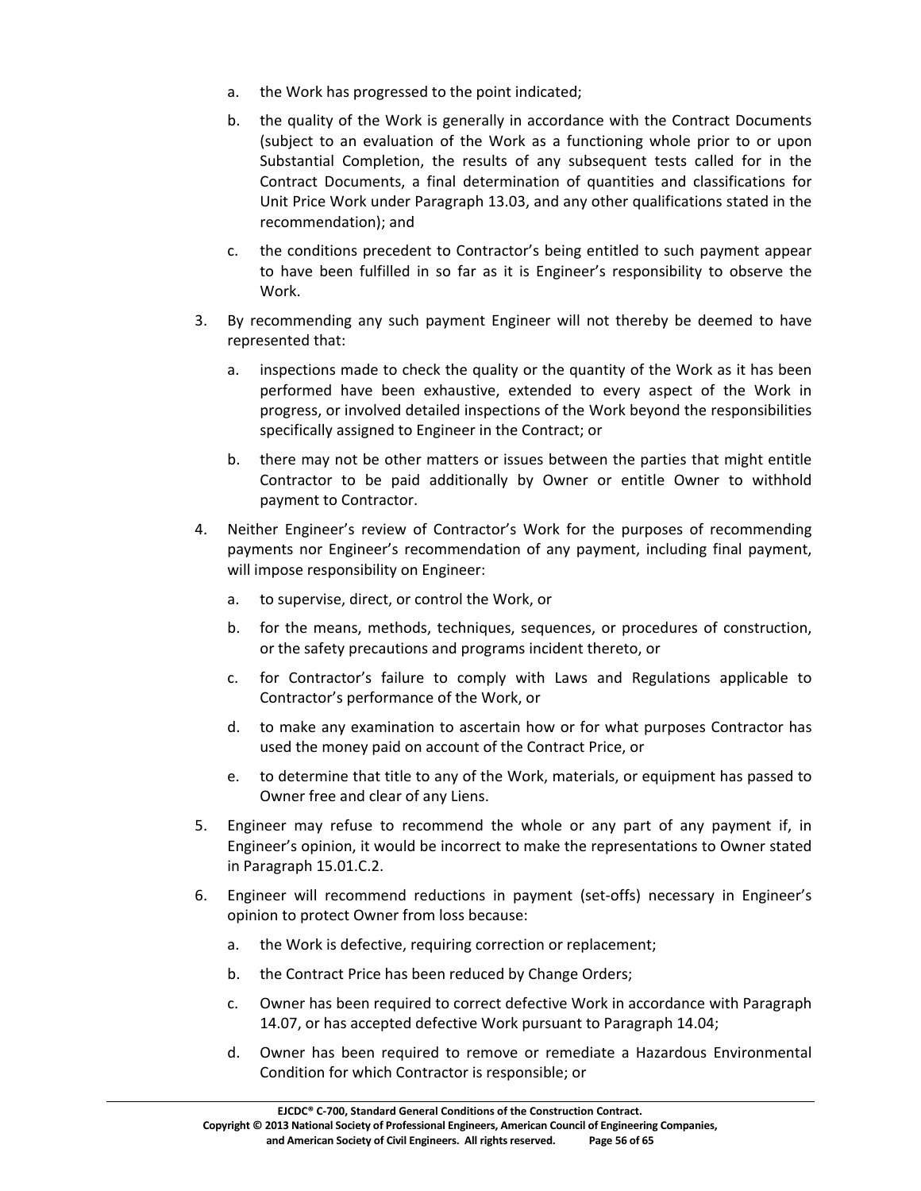a. the Work has progressed to the point indicated;

b. the quality of the Work is generally in accordance with the Contract Documents (subject to an evaluation of the Work as a functioning whole prior to or upon Substantial Completion, the results of any subsequent tests called for in the Contract Documents, a final determination of quantities and classifications for Unit Price Work under Paragraph 13.03, and any other qualifications stated in the recommendation); and

c. the conditions precedent to Contractor's being entitled to such payment appear to have been fulfilled in so far as it is Engineer's responsibility to observe the Work.

3. By recommending any such payment Engineer will not thereby be deemed to have represented that:

   a. inspections made to check the quality or the quantity of the Work as it has been performed have been exhaustive, extended to every aspect of the Work in progress, or involved detailed inspections of the Work beyond the responsibilities specifically assigned to Engineer in the Contract; or

   b. there may not be other matters or issues between the parties that might entitle Contractor to be paid additionally by Owner or entitle Owner to withhold payment to Contractor.

4. Neither Engineer's review of Contractor's Work for the purposes of recommending payments nor Engineer's recommendation of any payment, including final payment, will impose responsibility on Engineer:

   a. to supervise, direct, or control the Work, or

   b. for the means, methods, techniques, sequences, or procedures of construction, or the safety precautions and programs incident thereto, or

   c. for Contractor's failure to comply with Laws and Regulations applicable to Contractor's performance of the Work, or

   d. to make any examination to ascertain how or for what purposes Contractor has used the money paid on account of the Contract Price, or

   e. to determine that title to any of the Work, materials, or equipment has passed to Owner free and clear of any Liens.

5. Engineer may refuse to recommend the whole or any part of any payment if, in Engineer's opinion, it would be incorrect to make the representations to Owner stated in Paragraph 15.01.C.2.

6. Engineer will recommend reductions in payment (set-offs) necessary in Engineer's opinion to protect Owner from loss because:

   a. the Work is defective, requiring correction or replacement;

   b. the Contract Price has been reduced by Change Orders;

   c. Owner has been required to correct defective Work in accordance with Paragraph 14.07, or has accepted defective Work pursuant to Paragraph 14.04;

   d. Owner has been required to remove or remediate a Hazardous Environmental Condition for which Contractor is responsible; or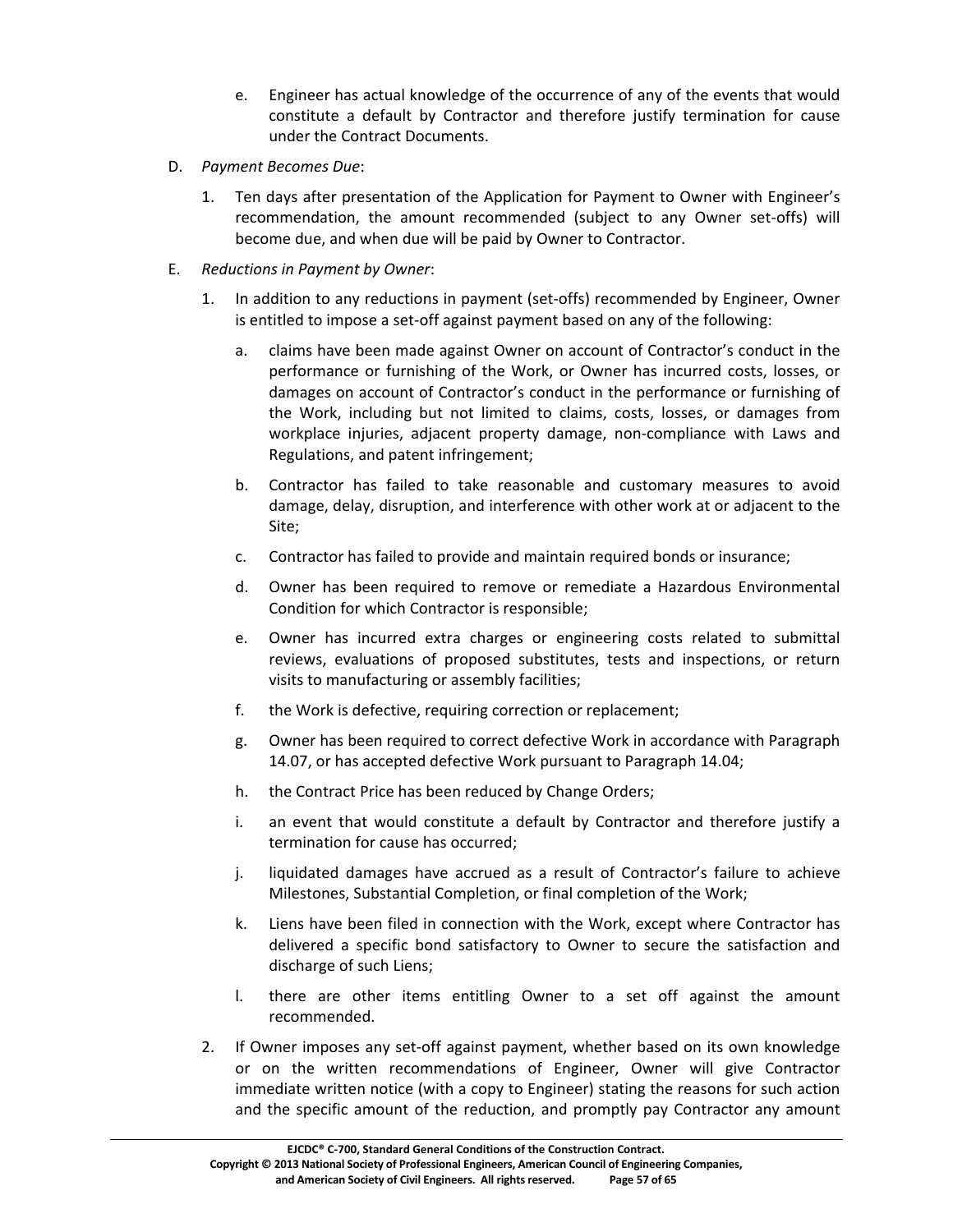e. Engineer has actual knowledge of the occurrence of any of the events that would constitute a default by Contractor and therefore justify termination for cause under the Contract Documents.

D. *Payment Becomes Due*:

1. Ten days after presentation of the Application for Payment to Owner with Engineer's recommendation, the amount recommended (subject to any Owner set-offs) will become due, and when due will be paid by Owner to Contractor.

E. *Reductions in Payment by Owner*:

1. In addition to any reductions in payment (set-offs) recommended by Engineer, Owner is entitled to impose a set-off against payment based on any of the following:

   a. claims have been made against Owner on account of Contractor's conduct in the performance or furnishing of the Work, or Owner has incurred costs, losses, or damages on account of Contractor's conduct in the performance or furnishing of the Work, including but not limited to claims, costs, losses, or damages from workplace injuries, adjacent property damage, non-compliance with Laws and Regulations, and patent infringement;

   b. Contractor has failed to take reasonable and customary measures to avoid damage, delay, disruption, and interference with other work at or adjacent to the Site;

   c. Contractor has failed to provide and maintain required bonds or insurance;

   d. Owner has been required to remove or remediate a Hazardous Environmental Condition for which Contractor is responsible;

   e. Owner has incurred extra charges or engineering costs related to submittal reviews, evaluations of proposed substitutes, tests and inspections, or return visits to manufacturing or assembly facilities;

   f. the Work is defective, requiring correction or replacement;

   g. Owner has been required to correct defective Work in accordance with Paragraph 14.07, or has accepted defective Work pursuant to Paragraph 14.04;

   h. the Contract Price has been reduced by Change Orders;

   i. an event that would constitute a default by Contractor and therefore justify a termination for cause has occurred;

   j. liquidated damages have accrued as a result of Contractor's failure to achieve Milestones, Substantial Completion, or final completion of the Work;

   k. Liens have been filed in connection with the Work, except where Contractor has delivered a specific bond satisfactory to Owner to secure the satisfaction and discharge of such Liens;

   l. there are other items entitling Owner to a set off against the amount recommended.

2. If Owner imposes any set-off against payment, whether based on its own knowledge or on the written recommendations of Engineer, Owner will give Contractor immediate written notice (with a copy to Engineer) stating the reasons for such action and the specific amount of the reduction, and promptly pay Contractor any amount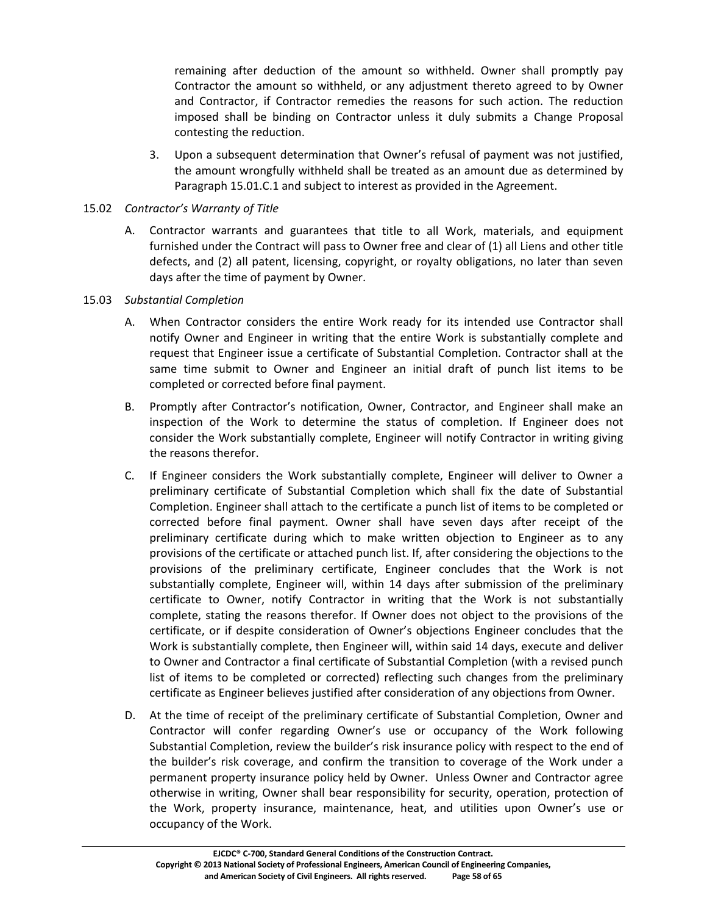remaining after deduction of the amount so withheld. Owner shall promptly pay Contractor the amount so withheld, or any adjustment thereto agreed to by Owner and Contractor, if Contractor remedies the reasons for such action. The reduction imposed shall be binding on Contractor unless it duly submits a Change Proposal contesting the reduction.

3. Upon a subsequent determination that Owner's refusal of payment was not justified, the amount wrongfully withheld shall be treated as an amount due as determined by Paragraph 15.01.C.1 and subject to interest as provided in the Agreement.

15.02 *Contractor's Warranty of Title*

A. Contractor warrants and guarantees that title to all Work, materials, and equipment furnished under the Contract will pass to Owner free and clear of (1) all Liens and other title defects, and (2) all patent, licensing, copyright, or royalty obligations, no later than seven days after the time of payment by Owner.

15.03 *Substantial Completion*

A. When Contractor considers the entire Work ready for its intended use Contractor shall notify Owner and Engineer in writing that the entire Work is substantially complete and request that Engineer issue a certificate of Substantial Completion. Contractor shall at the same time submit to Owner and Engineer an initial draft of punch list items to be completed or corrected before final payment.

B. Promptly after Contractor's notification, Owner, Contractor, and Engineer shall make an inspection of the Work to determine the status of completion. If Engineer does not consider the Work substantially complete, Engineer will notify Contractor in writing giving the reasons therefor.

C. If Engineer considers the Work substantially complete, Engineer will deliver to Owner a preliminary certificate of Substantial Completion which shall fix the date of Substantial Completion. Engineer shall attach to the certificate a punch list of items to be completed or corrected before final payment. Owner shall have seven days after receipt of the preliminary certificate during which to make written objection to Engineer as to any provisions of the certificate or attached punch list. If, after considering the objections to the provisions of the preliminary certificate, Engineer concludes that the Work is not substantially complete, Engineer will, within 14 days after submission of the preliminary certificate to Owner, notify Contractor in writing that the Work is not substantially complete, stating the reasons therefor. If Owner does not object to the provisions of the certificate, or if despite consideration of Owner's objections Engineer concludes that the Work is substantially complete, then Engineer will, within said 14 days, execute and deliver to Owner and Contractor a final certificate of Substantial Completion (with a revised punch list of items to be completed or corrected) reflecting such changes from the preliminary certificate as Engineer believes justified after consideration of any objections from Owner.

D. At the time of receipt of the preliminary certificate of Substantial Completion, Owner and Contractor will confer regarding Owner's use or occupancy of the Work following Substantial Completion, review the builder's risk insurance policy with respect to the end of the builder's risk coverage, and confirm the transition to coverage of the Work under a permanent property insurance policy held by Owner. Unless Owner and Contractor agree otherwise in writing, Owner shall bear responsibility for security, operation, protection of the Work, property insurance, maintenance, heat, and utilities upon Owner's use or occupancy of the Work.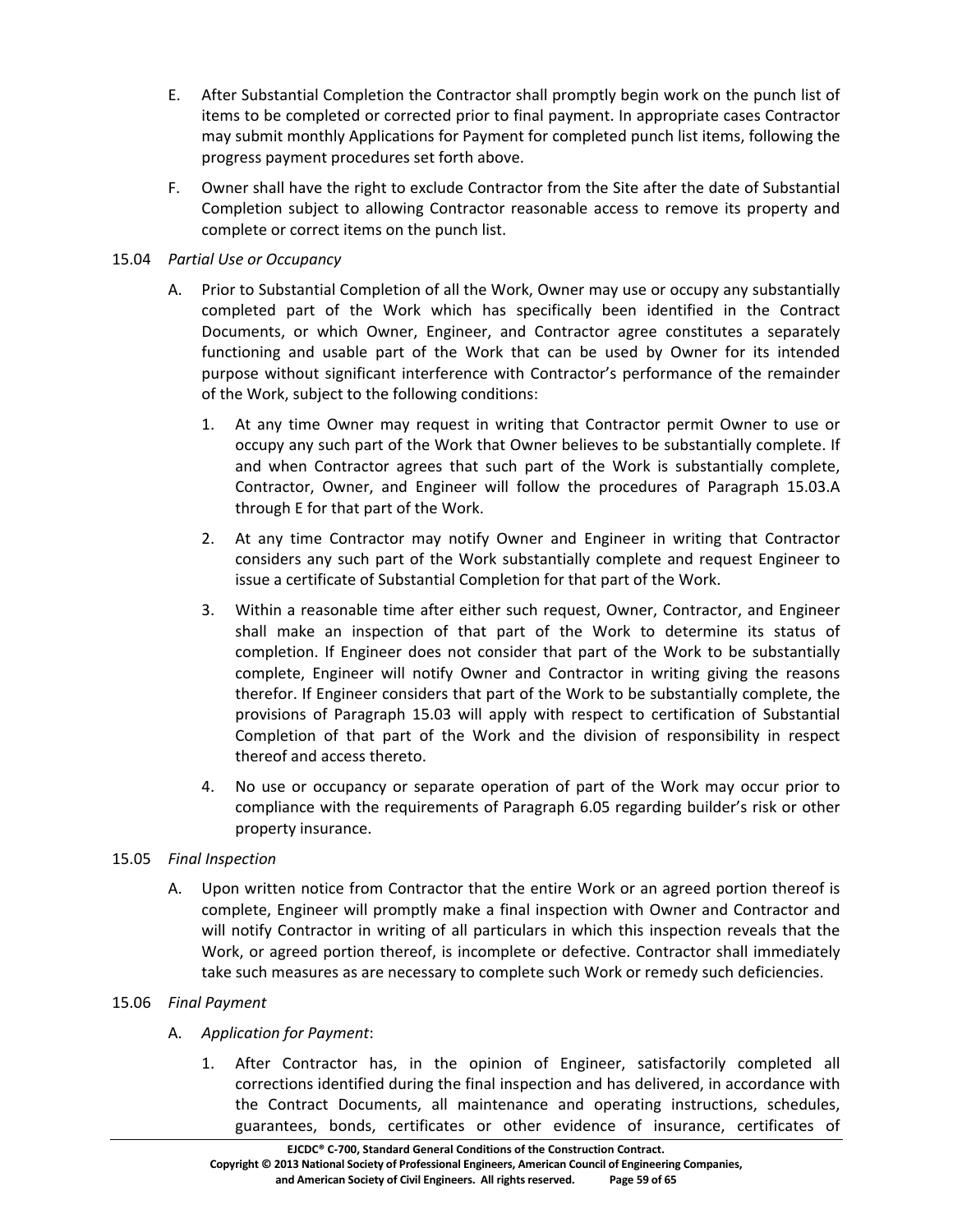E. After Substantial Completion the Contractor shall promptly begin work on the punch list of items to be completed or corrected prior to final payment. In appropriate cases Contractor may submit monthly Applications for Payment for completed punch list items, following the progress payment procedures set forth above.

F. Owner shall have the right to exclude Contractor from the Site after the date of Substantial Completion subject to allowing Contractor reasonable access to remove its property and complete or correct items on the punch list.

15.04 *Partial Use or Occupancy*

A. Prior to Substantial Completion of all the Work, Owner may use or occupy any substantially completed part of the Work which has specifically been identified in the Contract Documents, or which Owner, Engineer, and Contractor agree constitutes a separately functioning and usable part of the Work that can be used by Owner for its intended purpose without significant interference with Contractor's performance of the remainder of the Work, subject to the following conditions:

1. At any time Owner may request in writing that Contractor permit Owner to use or occupy any such part of the Work that Owner believes to be substantially complete. If and when Contractor agrees that such part of the Work is substantially complete, Contractor, Owner, and Engineer will follow the procedures of Paragraph 15.03.A through E for that part of the Work.

2. At any time Contractor may notify Owner and Engineer in writing that Contractor considers any such part of the Work substantially complete and request Engineer to issue a certificate of Substantial Completion for that part of the Work.

3. Within a reasonable time after either such request, Owner, Contractor, and Engineer shall make an inspection of that part of the Work to determine its status of completion. If Engineer does not consider that part of the Work to be substantially complete, Engineer will notify Owner and Contractor in writing giving the reasons therefor. If Engineer considers that part of the Work to be substantially complete, the provisions of Paragraph 15.03 will apply with respect to certification of Substantial Completion of that part of the Work and the division of responsibility in respect thereof and access thereto.

4. No use or occupancy or separate operation of part of the Work may occur prior to compliance with the requirements of Paragraph 6.05 regarding builder's risk or other property insurance.

15.05 *Final Inspection*

A. Upon written notice from Contractor that the entire Work or an agreed portion thereof is complete, Engineer will promptly make a final inspection with Owner and Contractor and will notify Contractor in writing of all particulars in which this inspection reveals that the Work, or agreed portion thereof, is incomplete or defective. Contractor shall immediately take such measures as are necessary to complete such Work or remedy such deficiencies.

15.06 *Final Payment*

A. *Application for Payment*:

1. After Contractor has, in the opinion of Engineer, satisfactorily completed all corrections identified during the final inspection and has delivered, in accordance with the Contract Documents, all maintenance and operating instructions, schedules, guarantees, bonds, certificates or other evidence of insurance, certificates of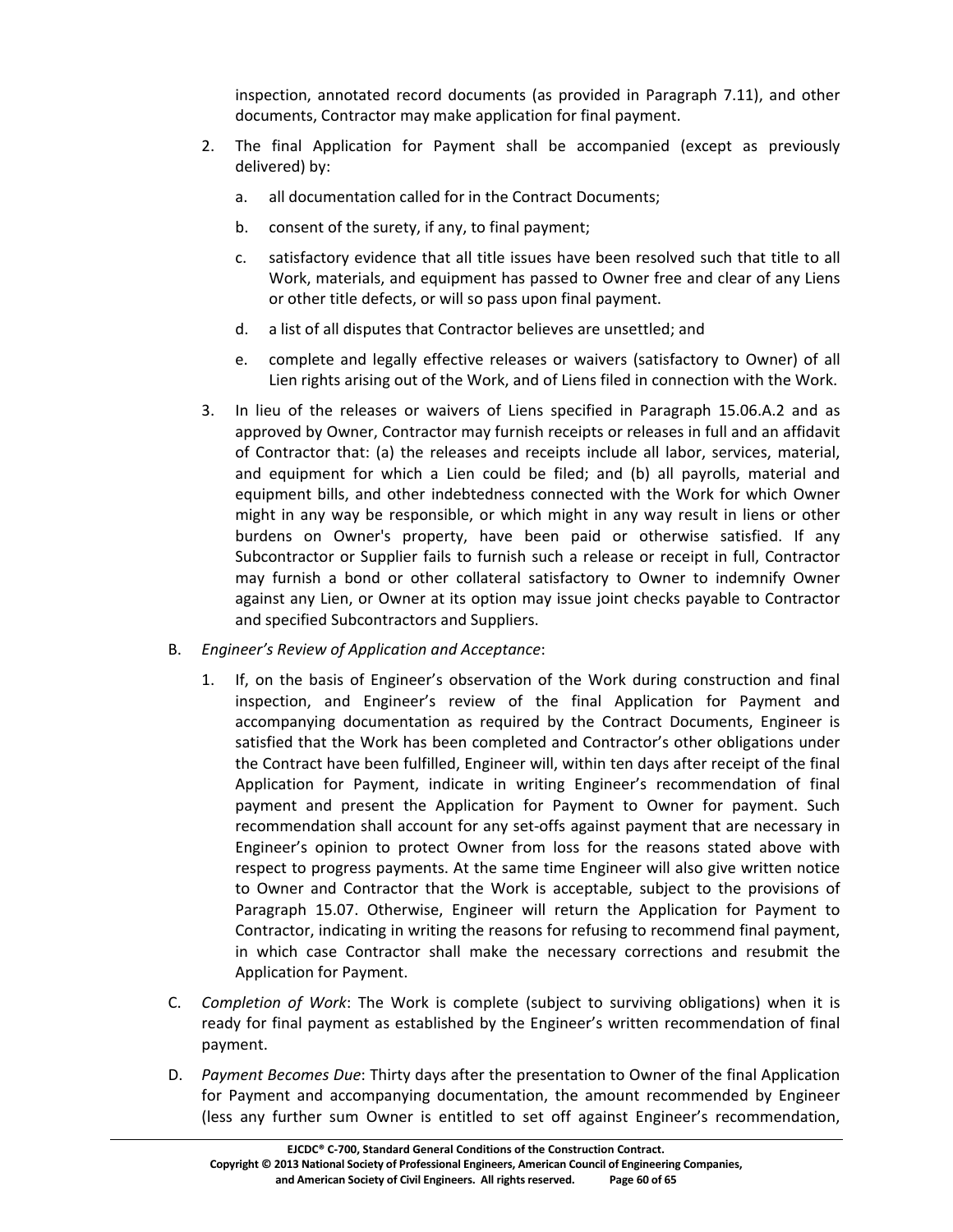inspection, annotated record documents (as provided in Paragraph 7.11), and other documents, Contractor may make application for final payment.

2. The final Application for Payment shall be accompanied (except as previously delivered) by:

   a. all documentation called for in the Contract Documents;

   b. consent of the surety, if any, to final payment;

   c. satisfactory evidence that all title issues have been resolved such that title to all Work, materials, and equipment has passed to Owner free and clear of any Liens or other title defects, or will so pass upon final payment.

   d. a list of all disputes that Contractor believes are unsettled; and

   e. complete and legally effective releases or waivers (satisfactory to Owner) of all Lien rights arising out of the Work, and of Liens filed in connection with the Work.

3. In lieu of the releases or waivers of Liens specified in Paragraph 15.06.A.2 and as approved by Owner, Contractor may furnish receipts or releases in full and an affidavit of Contractor that: (a) the releases and receipts include all labor, services, material, and equipment for which a Lien could be filed; and (b) all payrolls, material and equipment bills, and other indebtedness connected with the Work for which Owner might in any way be responsible, or which might in any way result in liens or other burdens on Owner's property, have been paid or otherwise satisfied. If any Subcontractor or Supplier fails to furnish such a release or receipt in full, Contractor may furnish a bond or other collateral satisfactory to Owner to indemnify Owner against any Lien, or Owner at its option may issue joint checks payable to Contractor and specified Subcontractors and Suppliers.

B. *Engineer's Review of Application and Acceptance*:

   1. If, on the basis of Engineer's observation of the Work during construction and final inspection, and Engineer's review of the final Application for Payment and accompanying documentation as required by the Contract Documents, Engineer is satisfied that the Work has been completed and Contractor's other obligations under the Contract have been fulfilled, Engineer will, within ten days after receipt of the final Application for Payment, indicate in writing Engineer's recommendation of final payment and present the Application for Payment to Owner for payment. Such recommendation shall account for any set-offs against payment that are necessary in Engineer's opinion to protect Owner from loss for the reasons stated above with respect to progress payments. At the same time Engineer will also give written notice to Owner and Contractor that the Work is acceptable, subject to the provisions of Paragraph 15.07. Otherwise, Engineer will return the Application for Payment to Contractor, indicating in writing the reasons for refusing to recommend final payment, in which case Contractor shall make the necessary corrections and resubmit the Application for Payment.

C. *Completion of Work*: The Work is complete (subject to surviving obligations) when it is ready for final payment as established by the Engineer's written recommendation of final payment.

D. *Payment Becomes Due*: Thirty days after the presentation to Owner of the final Application for Payment and accompanying documentation, the amount recommended by Engineer (less any further sum Owner is entitled to set off against Engineer's recommendation,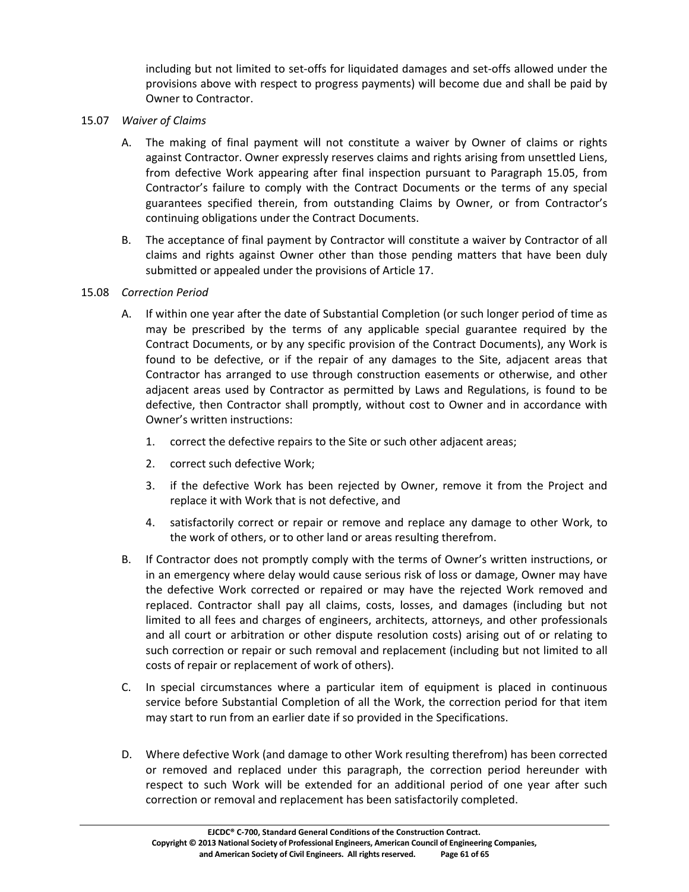including but not limited to set-offs for liquidated damages and set-offs allowed under the provisions above with respect to progress payments) will become due and shall be paid by Owner to Contractor.

15.07 *Waiver of Claims*

A. The making of final payment will not constitute a waiver by Owner of claims or rights against Contractor. Owner expressly reserves claims and rights arising from unsettled Liens, from defective Work appearing after final inspection pursuant to Paragraph 15.05, from Contractor's failure to comply with the Contract Documents or the terms of any special guarantees specified therein, from outstanding Claims by Owner, or from Contractor's continuing obligations under the Contract Documents.

B. The acceptance of final payment by Contractor will constitute a waiver by Contractor of all claims and rights against Owner other than those pending matters that have been duly submitted or appealed under the provisions of Article 17.

15.08 *Correction Period*

A. If within one year after the date of Substantial Completion (or such longer period of time as may be prescribed by the terms of any applicable special guarantee required by the Contract Documents, or by any specific provision of the Contract Documents), any Work is found to be defective, or if the repair of any damages to the Site, adjacent areas that Contractor has arranged to use through construction easements or otherwise, and other adjacent areas used by Contractor as permitted by Laws and Regulations, is found to be defective, then Contractor shall promptly, without cost to Owner and in accordance with Owner's written instructions:

1. correct the defective repairs to the Site or such other adjacent areas;
2. correct such defective Work;
3. if the defective Work has been rejected by Owner, remove it from the Project and replace it with Work that is not defective, and
4. satisfactorily correct or repair or remove and replace any damage to other Work, to the work of others, or to other land or areas resulting therefrom.

B. If Contractor does not promptly comply with the terms of Owner's written instructions, or in an emergency where delay would cause serious risk of loss or damage, Owner may have the defective Work corrected or repaired or may have the rejected Work removed and replaced. Contractor shall pay all claims, costs, losses, and damages (including but not limited to all fees and charges of engineers, architects, attorneys, and other professionals and all court or arbitration or other dispute resolution costs) arising out of or relating to such correction or repair or such removal and replacement (including but not limited to all costs of repair or replacement of work of others).

C. In special circumstances where a particular item of equipment is placed in continuous service before Substantial Completion of all the Work, the correction period for that item may start to run from an earlier date if so provided in the Specifications.

D. Where defective Work (and damage to other Work resulting therefrom) has been corrected or removed and replaced under this paragraph, the correction period hereunder with respect to such Work will be extended for an additional period of one year after such correction or removal and replacement has been satisfactorily completed.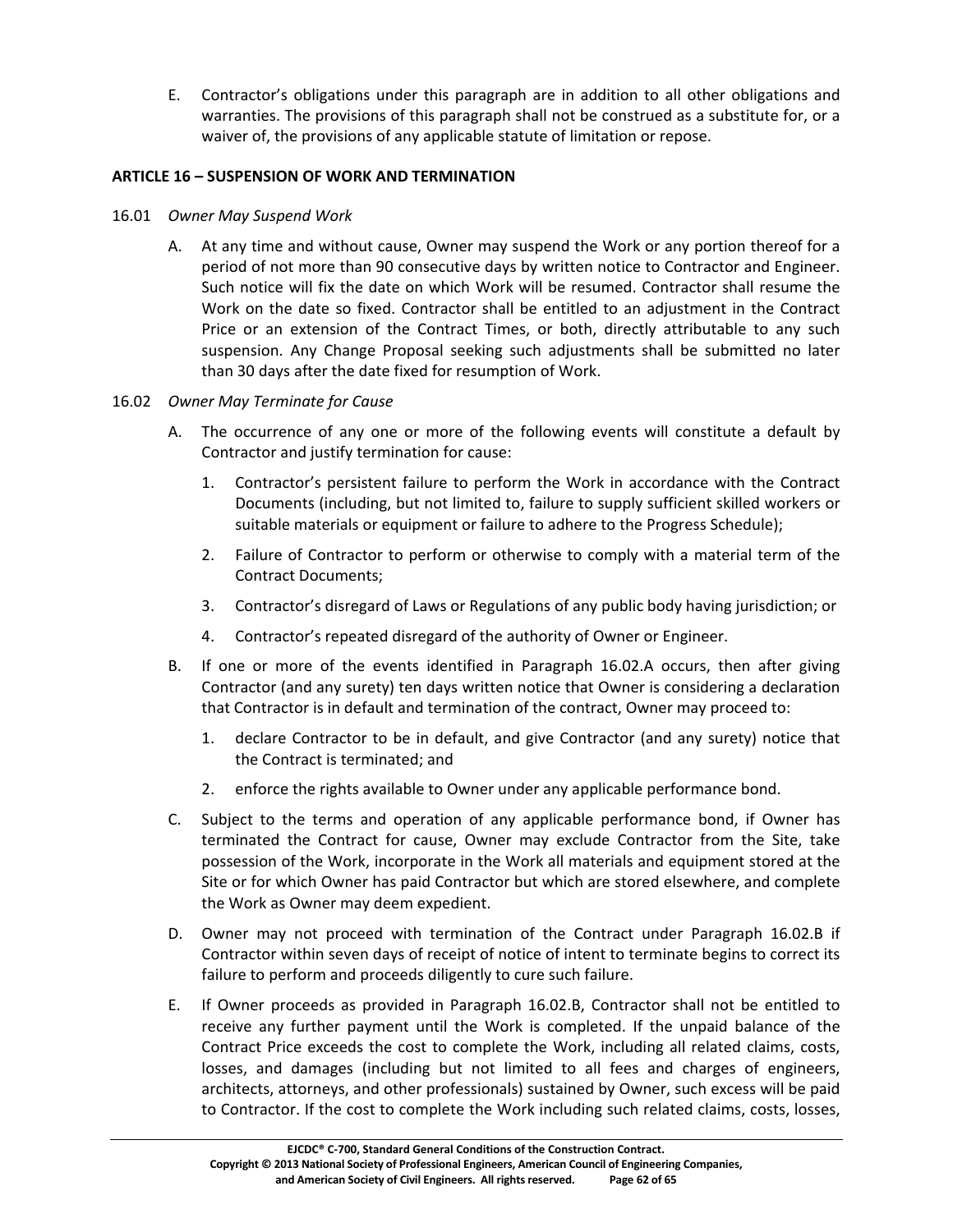E. Contractor's obligations under this paragraph are in addition to all other obligations and warranties. The provisions of this paragraph shall not be construed as a substitute for, or a waiver of, the provisions of any applicable statute of limitation or repose.

## ARTICLE 16 – SUSPENSION OF WORK AND TERMINATION

16.01 *Owner May Suspend Work*

A. At any time and without cause, Owner may suspend the Work or any portion thereof for a period of not more than 90 consecutive days by written notice to Contractor and Engineer. Such notice will fix the date on which Work will be resumed. Contractor shall resume the Work on the date so fixed. Contractor shall be entitled to an adjustment in the Contract Price or an extension of the Contract Times, or both, directly attributable to any such suspension. Any Change Proposal seeking such adjustments shall be submitted no later than 30 days after the date fixed for resumption of Work.

16.02 *Owner May Terminate for Cause*

A. The occurrence of any one or more of the following events will constitute a default by Contractor and justify termination for cause:

1. Contractor's persistent failure to perform the Work in accordance with the Contract Documents (including, but not limited to, failure to supply sufficient skilled workers or suitable materials or equipment or failure to adhere to the Progress Schedule);

2. Failure of Contractor to perform or otherwise to comply with a material term of the Contract Documents;

3. Contractor's disregard of Laws or Regulations of any public body having jurisdiction; or

4. Contractor's repeated disregard of the authority of Owner or Engineer.

B. If one or more of the events identified in Paragraph 16.02.A occurs, then after giving Contractor (and any surety) ten days written notice that Owner is considering a declaration that Contractor is in default and termination of the contract, Owner may proceed to:

1. declare Contractor to be in default, and give Contractor (and any surety) notice that the Contract is terminated; and

2. enforce the rights available to Owner under any applicable performance bond.

C. Subject to the terms and operation of any applicable performance bond, if Owner has terminated the Contract for cause, Owner may exclude Contractor from the Site, take possession of the Work, incorporate in the Work all materials and equipment stored at the Site or for which Owner has paid Contractor but which are stored elsewhere, and complete the Work as Owner may deem expedient.

D. Owner may not proceed with termination of the Contract under Paragraph 16.02.B if Contractor within seven days of receipt of notice of intent to terminate begins to correct its failure to perform and proceeds diligently to cure such failure.

E. If Owner proceeds as provided in Paragraph 16.02.B, Contractor shall not be entitled to receive any further payment until the Work is completed. If the unpaid balance of the Contract Price exceeds the cost to complete the Work, including all related claims, costs, losses, and damages (including but not limited to all fees and charges of engineers, architects, attorneys, and other professionals) sustained by Owner, such excess will be paid to Contractor. If the cost to complete the Work including such related claims, costs, losses,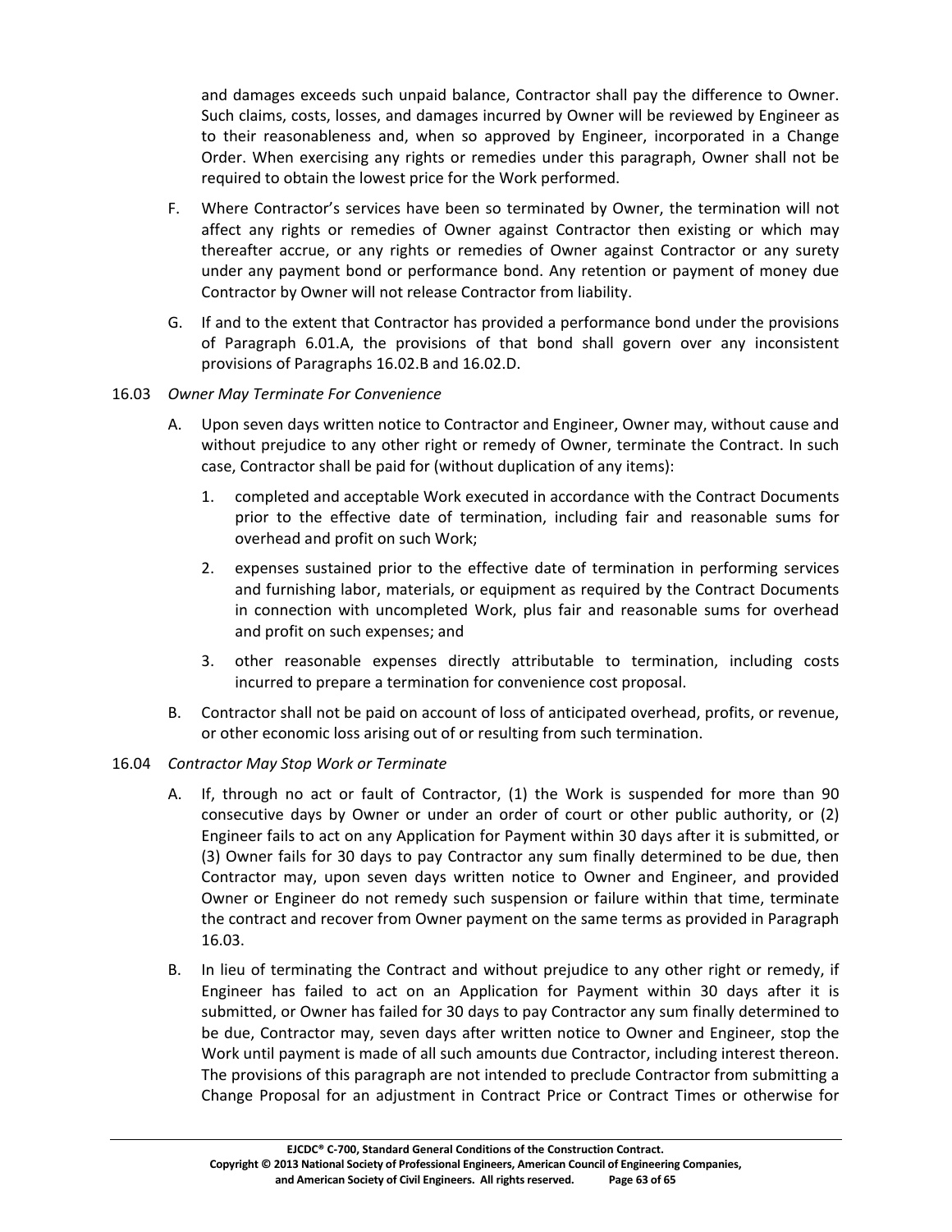and damages exceeds such unpaid balance, Contractor shall pay the difference to Owner. Such claims, costs, losses, and damages incurred by Owner will be reviewed by Engineer as to their reasonableness and, when so approved by Engineer, incorporated in a Change Order. When exercising any rights or remedies under this paragraph, Owner shall not be required to obtain the lowest price for the Work performed.

F. Where Contractor's services have been so terminated by Owner, the termination will not affect any rights or remedies of Owner against Contractor then existing or which may thereafter accrue, or any rights or remedies of Owner against Contractor or any surety under any payment bond or performance bond. Any retention or payment of money due Contractor by Owner will not release Contractor from liability.

G. If and to the extent that Contractor has provided a performance bond under the provisions of Paragraph 6.01.A, the provisions of that bond shall govern over any inconsistent provisions of Paragraphs 16.02.B and 16.02.D.

16.03 *Owner May Terminate For Convenience*

A. Upon seven days written notice to Contractor and Engineer, Owner may, without cause and without prejudice to any other right or remedy of Owner, terminate the Contract. In such case, Contractor shall be paid for (without duplication of any items):

1. completed and acceptable Work executed in accordance with the Contract Documents prior to the effective date of termination, including fair and reasonable sums for overhead and profit on such Work;
2. expenses sustained prior to the effective date of termination in performing services and furnishing labor, materials, or equipment as required by the Contract Documents in connection with uncompleted Work, plus fair and reasonable sums for overhead and profit on such expenses; and
3. other reasonable expenses directly attributable to termination, including costs incurred to prepare a termination for convenience cost proposal.

B. Contractor shall not be paid on account of loss of anticipated overhead, profits, or revenue, or other economic loss arising out of or resulting from such termination.

16.04 *Contractor May Stop Work or Terminate*

A. If, through no act or fault of Contractor, (1) the Work is suspended for more than 90 consecutive days by Owner or under an order of court or other public authority, or (2) Engineer fails to act on any Application for Payment within 30 days after it is submitted, or (3) Owner fails for 30 days to pay Contractor any sum finally determined to be due, then Contractor may, upon seven days written notice to Owner and Engineer, and provided Owner or Engineer do not remedy such suspension or failure within that time, terminate the contract and recover from Owner payment on the same terms as provided in Paragraph 16.03.

B. In lieu of terminating the Contract and without prejudice to any other right or remedy, if Engineer has failed to act on an Application for Payment within 30 days after it is submitted, or Owner has failed for 30 days to pay Contractor any sum finally determined to be due, Contractor may, seven days after written notice to Owner and Engineer, stop the Work until payment is made of all such amounts due Contractor, including interest thereon. The provisions of this paragraph are not intended to preclude Contractor from submitting a Change Proposal for an adjustment in Contract Price or Contract Times or otherwise for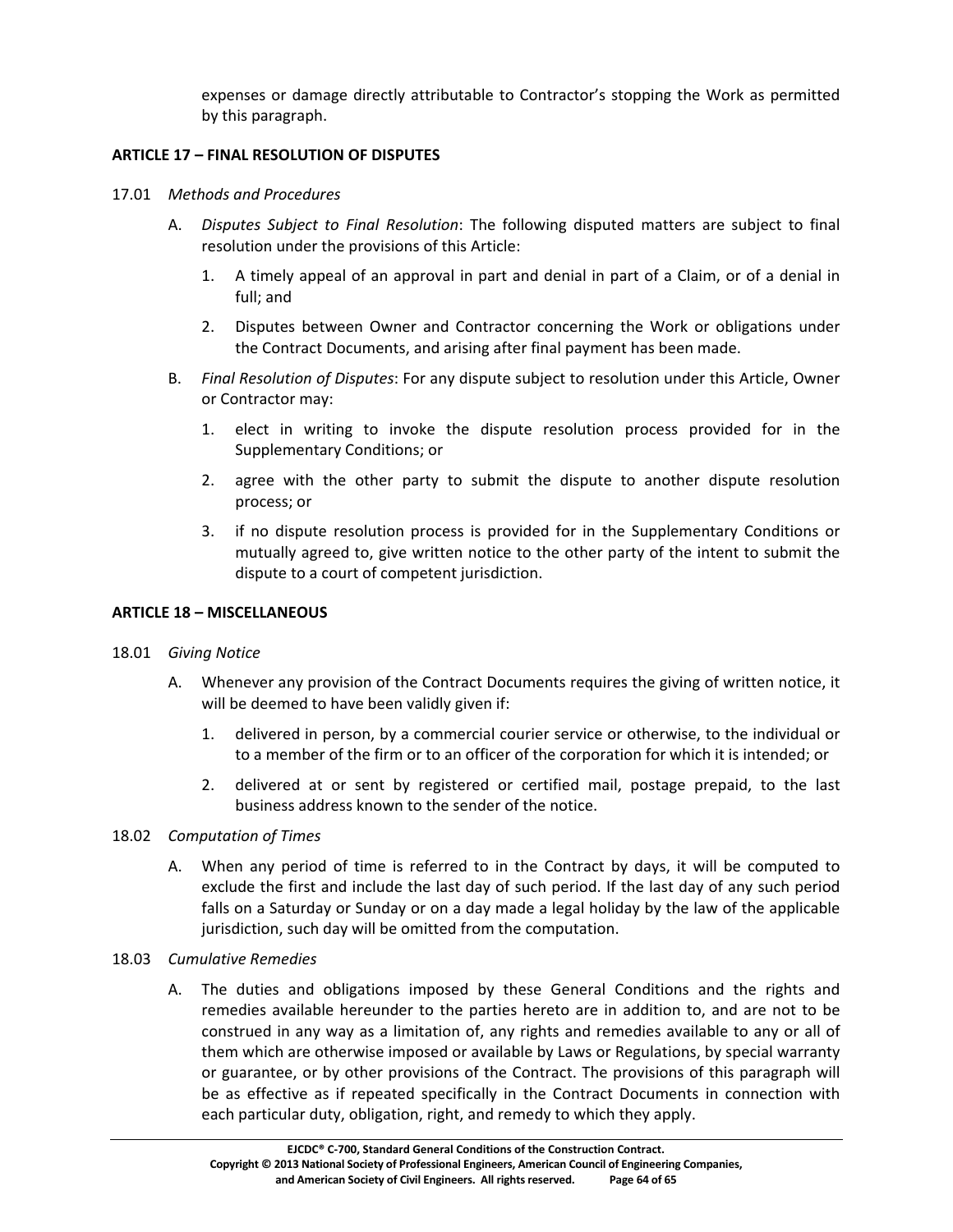expenses or damage directly attributable to Contractor's stopping the Work as permitted by this paragraph.

## ARTICLE 17 – FINAL RESOLUTION OF DISPUTES

17.01 *Methods and Procedures*

A. *Disputes Subject to Final Resolution*: The following disputed matters are subject to final resolution under the provisions of this Article:

1. A timely appeal of an approval in part and denial in part of a Claim, or of a denial in full; and

2. Disputes between Owner and Contractor concerning the Work or obligations under the Contract Documents, and arising after final payment has been made.

B. *Final Resolution of Disputes*: For any dispute subject to resolution under this Article, Owner or Contractor may:

1. elect in writing to invoke the dispute resolution process provided for in the Supplementary Conditions; or

2. agree with the other party to submit the dispute to another dispute resolution process; or

3. if no dispute resolution process is provided for in the Supplementary Conditions or mutually agreed to, give written notice to the other party of the intent to submit the dispute to a court of competent jurisdiction.

## ARTICLE 18 – MISCELLANEOUS

18.01 *Giving Notice*

A. Whenever any provision of the Contract Documents requires the giving of written notice, it will be deemed to have been validly given if:

1. delivered in person, by a commercial courier service or otherwise, to the individual or to a member of the firm or to an officer of the corporation for which it is intended; or

2. delivered at or sent by registered or certified mail, postage prepaid, to the last business address known to the sender of the notice.

18.02 *Computation of Times*

A. When any period of time is referred to in the Contract by days, it will be computed to exclude the first and include the last day of such period. If the last day of any such period falls on a Saturday or Sunday or on a day made a legal holiday by the law of the applicable jurisdiction, such day will be omitted from the computation.

18.03 *Cumulative Remedies*

A. The duties and obligations imposed by these General Conditions and the rights and remedies available hereunder to the parties hereto are in addition to, and are not to be construed in any way as a limitation of, any rights and remedies available to any or all of them which are otherwise imposed or available by Laws or Regulations, by special warranty or guarantee, or by other provisions of the Contract. The provisions of this paragraph will be as effective as if repeated specifically in the Contract Documents in connection with each particular duty, obligation, right, and remedy to which they apply.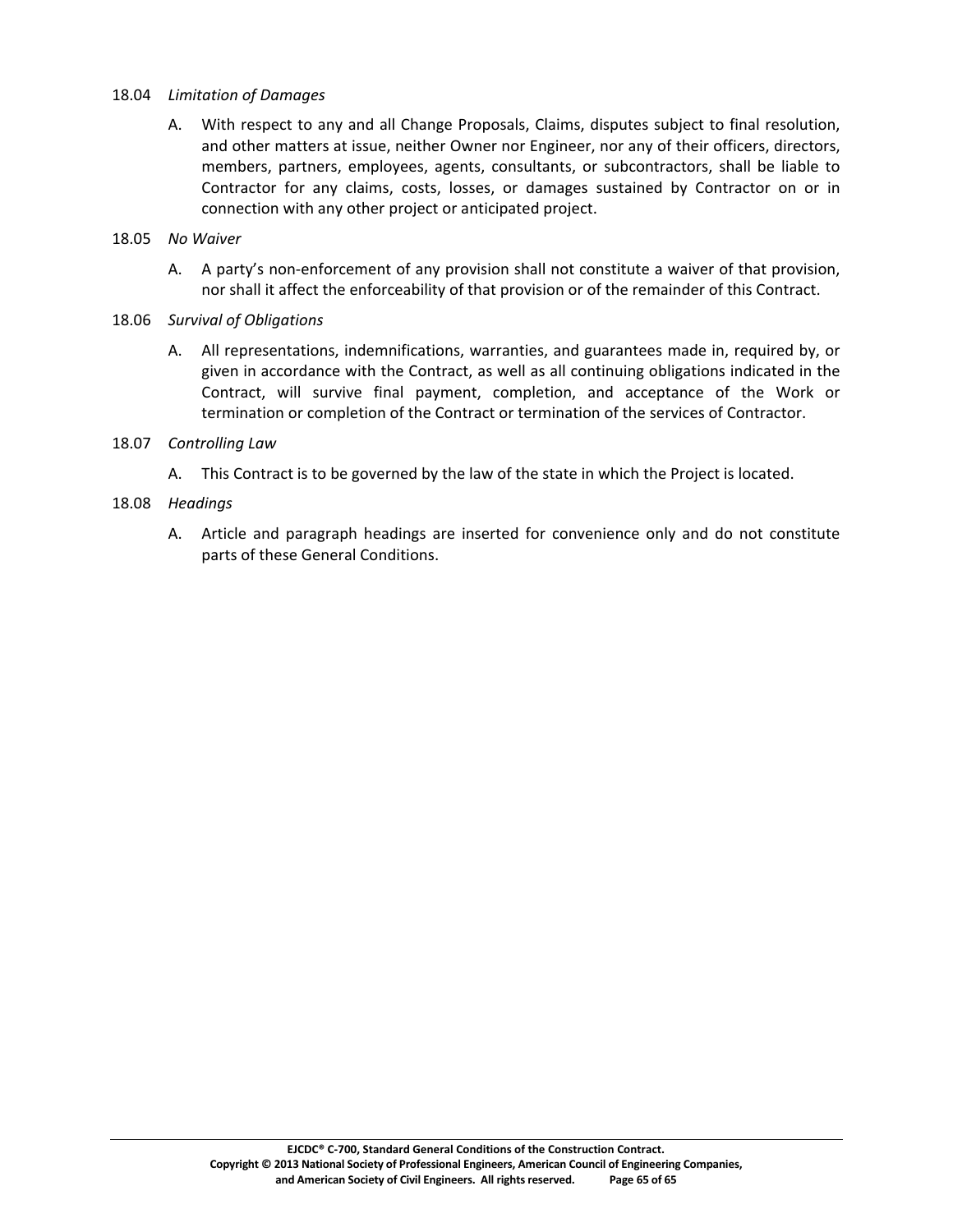18.04 *Limitation of Damages*

A. With respect to any and all Change Proposals, Claims, disputes subject to final resolution, and other matters at issue, neither Owner nor Engineer, nor any of their officers, directors, members, partners, employees, agents, consultants, or subcontractors, shall be liable to Contractor for any claims, costs, losses, or damages sustained by Contractor on or in connection with any other project or anticipated project.

18.05 *No Waiver*

A. A party's non-enforcement of any provision shall not constitute a waiver of that provision, nor shall it affect the enforceability of that provision or of the remainder of this Contract.

18.06 *Survival of Obligations*

A. All representations, indemnifications, warranties, and guarantees made in, required by, or given in accordance with the Contract, as well as all continuing obligations indicated in the Contract, will survive final payment, completion, and acceptance of the Work or termination or completion of the Contract or termination of the services of Contractor.

18.07 *Controlling Law*

A. This Contract is to be governed by the law of the state in which the Project is located.

18.08 *Headings*

A. Article and paragraph headings are inserted for convenience only and do not constitute parts of these General Conditions.